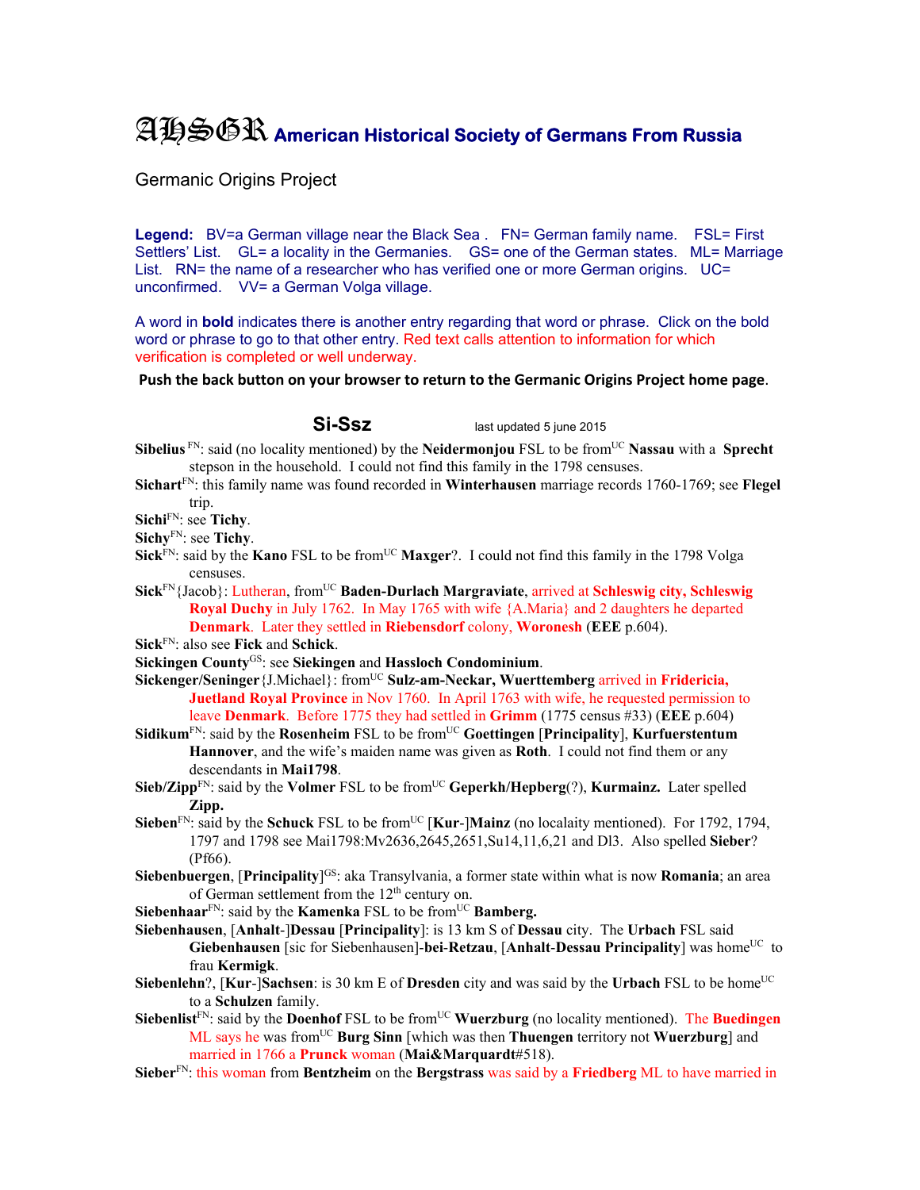# AHSGR American Historical Society of Germans From Russia

Germanic Origins Project

**Legend:** BV=a German village near the Black Sea . FN= German family name. FSL= First Settlers' List. GL= a locality in the Germanies. GS= one of the German states. ML= Marriage List. RN= the name of a researcher who has verified one or more German origins. UC= unconfirmed. VV= a German Volga village.

A word in **bold** indicates there is another entry regarding that word or phrase. Click on the bold word or phrase to go to that other entry. Red text calls attention to information for which verification is completed or well underway.

**Push the back button on your browser to return to the Germanic Origins Project home page**.

## Si-Ssz

last updated 5 june 2015

**Sibelius** FN: said (no locality mentioned) by the **Neidermonjou** FSL to be from UC **Nassau** with a **Sprecht** stepson in the household. I could not find this family in the 1798 censuses.

**Sichart** FN: this family name was found recorded in **Winterhausen** marriage records 1760-1769; see **Flegel** trip.

**Sichi** FN: see **Tichy**.

**Sichy** FN: see **Tichy**.

**Sick** FN: said by the **Kano** FSL to be from UC **Maxger**?. I could not find this family in the 1798 Volga censuses.

**Sick** FN {Jacob}: Lutheran, from UC **Baden-Durlach Margraviate**, arrived at **Schleswig city, Schleswig Royal Duchy** in July 1762. In May 1765 with wife {A.Maria} and 2 daughters he departed **Denmark**. Later they settled in **Riebensdorf** colony, **Woronesh** (**EEE** p.604).

**Sick** FN: also see **Fick** and **Schick**.

**Sickingen County** GS: see **Siekingen** and **Hassloch Condominium**.

**Sickenger/Seninger** {J.Michael}: from UC **Sulz-am-Neckar, Wuerttemberg** arrived in **Fridericia, Juetland Royal Province** in Nov 1760. In April 1763 with wife, he requested permission to leave **Denmark**. Before 1775 they had settled in **Grimm** (1775 census #33) (**EEE** p.604)

**Sidikum** FN: said by the **Rosenheim** FSL to be from UC **Goettingen** [**Principality**], **Kurfuerstentum Hannover**, and the wife's maiden name was given as **Roth**. I could not find them or any descendants in **Mai1798**.

**Sieb/Zipp** FN: said by the **Volmer** FSL to be from UC **Geperkh/Hepberg**(?), **Kurmainz.** Later spelled **Zipp.**

**Sieben** FN: said by the **Schuck** FSL to be from UC [**Kur**-]**Mainz** (no localaity mentioned). For 1792, 1794, 1797 and 1798 see Mai1798:Mv2636,2645,2651,Su14,11,6,21 and Dl3. Also spelled **Sieber**? (Pf66).

**Siebenbuergen**, [**Principality**] GS: aka Transylvania, a former state within what is now **Romania**; an area of German settlement from the 12th century on.

**Siebenhaar** FN: said by the **Kamenka** FSL to be from UC **Bamberg.**

**Siebenhausen**, [**Anhalt**-]**Dessau** [**Principality**]: is 13 km S of **Dessau** city. The **Urbach** FSL said **Giebenhausen** [sic for Siebenhausen]-**bei-Retzau**, [**Anhalt-Dessau Principality**] was home UC to frau **Kermigk**.

**Siebenlehn**?, [**Kur**-]**Sachsen**: is 30 km E of **Dresden** city and was said by the **Urbach** FSL to be home UC to a **Schulzen** family.

**Siebenlist** FN: said by the **Doenhof** FSL to be from UC **Wuerzburg** (no locality mentioned). The **Buedingen** ML says he was from UC **Burg Sinn** [which was then **Thuengen** territory not **Wuerzburg**] and married in 1766 a **Prunck** woman (**Mai&Marquardt**#518).

**Sieber** FN: this woman from **Bentzheim** on the **Bergstrass** was said by a **Friedberg** ML to have married in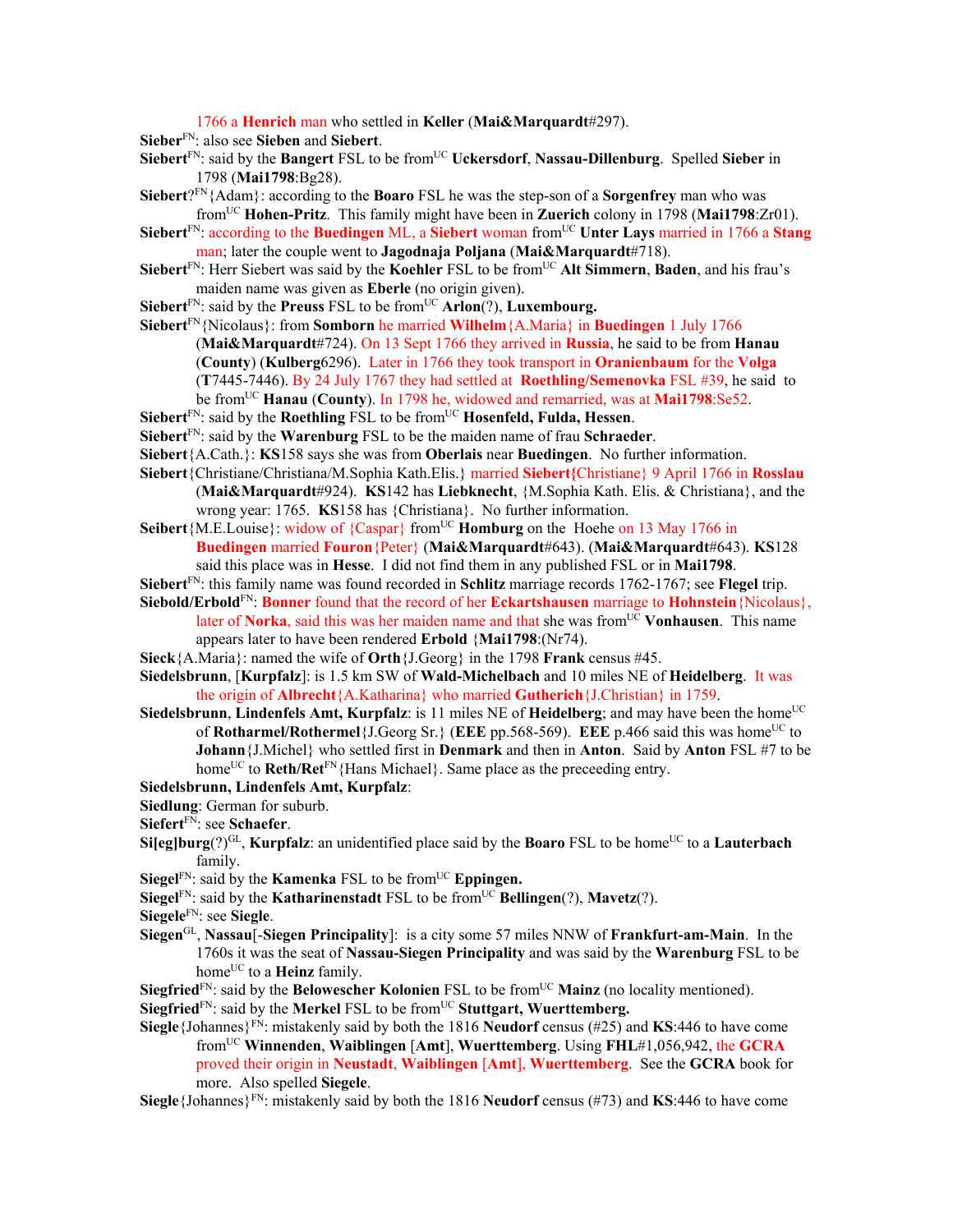1766 a **Henrich** man who settled in **Keller** (**Mai&Marquardt**#297).

**Sieber**[FN]: also see **Sieben** and **Siebert**.

**Siebert**[FN]: said by the **Bangert** FSL to be from[UC] **Uckersdorf**, **Nassau-Dillenburg**. Spelled **Sieber** in 1798 (**Mai1798**:Bg28).

**Siebert**?[FN]{Adam}: according to the **Boaro** FSL he was the step-son of a **Sorgenfrey** man who was from[UC] **Hohen-Pritz**. This family might have been in **Zuerich** colony in 1798 (**Mai1798**:Zr01).

**Siebert**[FN]: according to the **Buedingen** ML, a **Siebert** woman from[UC] **Unter Lays** married in 1766 a **Stang** man; later the couple went to **Jagodnaja Poljana** (**Mai&Marquardt**#718).

**Siebert**[FN]: Herr Siebert was said by the **Koehler** FSL to be from[UC] **Alt Simmern**, **Baden**, and his frau's maiden name was given as **Eberle** (no origin given).

**Siebert**[FN]: said by the **Preuss** FSL to be from[UC] **Arlon**(?), **Luxembourg.**

**Siebert**[FN]{Nicolaus}: from **Somborn** he married **Wilhelm**{A.Maria} in **Buedingen** 1 July 1766 (**Mai&Marquardt**#724). On 13 Sept 1766 they arrived in **Russia**, he said to be from **Hanau** (**County**) (**Kulberg**6296). Later in 1766 they took transport in **Oranienbaum** for the **Volga** (**T**7445-7446). By 24 July 1767 they had settled at **Roethling/Semenovka** FSL #39, he said to be from[UC] **Hanau** (**County**). In 1798 he, widowed and remarried, was at **Mai1798**:Se52.

**Siebert**[FN]: said by the **Roethling** FSL to be from[UC] **Hosenfeld, Fulda, Hessen**.

**Siebert**[FN]: said by the **Warenburg** FSL to be the maiden name of frau **Schraeder**.

**Siebert**{A.Cath.}: **KS**158 says she was from **Oberlais** near **Buedingen**. No further information.

**Siebert**{Christiane/Christiana/M.Sophia Kath.Elis.} married **Siebert**{Christiane} 9 April 1766 in **Rosslau** (**Mai&Marquardt**#924). **KS**142 has **Liebknecht**, {M.Sophia Kath. Elis. & Christiana}, and the wrong year: 1765. **KS**158 has {Christiana}. No further information.

**Seibert**{M.E.Louise}: widow of {Caspar} from[UC] **Homburg** on the Hoehe on 13 May 1766 in **Buedingen** married **Fouron**{Peter} (**Mai&Marquardt**#643). (**Mai&Marquardt**#643). **KS**128 said this place was in **Hesse**. I did not find them in any published FSL or in **Mai1798**.

**Siebert**[FN]: this family name was found recorded in **Schlitz** marriage records 1762-1767; see **Flegel** trip.

**Siebold/Erbold**[FN]: **Bonner** found that the record of her **Eckartshausen** marriage to **Hohnstein**{Nicolaus}, later of **Norka**, said this was her maiden name and that she was from[UC] **Vonhausen**. This name appears later to have been rendered **Erbold** {**Mai1798**:(Nr74).

**Sieck**{A.Maria}: named the wife of **Orth**{J.Georg} in the 1798 **Frank** census #45.

**Siedelsbrunn**, [**Kurpfalz**]: is 1.5 km SW of **Wald-Michelbach** and 10 miles NE of **Heidelberg**. It was the origin of **Albrecht**{A.Katharina} who married **Gutherich**{J.Christian} in 1759.

**Siedelsbrunn**, **Lindenfels Amt, Kurpfalz**: is 11 miles NE of **Heidelberg**; and may have been the home[UC] of **Rotharmel/Rothermel**{J.Georg Sr.} (**EEE** pp.568-569). **EEE** p.466 said this was home[UC] to **Johann**{J.Michel} who settled first in **Denmark** and then in **Anton**. Said by **Anton** FSL #7 to be home[UC] to **Reth/Ret**[FN]{Hans Michael}. Same place as the preceeding entry.

**Siedelsbrunn, Lindenfels Amt, Kurpfalz**:

**Siedlung**: German for suburb.

**Siefert**[FN]: see **Schaefer**.

**Si[eg]burg**(?)[GL], **Kurpfalz**: an unidentified place said by the **Boaro** FSL to be home[UC] to a **Lauterbach** family.

**Siegel**[FN]: said by the **Kamenka** FSL to be from[UC] **Eppingen.**

**Siegel**[FN]: said by the **Katharinenstadt** FSL to be from[UC] **Bellingen**(?), **Mavetz**(?).

**Siegele**[FN]: see **Siegle**.

**Siegen**[GL], **Nassau**[-**Siegen Principality**]: is a city some 57 miles NNW of **Frankfurt-am-Main**. In the 1760s it was the seat of **Nassau-Siegen Principality** and was said by the **Warenburg** FSL to be home[UC] to a **Heinz** family.

**Siegfried**[FN]: said by the **Belowescher Kolonien** FSL to be from[UC] **Mainz** (no locality mentioned).

**Siegfried**[FN]: said by the **Merkel** FSL to be from[UC] **Stuttgart, Wuerttemberg.**

**Siegle**{Johannes}[FN]: mistakenly said by both the 1816 **Neudorf** census (#25) and **KS**:446 to have come from[UC] **Winnenden**, **Waiblingen** [**Amt**], **Wuerttemberg**. Using **FHL**#1,056,942, the **GCRA** proved their origin in **Neustadt**, **Waiblingen** [**Amt**], **Wuerttemberg**. See the **GCRA** book for more. Also spelled **Siegele**.

**Siegle**{Johannes}[FN]: mistakenly said by both the 1816 **Neudorf** census (#73) and **KS**:446 to have come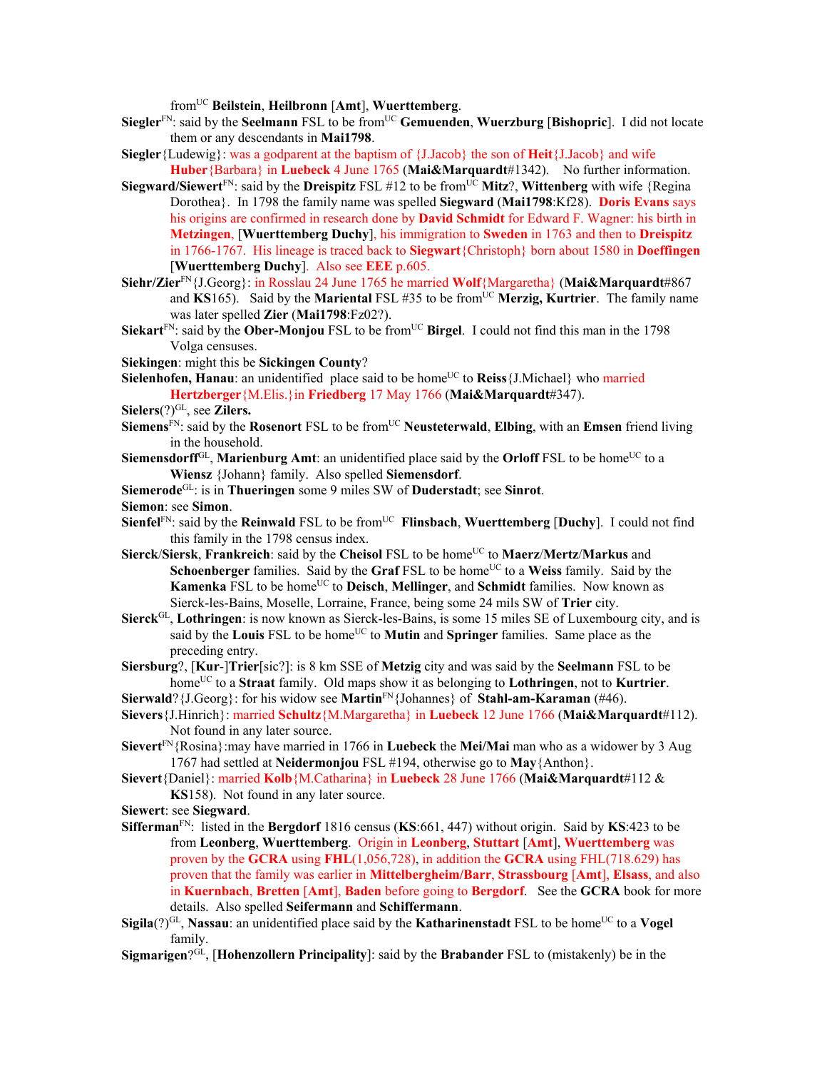from[UC] **Beilstein**, **Heilbronn** [**Amt**], **Wuerttemberg**.

**Siegler**[FN]: said by the **Seelmann** FSL to be from[UC] **Gemuenden**, **Wuerzburg** [**Bishopric**]. I did not locate them or any descendants in **Mai1798**.

**Siegler**{Ludewig}: was a godparent at the baptism of {J.Jacob} the son of **Heit**{J.Jacob} and wife **Huber**{Barbara} in **Luebeck** 4 June 1765 (**Mai&Marquardt**#1342). No further information.

**Siegward/Siewert**[FN]: said by the **Dreispitz** FSL #12 to be from[UC] **Mitz**?, **Wittenberg** with wife {Regina Dorothea}. In 1798 the family name was spelled **Siegward** (**Mai1798**:Kf28). **Doris Evans** says his origins are confirmed in research done by **David Schmidt** for Edward F. Wagner: his birth in **Metzingen**, [**Wuerttemberg Duchy**], his immigration to **Sweden** in 1763 and then to **Dreispitz** in 1766-1767. His lineage is traced back to **Siegwart**{Christoph} born about 1580 in **Doeffingen** [**Wuerttemberg Duchy**]. Also see **EEE** p.605.

**Siehr/Zier**[FN]{J.Georg}: in Rosslau 24 June 1765 he married **Wolf**{Margaretha} (**Mai&Marquardt**#867 and **KS**165). Said by the **Mariental** FSL #35 to be from[UC] **Merzig, Kurtrier**. The family name was later spelled **Zier** (**Mai1798**:Fz02?).

**Siekart**[FN]: said by the **Ober-Monjou** FSL to be from[UC] **Birgel**. I could not find this man in the 1798 Volga censuses.

**Siekingen**: might this be **Sickingen County**?

**Sielenhofen, Hanau**: an unidentified place said to be home[UC] to **Reiss**{J.Michael} who married **Hertzberger**{M.Elis.}in **Friedberg** 17 May 1766 (**Mai&Marquardt**#347).

**Sielers**(?)[GL], see **Zilers.**

**Siemens**[FN]: said by the **Rosenort** FSL to be from[UC] **Neusteterwald**, **Elbing**, with an **Emsen** friend living in the household.

**Siemensdorff**[GL], **Marienburg Amt**: an unidentified place said by the **Orloff** FSL to be home[UC] to a **Wiensz** {Johann} family. Also spelled **Siemensdorf**.

**Siemerode**[GL]: is in **Thueringen** some 9 miles SW of **Duderstadt**; see **Sinrot**.

**Siemon**: see **Simon**.

**Sienfel**[FN]: said by the **Reinwald** FSL to be from[UC] **Flinsbach**, **Wuerttemberg** [**Duchy**]. I could not find this family in the 1798 census index.

**Sierck**/**Siersk**, **Frankreich**: said by the **Cheisol** FSL to be home[UC] to **Maerz**/**Mertz**/**Markus** and **Schoenberger** families. Said by the **Graf** FSL to be home[UC] to a **Weiss** family. Said by the **Kamenka** FSL to be home[UC] to **Deisch**, **Mellinger**, and **Schmidt** families. Now known as Sierck-les-Bains, Moselle, Lorraine, France, being some 24 mils SW of **Trier** city.

**Sierck**[GL], **Lothringen**: is now known as Sierck-les-Bains, is some 15 miles SE of Luxembourg city, and is said by the **Louis** FSL to be home[UC] to **Mutin** and **Springer** families. Same place as the preceding entry.

**Siersburg**?, [**Kur**-]**Trier**[sic?]: is 8 km SSE of **Metzig** city and was said by the **Seelmann** FSL to be home[UC] to a **Straat** family. Old maps show it as belonging to **Lothringen**, not to **Kurtrier**.

**Sierwald**?{J.Georg}: for his widow see **Martin**[FN]{Johannes} of **Stahl-am-Karaman** (#46).

**Sievers**{J.Hinrich}: married **Schultz**{M.Margaretha} in **Luebeck** 12 June 1766 (**Mai&Marquardt**#112). Not found in any later source.

**Sievert**[FN]{Rosina}:may have married in 1766 in **Luebeck** the **Mei/Mai** man who as a widower by 3 Aug 1767 had settled at **Neidermonjou** FSL #194, otherwise go to **May**{Anthon}.

**Sievert**{Daniel}: married **Kolb**{M.Catharina} in **Luebeck** 28 June 1766 (**Mai&Marquardt**#112 & **KS**158). Not found in any later source.

**Siewert**: see **Siegward**.

**Sifferman**[FN]: listed in the **Bergdorf** 1816 census (**KS**:661, 447) without origin. Said by **KS**:423 to be from **Leonberg**, **Wuerttemberg**. Origin in **Leonberg**, **Stuttart** [**Amt**], **Wuerttemberg** was proven by the **GCRA** using **FHL**(1,056,728), in addition the **GCRA** using FHL(718.629) has proven that the family was earlier in **Mittelbergheim/Barr**, **Strassbourg** [**Amt**], **Elsass**, and also in **Kuernbach**, **Bretten** [**Amt**], **Baden** before going to **Bergdorf**. See the **GCRA** book for more details. Also spelled **Seifermann** and **Schiffermann**.

**Sigila**(?)[GL], **Nassau**: an unidentified place said by the **Katharinenstadt** FSL to be home[UC] to a **Vogel** family.

**Sigmarigen**?[GL], [**Hohenzollern Principality**]: said by the **Brabander** FSL to (mistakenly) be in the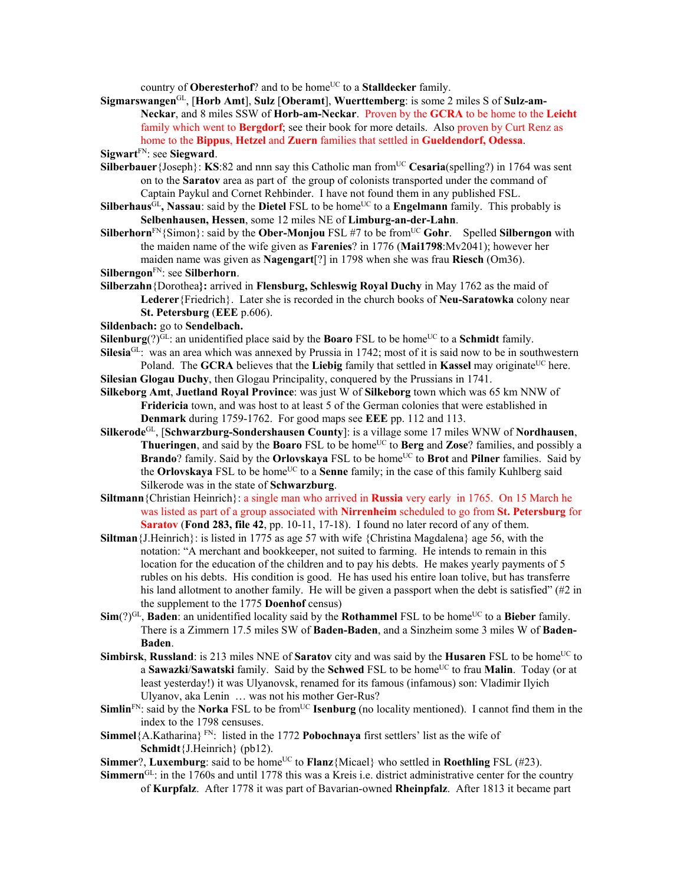country of **Oberesterhof**? and to be home[UC] to a **Stalldecker** family.

**Sigmarswangen**[GL], [**Horb Amt**], **Sulz** [**Oberamt**], **Wuerttemberg**: is some 2 miles S of **Sulz-am-Neckar**, and 8 miles SSW of **Horb-am-Neckar**. Proven by the **GCRA** to be home to the **Leicht** family which went to **Bergdorf**; see their book for more details. Also proven by Curt Renz as home to the **Bippus**, **Hetzel** and **Zuern** families that settled in **Gueldendorf, Odessa**.

**Sigwart**[FN]: see **Siegward**.

**Silberbauer**{Joseph}: **KS**:82 and nnn say this Catholic man from[UC] **Cesaria**(spelling?) in 1764 was sent on to the **Saratov** area as part of the group of colonists transported under the command of Captain Paykul and Cornet Rehbinder. I have not found them in any published FSL.

**Silberhaus**[GL]**, Nassau**: said by the **Dietel** FSL to be home[UC] to a **Engelmann** family. This probably is **Selbenhausen, Hessen**, some 12 miles NE of **Limburg-an-der-Lahn**.

**Silberhorn**[FN]{Simon}: said by the **Ober-Monjou** FSL #7 to be from[UC] **Gohr**. Spelled **Silberngon** with the maiden name of the wife given as **Farenies**? in 1776 (**Mai1798**:Mv2041); however her maiden name was given as **Nagengart**[?] in 1798 when she was frau **Riesch** (Om36).

**Silberngon**[FN]: see **Silberhorn**.

**Silberzahn**{Dorothea}**:** arrived in **Flensburg, Schleswig Royal Duchy** in May 1762 as the maid of **Lederer**{Friedrich}. Later she is recorded in the church books of **Neu-Saratowka** colony near **St. Petersburg** (**EEE** p.606).

**Sildenbach:** go to **Sendelbach.**

**Silenburg**(?)[GL]: an unidentified place said by the **Boaro** FSL to be home[UC] to a **Schmidt** family.

**Silesia**[GL]: was an area which was annexed by Prussia in 1742; most of it is said now to be in southwestern Poland. The **GCRA** believes that the **Liebig** family that settled in **Kassel** may originate[UC] here.

**Silesian Glogau Duchy**, then Glogau Principality, conquered by the Prussians in 1741.

**Silkeborg Amt**, **Juetland Royal Province**: was just W of **Silkeborg** town which was 65 km NNW of **Fridericia** town, and was host to at least 5 of the German colonies that were established in **Denmark** during 1759-1762. For good maps see **EEE** pp. 112 and 113.

**Silkerode**[GL], [**Schwarzburg-Sondershausen County**]: is a village some 17 miles WNW of **Nordhausen**, **Thueringen**, and said by the **Boaro** FSL to be home[UC] to **Berg** and **Zose**? families, and possibly a **Brando**? family. Said by the **Orlovskaya** FSL to be home[UC] to **Brot** and **Pilner** families. Said by the **Orlovskaya** FSL to be home[UC] to a **Senne** family; in the case of this family Kuhlberg said Silkerode was in the state of **Schwarzburg**.

**Siltmann**{Christian Heinrich}: a single man who arrived in **Russia** very early in 1765. On 15 March he was listed as part of a group associated with **Nirrenheim** scheduled to go from **St. Petersburg** for **Saratov** (**Fond 283, file 42**, pp. 10-11, 17-18). I found no later record of any of them.

**Siltman**{J.Heinrich}: is listed in 1775 as age 57 with wife {Christina Magdalena} age 56, with the notation: "A merchant and bookkeeper, not suited to farming. He intends to remain in this location for the education of the children and to pay his debts. He makes yearly payments of 5 rubles on his debts. His condition is good. He has used his entire loan tolive, but has transferre his land allotment to another family. He will be given a passport when the debt is satisfied" (#2 in the supplement to the 1775 **Doenhof** census)

**Sim**(?)[GL], **Baden**: an unidentified locality said by the **Rothammel** FSL to be home[UC] to a **Bieber** family. There is a Zimmern 17.5 miles SW of **Baden-Baden**, and a Sinzheim some 3 miles W of **Baden-Baden**.

**Simbirsk**, **Russland**: is 213 miles NNE of **Saratov** city and was said by the **Husaren** FSL to be home[UC] to a **Sawazki**/**Sawatski** family. Said by the **Schwed** FSL to be home[UC] to frau **Malin**. Today (or at least yesterday!) it was Ulyanovsk, renamed for its famous (infamous) son: Vladimir Ilyich Ulyanov, aka Lenin … was not his mother Ger-Rus?

**Simlin**[FN]: said by the **Norka** FSL to be from[UC] **Isenburg** (no locality mentioned). I cannot find them in the index to the 1798 censuses.

**Simmel**{A.Katharina} [FN]: listed in the 1772 **Pobochnaya** first settlers' list as the wife of **Schmidt**{J.Heinrich} (pb12).

**Simmer**?, **Luxemburg**: said to be home[UC] to **Flanz**{Micael} who settled in **Roethling** FSL (#23).

**Simmern**[GL]: in the 1760s and until 1778 this was a Kreis i.e. district administrative center for the country of **Kurpfalz**. After 1778 it was part of Bavarian-owned **Rheinpfalz**. After 1813 it became part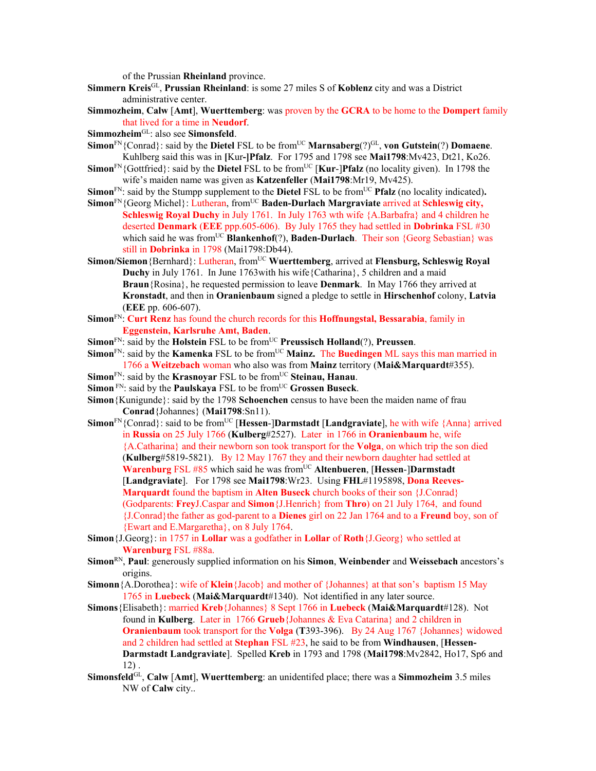of the Prussian **Rheinland** province.

**Simmern Kreis**[GL], **Prussian Rheinland**: is some 27 miles S of **Koblenz** city and was a District administrative center.

**Simmozheim**, **Calw** [**Amt**], **Wuerttemberg**: was proven by the **GCRA** to be home to the **Dompert** family that lived for a time in **Neudorf**.

**Simmozheim**[GL]: also see **Simonsfeld**.

**Simon**[FN]{Conrad}: said by the **Dietel** FSL to be from[UC] **Marnsaberg**(?)[GL], **von Gutstein**(?) **Domaene**. Kuhlberg said this was in **[Kur-]Pfalz**. For 1795 and 1798 see **Mai1798**:Mv423, Dt21, Ko26.

**Simon**[FN]{Gottfried}: said by the **Dietel** FSL to be from[UC] [**Kur**-]**Pfalz** (no locality given). In 1798 the wife's maiden name was given as **Katzenfeller** (**Mai1798**:Mr19, Mv425).

**Simon**[FN]: said by the Stumpp supplement to the **Dietel** FSL to be from[UC] **Pfalz** (no locality indicated).

**Simon**[FN]{Georg Michel}: Lutheran, from[UC] **Baden-Durlach Margraviate** arrived at **Schleswig city, Schleswig Royal Duchy** in July 1761. In July 1763 wth wife {A.Barbafra} and 4 children he deserted **Denmark** (**EEE** ppp.605-606). By July 1765 they had settled in **Dobrinka** FSL #30 which said he was from[UC] **Blankenhof**(?), **Baden-Durlach**. Their son {Georg Sebastian} was still in **Dobrinka** in 1798 (Mai1798:Db44).

**Simon/Siemon**{Bernhard}: Lutheran, from[UC] **Wuerttemberg**, arrived at **Flensburg, Schleswig Royal Duchy** in July 1761. In June 1763with his wife{Catharina}, 5 children and a maid **Braun**{Rosina}, he requested permission to leave **Denmark**. In May 1766 they arrived at **Kronstadt**, and then in **Oranienbaum** signed a pledge to settle in **Hirschenhof** colony, **Latvia** (**EEE** pp. 606-607).

**Simon**[FN]: **Curt Renz** has found the church records for this **Hoffnungstal, Bessarabia**, family in **Eggenstein, Karlsruhe Amt, Baden**.

**Simon**[FN]: said by the **Holstein** FSL to be from[UC] **Preussisch Holland**(?), **Preussen**.

**Simon**[FN]: said by the **Kamenka** FSL to be from[UC] **Mainz.** The **Buedingen** ML says this man married in 1766 a **Weitzebach** woman who also was from **Mainz** territory (**Mai&Marquardt**#355).

**Simon**[FN]: said by the **Krasnoyar** FSL to be from[UC] **Steinau, Hanau**.

**Simon** [FN]: said by the **Paulskaya** FSL to be from[UC] **Grossen Buseck**.

**Simon**{Kunigunde}: said by the 1798 **Schoenchen** census to have been the maiden name of frau **Conrad**{Johannes} (**Mai1798**:Sn11).

**Simon**[FN]{Conrad}: said to be from[UC] [**Hessen**-]**Darmstadt** [**Landgraviate**], he with wife {Anna} arrived in **Russia** on 25 July 1766 (**Kulberg**#2527). Later in 1766 in **Oranienbaum** he, wife {A.Catharina} and their newborn son took transport for the **Volga**, on which trip the son died (**Kulberg**#5819-5821). By 12 May 1767 they and their newborn daughter had settled at **Warenburg** FSL #85 which said he was from[UC] **Altenbueren**, [**Hessen**-]**Darmstadt** [**Landgraviate**]. For 1798 see **Mai1798**:Wr23. Using **FHL**#1195898, **Dona Reeves-Marquardt** found the baptism in **Alten Buseck** church books of their son {J.Conrad} (Godparents: **Frey**J.Caspar and **Simon**{J.Henrich} from **Thro**) on 21 July 1764, and found {J.Conrad}the father as god-parent to a **Dienes** girl on 22 Jan 1764 and to a **Freund** boy, son of {Ewart and E.Margaretha}, on 8 July 1764.

**Simon**{J.Georg}: in 1757 in **Lollar** was a godfather in **Lollar** of **Roth**{J.Georg} who settled at **Warenburg** FSL #88a.

**Simon**[RN], **Paul**: generously supplied information on his **Simon**, **Weinbender** and **Weissebach** ancestors's origins.

**Simonn**{A.Dorothea}: wife of **Klein**{Jacob} and mother of {Johannes} at that son's baptism 15 May 1765 in **Luebeck** (**Mai&Marquardt**#1340). Not identified in any later source.

**Simons**{Elisabeth}: married **Kreb**{Johannes} 8 Sept 1766 in **Luebeck** (**Mai&Marquardt**#128). Not found in **Kulberg**. Later in 1766 **Grueb**{Johannes & Eva Catarina} and 2 children in **Oranienbaum** took transport for the **Volga** (**T**393-396). By 24 Aug 1767 {Johannes} widowed and 2 children had settled at **Stephan** FSL #23, he said to be from **Windhausen**, [**Hessen-Darmstadt Landgraviate**]. Spelled **Kreb** in 1793 and 1798 (**Mai1798**:Mv2842, Ho17, Sp6 and 12) .

**Simonsfeld**[GL], **Calw** [**Amt**], **Wuerttemberg**: an unidentifed place; there was a **Simmozheim** 3.5 miles NW of **Calw** city..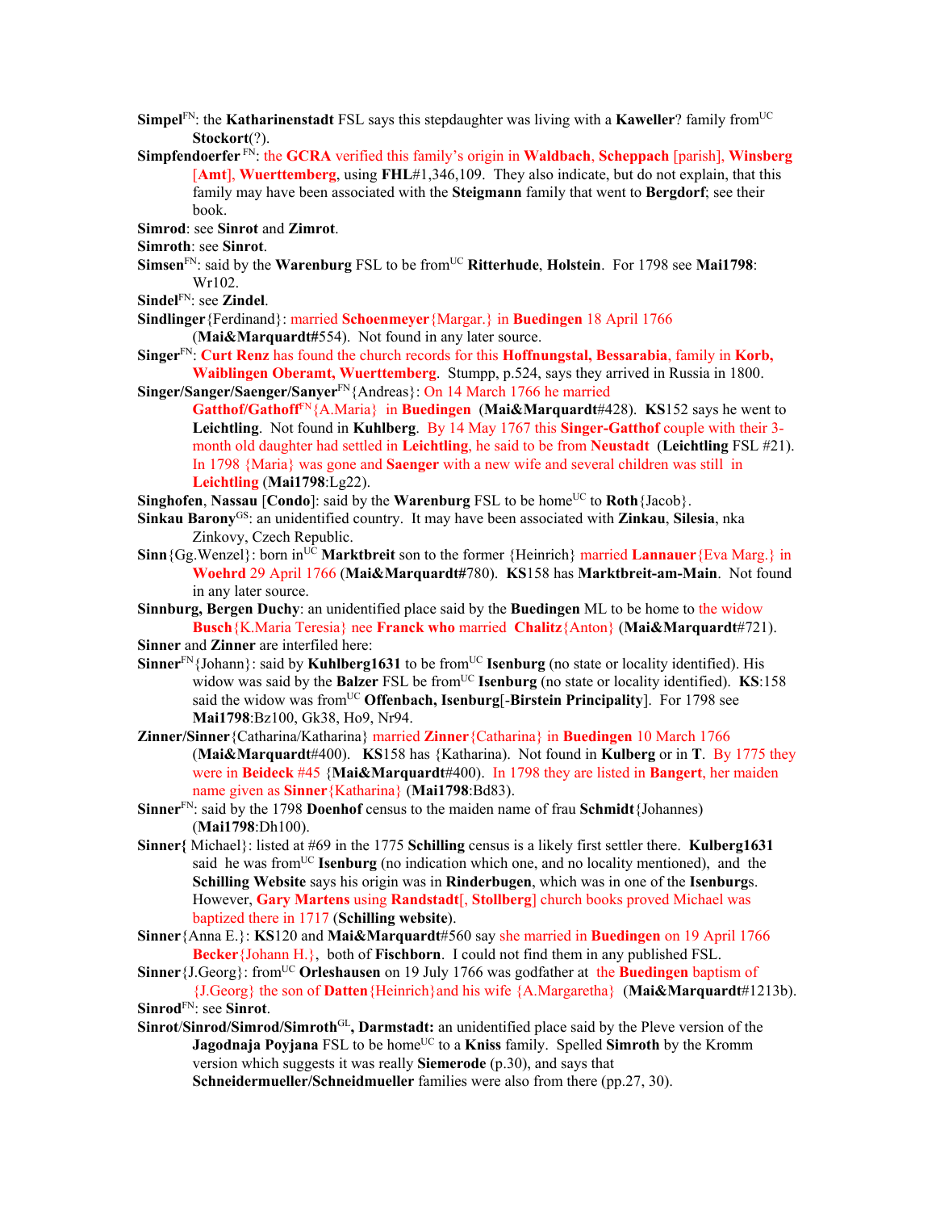**Simpel**[FN]: the **Katharinenstadt** FSL says this stepdaughter was living with a **Kaweller**? family from[UC] **Stockort**(?).

**Simpfendoerfer** [FN]: the **GCRA** verified this family's origin in **Waldbach**, **Scheppach** [parish], **Winsberg** [**Amt**], **Wuerttemberg**, using **FHL**#1,346,109. They also indicate, but do not explain, that this family may have been associated with the **Steigmann** family that went to **Bergdorf**; see their book.

**Simrod**: see **Sinrot** and **Zimrot**.

**Simroth**: see **Sinrot**.

**Simsen**[FN]: said by the **Warenburg** FSL to be from[UC] **Ritterhude**, **Holstein**. For 1798 see **Mai1798**: Wr102.

**Sindel**[FN]: see **Zindel**.

**Sindlinger**{Ferdinand}: married **Schoenmeyer**{Margar.} in **Buedingen** 18 April 1766 (**Mai&Marquardt**#554). Not found in any later source.

**Singer**[FN]: **Curt Renz** has found the church records for this **Hoffnungstal, Bessarabia**, family in **Korb, Waiblingen Oberamt, Wuerttemberg**. Stumpp, p.524, says they arrived in Russia in 1800.

**Singer/Sanger/Saenger/Sanyer**[FN]{Andreas}: On 14 March 1766 he married **Gatthof/Gathoff**[FN]{A.Maria} in **Buedingen** (**Mai&Marquardt**#428). **KS**152 says he went to **Leichtling**. Not found in **Kuhlberg**. By 14 May 1767 this **Singer-Gatthof** couple with their 3-month old daughter had settled in **Leichtling**, he said to be from **Neustadt** (**Leichtling** FSL #21). In 1798 {Maria} was gone and **Saenger** with a new wife and several children was still in **Leichtling** (**Mai1798**:Lg22).

**Singhofen**, **Nassau** [**Condo**]: said by the **Warenburg** FSL to be home[UC] to **Roth**{Jacob}.

**Sinkau Barony**[GS]: an unidentified country. It may have been associated with **Zinkau**, **Silesia**, nka Zinkovy, Czech Republic.

**Sinn**{Gg.Wenzel}: born in[UC] **Marktbreit** son to the former {Heinrich} married **Lannauer**{Eva Marg.} in **Woehrd** 29 April 1766 (**Mai&Marquardt**#780). **KS**158 has **Marktbreit-am-Main**. Not found in any later source.

**Sinnburg, Bergen Duchy**: an unidentified place said by the **Buedingen** ML to be home to the widow **Busch**{K.Maria Teresia} nee **Franck** who married **Chalitz**{Anton} (**Mai&Marquardt**#721).

**Sinner** and **Zinner** are interfiled here:

**Sinner**[FN]{Johann}: said by **Kuhlberg1631** to be from[UC] **Isenburg** (no state or locality identified). His widow was said by the **Balzer** FSL be from[UC] **Isenburg** (no state or locality identified). **KS**:158 said the widow was from[UC] **Offenbach, Isenburg**[-**Birstein Principality**]. For 1798 see **Mai1798**:Bz100, Gk38, Ho9, Nr94.

**Zinner/Sinner**{Catharina/Katharina} married **Zinner**{Catharina} in **Buedingen** 10 March 1766 (**Mai&Marquardt**#400). **KS**158 has {Katharina}. Not found in **Kulberg** or in **T**. By 1775 they were in **Beideck** #45 {**Mai&Marquardt**#400). In 1798 they are listed in **Bangert**, her maiden name given as **Sinner**{Katharina} (**Mai1798**:Bd83).

**Sinner**[FN]: said by the 1798 **Doenhof** census to the maiden name of frau **Schmidt**{Johannes) (**Mai1798**:Dh100).

**Sinner{** Michael}: listed at #69 in the 1775 **Schilling** census is a likely first settler there. **Kulberg1631** said he was from[UC] **Isenburg** (no indication which one, and no locality mentioned), and the **Schilling Website** says his origin was in **Rinderbugen**, which was in one of the **Isenburg**s. However, **Gary Martens** using **Randstadt**[, **Stollberg**] church books proved Michael was baptized there in 1717 (**Schilling website**).

**Sinner**{Anna E.}: **KS**120 and **Mai&Marquardt**#560 say she married in **Buedingen** on 19 April 1766 **Becker**{Johann H.}, both of **Fischborn**. I could not find them in any published FSL.

**Sinner**{J.Georg}: from[UC] **Orleshausen** on 19 July 1766 was godfather at the **Buedingen** baptism of {J.Georg} the son of **Datten**{Heinrich}and his wife {A.Margaretha} (**Mai&Marquardt**#1213b).

**Sinrod**[FN]: see **Sinrot**.

**Sinrot/Sinrod/Simrod/Simroth**[GL], **Darmstadt:** an unidentified place said by the Pleve version of the **Jagodnaja Poyjana** FSL to be home[UC] to a **Kniss** family. Spelled **Simroth** by the Kromm version which suggests it was really **Siemerode** (p.30), and says that **Schneidermueller/Schneidmueller** families were also from there (pp.27, 30).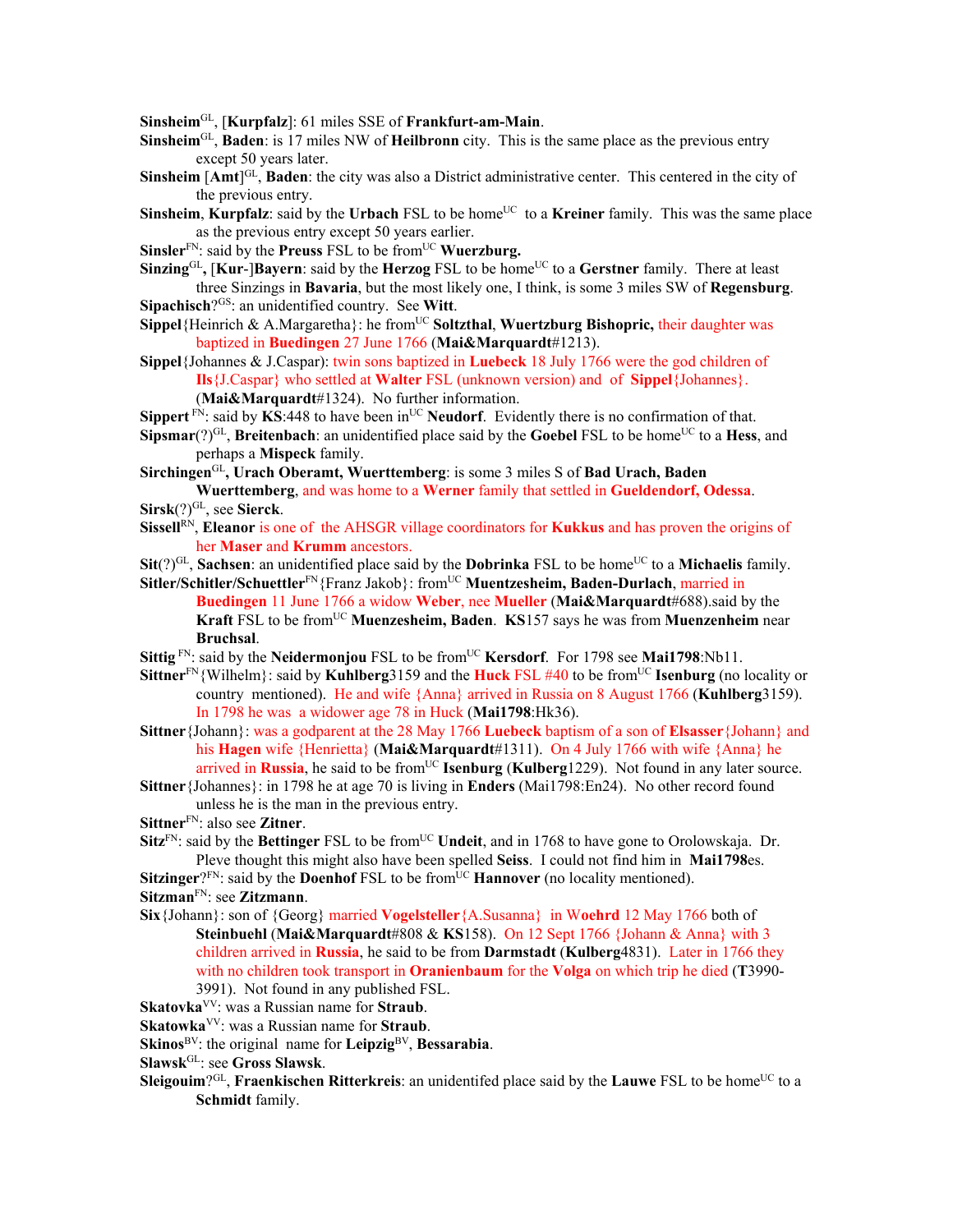**Sinsheim**[GL], [**Kurpfalz**]: 61 miles SSE of **Frankfurt-am-Main**.

**Sinsheim**[GL], **Baden**: is 17 miles NW of **Heilbronn** city. This is the same place as the previous entry except 50 years later.

**Sinsheim** [**Amt**][GL], **Baden**: the city was also a District administrative center. This centered in the city of the previous entry.

**Sinsheim**, **Kurpfalz**: said by the **Urbach** FSL to be home[UC] to a **Kreiner** family. This was the same place as the previous entry except 50 years earlier.

**Sinsler**[FN]: said by the **Preuss** FSL to be from[UC] **Wuerzburg.**

**Sinzing**[GL]**,** [**Kur**-]**Bayern**: said by the **Herzog** FSL to be home[UC] to a **Gerstner** family. There at least three Sinzings in **Bavaria**, but the most likely one, I think, is some 3 miles SW of **Regensburg**.

**Sipachisch**?[GS]: an unidentified country. See **Witt**.

**Sippel**{Heinrich & A.Margaretha}: he from[UC] **Soltzthal**, **Wuertzburg Bishopric,** their daughter was baptized in **Buedingen** 27 June 1766 (**Mai&Marquardt**#1213).

**Sippel**{Johannes & J.Caspar): twin sons baptized in **Luebeck** 18 July 1766 were the god children of **Ils**{J.Caspar} who settled at **Walter** FSL (unknown version) and of **Sippel**{Johannes}. (**Mai&Marquardt**#1324). No further information.

**Sippert** [FN]: said by **KS**:448 to have been in[UC] **Neudorf**. Evidently there is no confirmation of that.

**Sipsmar**(?)[GL], **Breitenbach**: an unidentified place said by the **Goebel** FSL to be home[UC] to a **Hess**, and perhaps a **Mispeck** family.

**Sirchingen**[GL]**, Urach Oberamt, Wuerttemberg**: is some 3 miles S of **Bad Urach, Baden Wuerttemberg**, and was home to a **Werner** family that settled in **Gueldendorf, Odessa**.

**Sirsk**(?)[GL], see **Sierck**.

**Sissell**[RN], **Eleanor** is one of the AHSGR village coordinators for **Kukkus** and has proven the origins of her **Maser** and **Krumm** ancestors.

**Sit**(?)[GL], **Sachsen**: an unidentified place said by the **Dobrinka** FSL to be home[UC] to a **Michaelis** family.

**Sitler/Schitler/Schuettler**[FN]{Franz Jakob}: from[UC] **Muentzesheim, Baden-Durlach**, married in **Buedingen** 11 June 1766 a widow **Weber**, nee **Mueller** (**Mai&Marquardt**#688).said by the **Kraft** FSL to be from[UC] **Muenzesheim, Baden**. **KS**157 says he was from **Muenzenheim** near **Bruchsal**.

**Sittig** [FN]: said by the **Neidermonjou** FSL to be from[UC] **Kersdorf**. For 1798 see **Mai1798**:Nb11.

**Sittner**[FN]{Wilhelm}: said by **Kuhlberg**3159 and the **Huck** FSL #40 to be from[UC] **Isenburg** (no locality or country mentioned). He and wife {Anna} arrived in Russia on 8 August 1766 (**Kuhlberg**3159). In 1798 he was a widower age 78 in Huck (**Mai1798**:Hk36).

**Sittner**{Johann}: was a godparent at the 28 May 1766 **Luebeck** baptism of a son of **Elsasser**{Johann} and his **Hagen** wife {Henrietta} (**Mai&Marquardt**#1311). On 4 July 1766 with wife {Anna} he arrived in **Russia**, he said to be from[UC] **Isenburg** (**Kulberg**1229). Not found in any later source.

**Sittner**{Johannes}: in 1798 he at age 70 is living in **Enders** (Mai1798:En24). No other record found unless he is the man in the previous entry.

**Sittner**[FN]: also see **Zitner**.

**Sitz**[FN]: said by the **Bettinger** FSL to be from[UC] **Undeit**, and in 1768 to have gone to Orolowskaja. Dr. Pleve thought this might also have been spelled **Seiss**. I could not find him in **Mai1798**es.

**Sitzinger**?[FN]: said by the **Doenhof** FSL to be from[UC] **Hannover** (no locality mentioned).

**Sitzman**[FN]: see **Zitzmann**.

**Six**{Johann}: son of {Georg} married **Vogelsteller**{A.Susanna} in **Woehrd** 12 May 1766 both of **Steinbuehl** (**Mai&Marquardt**#808 & **KS**158). On 12 Sept 1766 {Johann & Anna} with 3 children arrived in **Russia**, he said to be from **Darmstadt** (**Kulberg**4831). Later in 1766 they with no children took transport in **Oranienbaum** for the **Volga** on which trip he died (**T**3990-3991). Not found in any published FSL.

**Skatovka**[VV]: was a Russian name for **Straub**.

**Skatowka**[VV]: was a Russian name for **Straub**.

**Skinos**[BV]: the original name for **Leipzig**[BV], **Bessarabia**.

**Slawsk**[GL]: see **Gross Slawsk**.

**Sleigouim**?[GL], **Fraenkischen Ritterkreis**: an unidentifed place said by the **Lauwe** FSL to be home[UC] to a **Schmidt** family.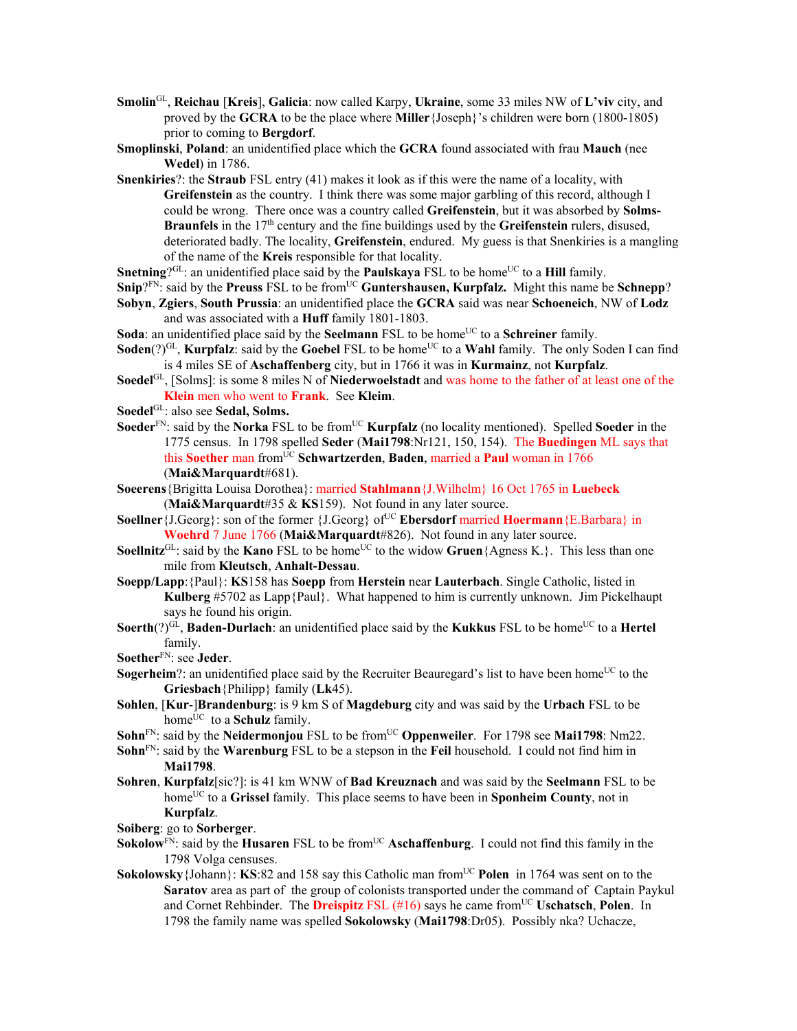**Smolin**[GL], **Reichau** [**Kreis**], **Galicia**: now called Karpy, **Ukraine**, some 33 miles NW of **L'viv** city, and proved by the **GCRA** to be the place where **Miller**{Joseph}'s children were born (1800-1805) prior to coming to **Bergdorf**.

**Smoplinski**, **Poland**: an unidentified place which the **GCRA** found associated with frau **Mauch** (nee **Wedel**) in 1786.

**Snenkiries**?: the **Straub** FSL entry (41) makes it look as if this were the name of a locality, with **Greifenstein** as the country. I think there was some major garbling of this record, although I could be wrong. There once was a country called **Greifenstein**, but it was absorbed by **Solms-Braunfels** in the 17th century and the fine buildings used by the **Greifenstein** rulers, disused, deteriorated badly. The locality, **Greifenstein**, endured. My guess is that Snenkiries is a mangling of the name of the **Kreis** responsible for that locality.

**Snetning**?[GL]: an unidentified place said by the **Paulskaya** FSL to be home[UC] to a **Hill** family.

**Snip**?[FN]: said by the **Preuss** FSL to be from[UC] **Guntershausen, Kurpfalz.** Might this name be **Schnepp**?

**Sobyn**, **Zgiers**, **South Prussia**: an unidentified place the **GCRA** said was near **Schoeneich**, NW of **Lodz** and was associated with a **Huff** family 1801-1803.

**Soda**: an unidentified place said by the **Seelmann** FSL to be home[UC] to a **Schreiner** family.

**Soden**(?)[GL], **Kurpfalz**: said by the **Goebel** FSL to be home[UC] to a **Wahl** family. The only Soden I can find is 4 miles SE of **Aschaffenberg** city, but in 1766 it was in **Kurmainz**, not **Kurpfalz**.

**Soedel**[GL], [Solms]: is some 8 miles N of **Niederwoelstadt** and was home to the father of at least one of the **Klein** men who went to **Frank**. See **Kleim**.

**Soedel**[GL]: also see **Sedal, Solms.**

**Soeder**[FN]: said by the **Norka** FSL to be from[UC] **Kurpfalz** (no locality mentioned). Spelled **Soeder** in the 1775 census. In 1798 spelled **Seder** (**Mai1798**:Nr121, 150, 154). The **Buedingen** ML says that this **Soether** man from[UC] **Schwartzerden**, **Baden**, married a **Paul** woman in 1766 (**Mai&Marquardt**#681).

**Soeerens**{Brigitta Louisa Dorothea}: married **Stahlmann**{J.Wilhelm} 16 Oct 1765 in **Luebeck** (**Mai&Marquardt**#35 & **KS**159). Not found in any later source.

**Soellner**{J.Georg}: son of the former {J.Georg} of[UC] **Ebersdorf** married **Hoermann**{E.Barbara} in **Woehrd** 7 June 1766 (**Mai&Marquardt**#826). Not found in any later source.

**Soellnitz**[GL]: said by the **Kano** FSL to be home[UC] to the widow **Gruen**{Agness K.}. This less than one mile from **Kleutsch**, **Anhalt-Dessau**.

**Soepp/Lapp**:{Paul}: **KS**158 has **Soepp** from **Herstein** near **Lauterbach**. Single Catholic, listed in **Kulberg** #5702 as Lapp{Paul}. What happened to him is currently unknown. Jim Pickelhaupt says he found his origin.

**Soerth**(?)[GL], **Baden-Durlach**: an unidentified place said by the **Kukkus** FSL to be home[UC] to a **Hertel** family.

**Soether**[FN]: see **Jeder**.

**Sogerheim**?: an unidentified place said by the Recruiter Beauregard's list to have been home[UC] to the **Griesbach**{Philipp} family (**Lk**45).

**Sohlen**, [**Kur**-]**Brandenburg**: is 9 km S of **Magdeburg** city and was said by the **Urbach** FSL to be home[UC] to a **Schulz** family.

**Sohn**[FN]: said by the **Neidermonjou** FSL to be from[UC] **Oppenweiler**. For 1798 see **Mai1798**: Nm22.

**Sohn**[FN]: said by the **Warenburg** FSL to be a stepson in the **Feil** household. I could not find him in **Mai1798**.

**Sohren**, **Kurpfalz**[sic?]: is 41 km WNW of **Bad Kreuznach** and was said by the **Seelmann** FSL to be home[UC] to a **Grissel** family. This place seems to have been in **Sponheim County**, not in **Kurpfalz**.

**Soiberg**: go to **Sorberger**.

**Sokolow**[FN]: said by the **Husaren** FSL to be from[UC] **Aschaffenburg**. I could not find this family in the 1798 Volga censuses.

**Sokolowsky**{Johann}: **KS**:82 and 158 say this Catholic man from[UC] **Polen** in 1764 was sent on to the **Saratov** area as part of the group of colonists transported under the command of Captain Paykul and Cornet Rehbinder. The **Dreispitz** FSL (#16) says he came from[UC] **Uschatsch**, **Polen**. In 1798 the family name was spelled **Sokolowsky** (**Mai1798**:Dr05). Possibly nka? Uchacze,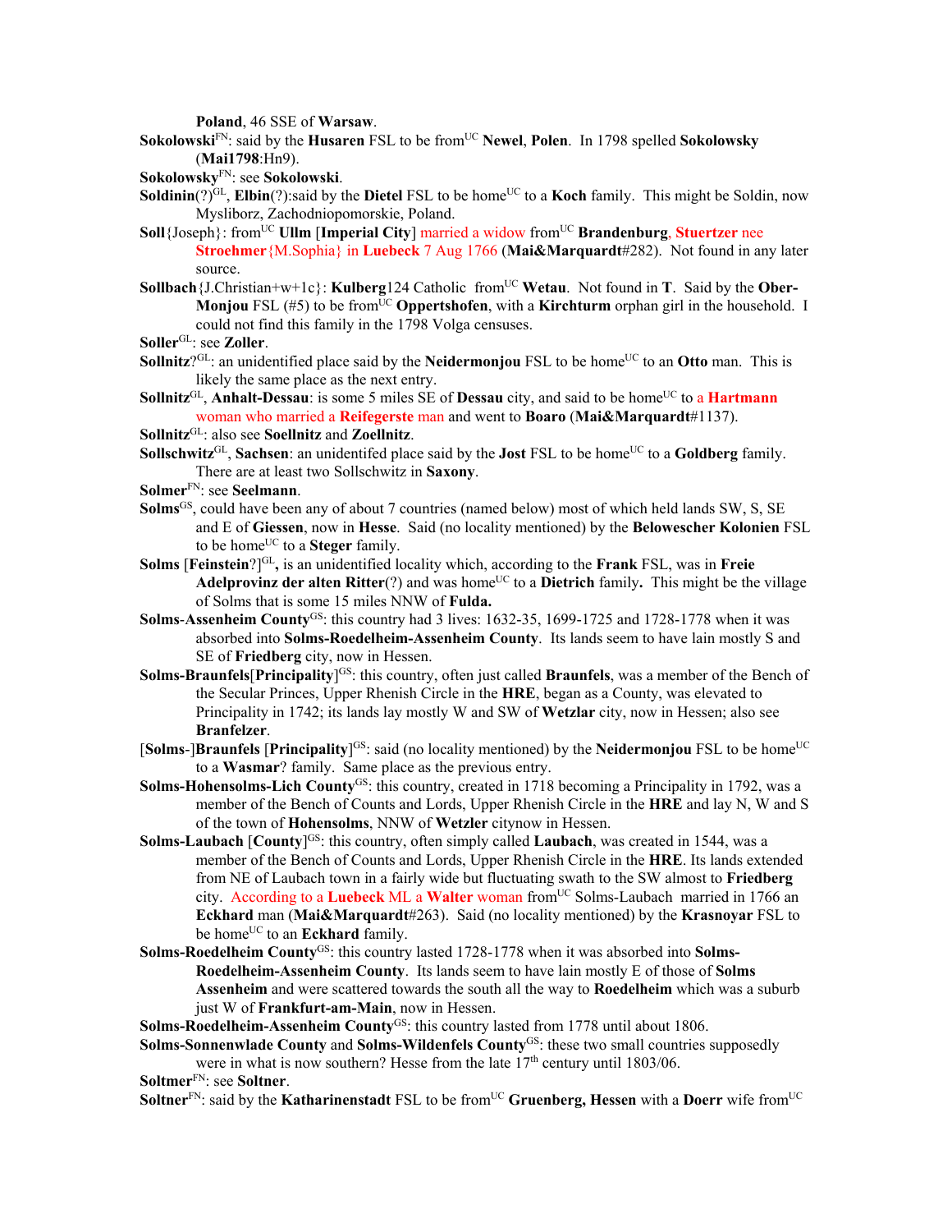**Poland**, 46 SSE of **Warsaw**.

**Sokolowski**[FN]: said by the **Husaren** FSL to be from[UC] **Newel**, **Polen**. In 1798 spelled **Sokolowsky** (**Mai1798**:Hn9).

**Sokolowsky**[FN]: see **Sokolowski**.

**Soldinin**(?)[GL], **Elbin**(?):said by the **Dietel** FSL to be home[UC] to a **Koch** family. This might be Soldin, now Mysliborz, Zachodniopomorskie, Poland.

**Soll**{Joseph}: from[UC] **Ullm** [**Imperial City**] married a widow from[UC] **Brandenburg**, **Stuertzer** nee **Stroehmer**{M.Sophia} in **Luebeck** 7 Aug 1766 (**Mai&Marquardt**#282). Not found in any later source.

**Sollbach**{J.Christian+w+1c}: **Kulberg**124 Catholic from[UC] **Wetau**. Not found in **T**. Said by the **Ober-Monjou** FSL (#5) to be from[UC] **Oppertshofen**, with a **Kirchturm** orphan girl in the household. I could not find this family in the 1798 Volga censuses.

**Soller**[GL]: see **Zoller**.

**Sollnitz**?[GL]: an unidentified place said by the **Neidermonjou** FSL to be home[UC] to an **Otto** man. This is likely the same place as the next entry.

**Sollnitz**[GL], **Anhalt-Dessau**: is some 5 miles SE of **Dessau** city, and said to be home[UC] to a **Hartmann** woman who married a **Reifegerste** man and went to **Boaro** (**Mai&Marquardt**#1137).

**Sollnitz**[GL]: also see **Soellnitz** and **Zoellnitz**.

**Sollschwitz**[GL], **Sachsen**: an unidentifed place said by the **Jost** FSL to be home[UC] to a **Goldberg** family. There are at least two Sollschwitz in **Saxony**.

**Solmer**[FN]: see **Seelmann**.

**Solms**[GS], could have been any of about 7 countries (named below) most of which held lands SW, S, SE and E of **Giessen**, now in **Hesse**. Said (no locality mentioned) by the **Belowescher Kolonien** FSL to be home[UC] to a **Steger** family.

**Solms** [**Feinstein**?][GL]**,** is an unidentified locality which, according to the **Frank** FSL, was in **Freie Adelprovinz der alten Ritter**(?) and was home[UC] to a **Dietrich** family**.** This might be the village of Solms that is some 15 miles NNW of **Fulda.**

**Solms**-**Assenheim County**[GS]: this country had 3 lives: 1632-35, 1699-1725 and 1728-1778 when it was absorbed into **Solms-Roedelheim-Assenheim County**. Its lands seem to have lain mostly S and SE of **Friedberg** city, now in Hessen.

**Solms-Braunfels**[**Principality**][GS]: this country, often just called **Braunfels**, was a member of the Bench of the Secular Princes, Upper Rhenish Circle in the **HRE**, began as a County, was elevated to Principality in 1742; its lands lay mostly W and SW of **Wetzlar** city, now in Hessen; also see **Branfelzer**.

[**Solms**-]**Braunfels** [**Principality**][GS]: said (no locality mentioned) by the **Neidermonjou** FSL to be home[UC] to a **Wasmar**? family. Same place as the previous entry.

**Solms-Hohensolms-Lich County**[GS]: this country, created in 1718 becoming a Principality in 1792, was a member of the Bench of Counts and Lords, Upper Rhenish Circle in the **HRE** and lay N, W and S of the town of **Hohensolms**, NNW of **Wetzler** citynow in Hessen.

**Solms-Laubach** [**County**][GS]: this country, often simply called **Laubach**, was created in 1544, was a member of the Bench of Counts and Lords, Upper Rhenish Circle in the **HRE**. Its lands extended from NE of Laubach town in a fairly wide but fluctuating swath to the SW almost to **Friedberg** city. According to a **Luebeck** ML a **Walter** woman from[UC] Solms-Laubach married in 1766 an **Eckhard** man (**Mai&Marquardt**#263). Said (no locality mentioned) by the **Krasnoyar** FSL to be home[UC] to an **Eckhard** family.

**Solms-Roedelheim County**[GS]: this country lasted 1728-1778 when it was absorbed into **Solms-Roedelheim-Assenheim County**. Its lands seem to have lain mostly E of those of **Solms Assenheim** and were scattered towards the south all the way to **Roedelheim** which was a suburb just W of **Frankfurt-am-Main**, now in Hessen.

**Solms-Roedelheim-Assenheim County**[GS]: this country lasted from 1778 until about 1806.

**Solms-Sonnenwlade County** and **Solms-Wildenfels County**[GS]: these two small countries supposedly were in what is now southern? Hesse from the late 17th century until 1803/06.

**Soltmer**[FN]: see **Soltner**.

**Soltner**[FN]: said by the **Katharinenstadt** FSL to be from[UC] **Gruenberg, Hessen** with a **Doerr** wife from[UC]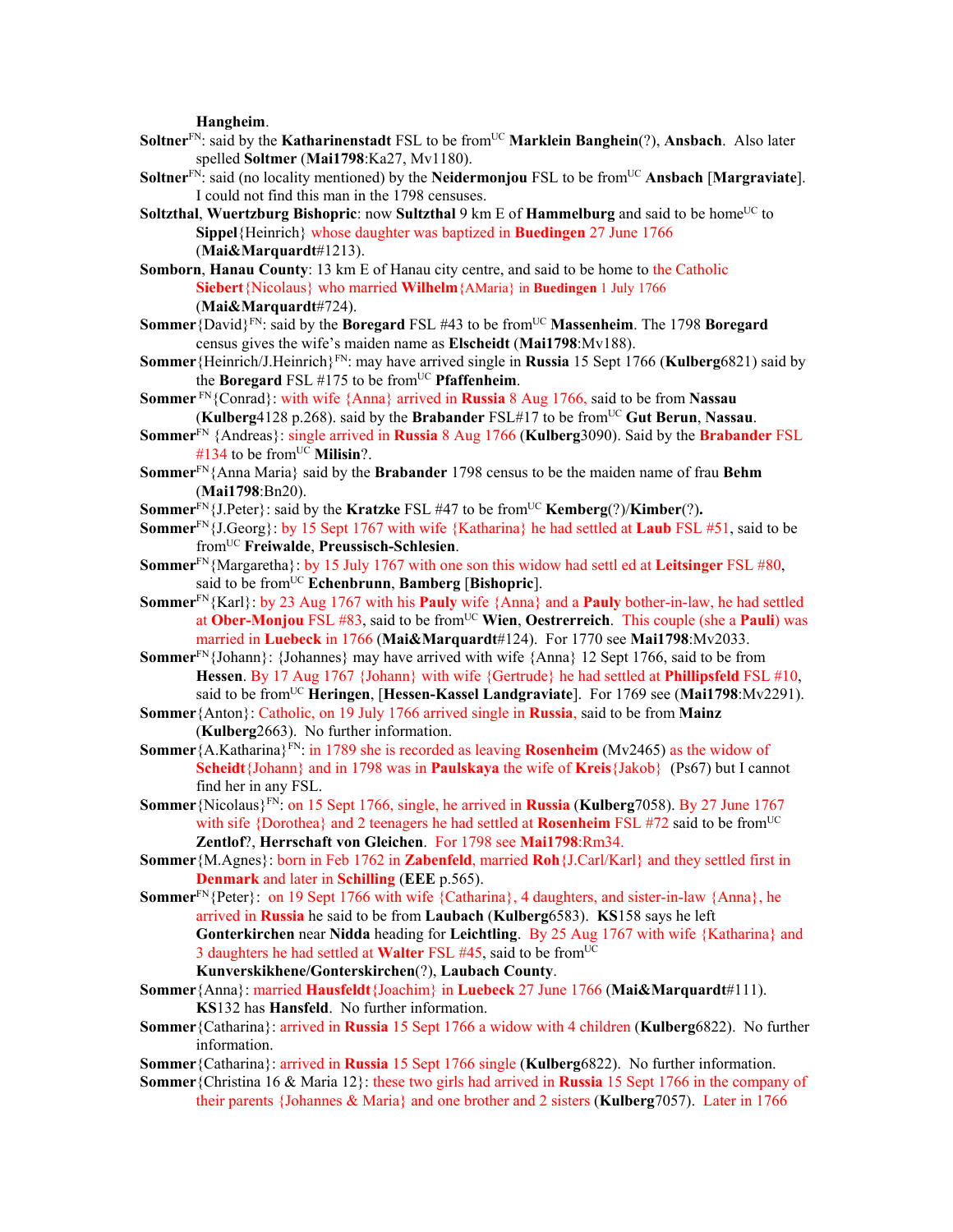**Hangheim**.

**Soltner**[FN]: said by the **Katharinenstadt** FSL to be from[UC] **Marklein Banghein**(?), **Ansbach**. Also later spelled **Soltmer** (**Mai1798**:Ka27, Mv1180).

**Soltner**[FN]: said (no locality mentioned) by the **Neidermonjou** FSL to be from[UC] **Ansbach** [**Margraviate**]. I could not find this man in the 1798 censuses.

**Soltzthal**, **Wuertzburg Bishopric**: now **Sultzthal** 9 km E of **Hammelburg** and said to be home[UC] to **Sippel**{Heinrich} whose daughter was baptized in **Buedingen** 27 June 1766 (**Mai&Marquardt**#1213).

**Somborn**, **Hanau County**: 13 km E of Hanau city centre, and said to be home to the Catholic **Siebert**{Nicolaus} who married **Wilhelm**{AMaria} in **Buedingen** 1 July 1766 (**Mai&Marquardt**#724).

**Sommer**{David}[FN]: said by the **Boregard** FSL #43 to be from[UC] **Massenheim**. The 1798 **Boregard** census gives the wife's maiden name as **Elscheidt** (**Mai1798**:Mv188).

**Sommer**{Heinrich/J.Heinrich}[FN]: may have arrived single in **Russia** 15 Sept 1766 (**Kulberg**6821) said by the **Boregard** FSL #175 to be from[UC] **Pfaffenheim**.

**Sommer** [FN]{Conrad}: with wife {Anna} arrived in **Russia** 8 Aug 1766, said to be from **Nassau** (**Kulberg**4128 p.268). said by the **Brabander** FSL#17 to be from[UC] **Gut Berun**, **Nassau**.

**Sommer**[FN] {Andreas}: single arrived in **Russia** 8 Aug 1766 (**Kulberg**3090). Said by the **Brabander** FSL #134 to be from[UC] **Milisin**?.

**Sommer**[FN]{Anna Maria} said by the **Brabander** 1798 census to be the maiden name of frau **Behm** (**Mai1798**:Bn20).

**Sommer**[FN]{J.Peter}: said by the **Kratzke** FSL #47 to be from[UC] **Kemberg**(?)/**Kimber**(?)**.**

**Sommer**[FN]{J.Georg}: by 15 Sept 1767 with wife {Katharina} he had settled at **Laub** FSL #51, said to be from[UC] **Freiwalde**, **Preussisch-Schlesien**.

**Sommer**[FN]{Margaretha}: by 15 July 1767 with one son this widow had settl ed at **Leitsinger** FSL #80, said to be from[UC] **Echenbrunn**, **Bamberg** [**Bishopric**].

**Sommer**[FN]{Karl}: by 23 Aug 1767 with his **Pauly** wife {Anna} and a **Pauly** bother-in-law, he had settled at **Ober-Monjou** FSL #83, said to be from[UC] **Wien**, **Oestrerreich**. This couple (she a **Pauli**) was married in **Luebeck** in 1766 (**Mai&Marquardt**#124). For 1770 see **Mai1798**:Mv2033.

**Sommer**[FN]{Johann}: {Johannes} may have arrived with wife {Anna} 12 Sept 1766, said to be from **Hessen**. By 17 Aug 1767 {Johann} with wife {Gertrude} he had settled at **Phillipsfeld** FSL #10, said to be from[UC] **Heringen**, [**Hessen-Kassel Landgraviate**]. For 1769 see (**Mai1798**:Mv2291).

**Sommer**{Anton}: Catholic, on 19 July 1766 arrived single in **Russia**, said to be from **Mainz** (**Kulberg**2663). No further information.

**Sommer**{A.Katharina}[FN]: in 1789 she is recorded as leaving **Rosenheim** (Mv2465) as the widow of **Scheidt**{Johann} and in 1798 was in **Paulskaya** the wife of **Kreis**{Jakob} (Ps67) but I cannot find her in any FSL.

**Sommer**{Nicolaus}[FN]: on 15 Sept 1766, single, he arrived in **Russia** (**Kulberg**7058). By 27 June 1767 with sife {Dorothea} and 2 teenagers he had settled at **Rosenheim** FSL #72 said to be from[UC] **Zentlof**?, **Herrschaft von Gleichen**. For 1798 see **Mai1798**:Rm34.

**Sommer**{M.Agnes}: born in Feb 1762 in **Zabenfeld**, married **Roh**{J.Carl/Karl} and they settled first in **Denmark** and later in **Schilling** (**EEE** p.565).

**Sommer**[FN]{Peter}: on 19 Sept 1766 with wife {Catharina}, 4 daughters, and sister-in-law {Anna}, he arrived in **Russia** he said to be from **Laubach** (**Kulberg**6583). **KS**158 says he left **Gonterkirchen** near **Nidda** heading for **Leichtling**. By 25 Aug 1767 with wife {Katharina} and 3 daughters he had settled at **Walter** FSL #45, said to be from[UC] **Kunverskikhene**/**Gonterskirchen**(?), **Laubach County**.

**Sommer**{Anna}: married **Hausfeldt**{Joachim} in **Luebeck** 27 June 1766 (**Mai&Marquardt**#111). **KS**132 has **Hansfeld**. No further information.

**Sommer**{Catharina}: arrived in **Russia** 15 Sept 1766 a widow with 4 children (**Kulberg**6822). No further information.

**Sommer**{Catharina}: arrived in **Russia** 15 Sept 1766 single (**Kulberg**6822). No further information.

**Sommer**{Christina 16 & Maria 12}: these two girls had arrived in **Russia** 15 Sept 1766 in the company of their parents {Johannes & Maria} and one brother and 2 sisters (**Kulberg**7057). Later in 1766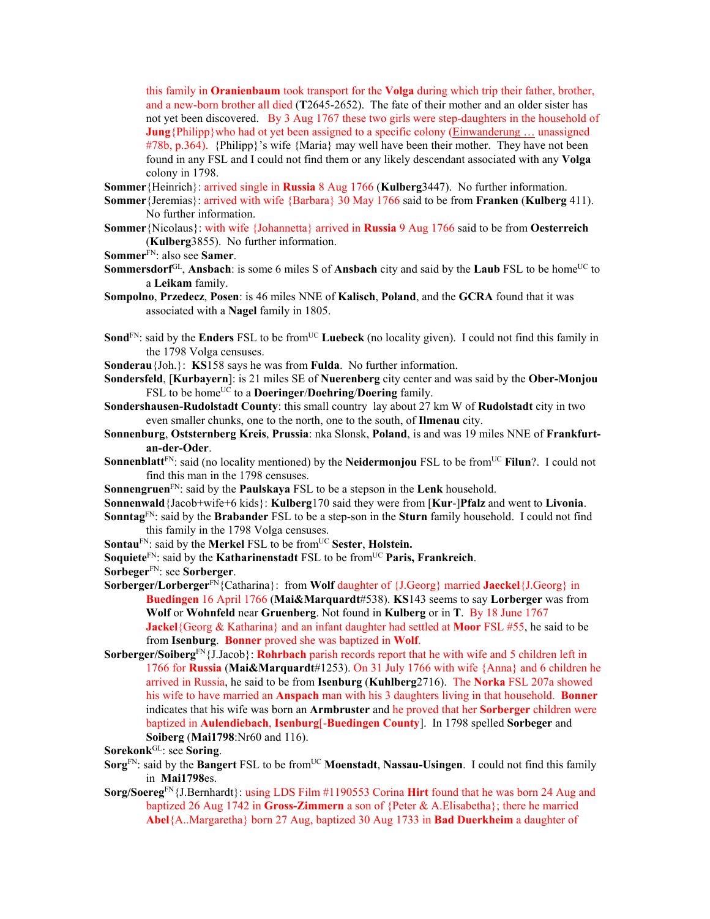this family in **Oranienbaum** took transport for the **Volga** during which trip their father, brother, and a new-born brother all died (**T**2645-2652). The fate of their mother and an older sister has not yet been discovered. By 3 Aug 1767 these two girls were step-daughters in the household of **Jung**{Philipp}who had ot yet been assigned to a specific colony (Einwanderung … unassigned #78b, p.364). {Philipp}'s wife {Maria} may well have been their mother. They have not been found in any FSL and I could not find them or any likely descendant associated with any **Volga** colony in 1798.

**Sommer**{Heinrich}: arrived single in **Russia** 8 Aug 1766 (**Kulberg**3447). No further information.

**Sommer**{Jeremias}: arrived with wife {Barbara} 30 May 1766 said to be from **Franken** (**Kulberg** 411). No further information.

**Sommer**{Nicolaus}: with wife {Johannetta} arrived in **Russia** 9 Aug 1766 said to be from **Oesterreich** (**Kulberg**3855). No further information.

**Sommer**[FN]: also see **Samer**.

**Sommersdorf**[GL], **Ansbach**: is some 6 miles S of **Ansbach** city and said by the **Laub** FSL to be home[UC] to a **Leikam** family.

**Sompolno**, **Przedecz**, **Posen**: is 46 miles NNE of **Kalisch**, **Poland**, and the **GCRA** found that it was associated with a **Nagel** family in 1805.

**Sond**[FN]: said by the **Enders** FSL to be from[UC] **Luebeck** (no locality given). I could not find this family in the 1798 Volga censuses.

**Sonderau**{Joh.}: **KS**158 says he was from **Fulda**. No further information.

**Sondersfeld**, [**Kurbayern**]: is 21 miles SE of **Nuerenberg** city center and was said by the **Ober-Monjou** FSL to be home[UC] to a **Doeringer**/**Doehring**/**Doering** family.

**Sondershausen-Rudolstadt County**: this small country lay about 27 km W of **Rudolstadt** city in two even smaller chunks, one to the north, one to the south, of **Ilmenau** city.

**Sonnenburg**, **Oststernberg Kreis**, **Prussia**: nka Slonsk, **Poland**, is and was 19 miles NNE of **Frankfurt-an-der-Oder**.

**Sonnenblatt**[FN]: said (no locality mentioned) by the **Neidermonjou** FSL to be from[UC] **Filun**?. I could not find this man in the 1798 censuses.

**Sonnengruen**[FN]: said by the **Paulskaya** FSL to be a stepson in the **Lenk** household.

**Sonnenwald**{Jacob+wife+6 kids}: **Kulberg**170 said they were from [**Kur**-]**Pfalz** and went to **Livonia**.

**Sonntag**[FN]: said by the **Brabander** FSL to be a step-son in the **Sturn** family household. I could not find this family in the 1798 Volga censuses.

**Sontau**[FN]: said by the **Merkel** FSL to be from[UC] **Sester**, **Holstein.**

**Soquiete**[FN]: said by the **Katharinenstadt** FSL to be from[UC] **Paris, Frankreich**.

**Sorbeger**[FN]: see **Sorberger**.

**Sorberger/Lorberger**[FN]{Catharina}: from **Wolf** daughter of {J.Georg} married **Jaeckel**{J.Georg} in **Buedingen** 16 April 1766 (**Mai&Marquardt**#538). **KS**143 seems to say **Lorberger** was from **Wolf** or **Wohnfeld** near **Gruenberg**. Not found in **Kulberg** or in **T**. By 18 June 1767 **Jackel**{Georg & Katharina} and an infant daughter had settled at **Moor** FSL #55, he said to be from **Isenburg**. **Bonner** proved she was baptized in **Wolf**.

**Sorberger/Soiberg**[FN]{J.Jacob}: **Rohrbach** parish records report that he with wife and 5 children left in 1766 for **Russia** (**Mai&Marquardt**#1253). On 31 July 1766 with wife {Anna} and 6 children he arrived in Russia, he said to be from **Isenburg** (**Kuhlberg**2716). The **Norka** FSL 207a showed his wife to have married an **Anspach** man with his 3 daughters living in that household. **Bonner** indicates that his wife was born an **Armbruster** and he proved that her **Sorberger** children were baptized in **Aulendiebach**, **Isenburg**[-**Buedingen County**]. In 1798 spelled **Sorbeger** and **Soiberg** (**Mai1798**:Nr60 and 116).

**Sorekonk**[GL]: see **Soring**.

**Sorg**[FN]: said by the **Bangert** FSL to be from[UC] **Moenstadt**, **Nassau-Usingen**. I could not find this family in **Mai1798**es.

**Sorg/Soereg**[FN]{J.Bernhardt}: using LDS Film #1190553 Corina **Hirt** found that he was born 24 Aug and baptized 26 Aug 1742 in **Gross-Zimmern** a son of {Peter & A.Elisabetha}; there he married **Abel**{A..Margaretha} born 27 Aug, baptized 30 Aug 1733 in **Bad Duerkheim** a daughter of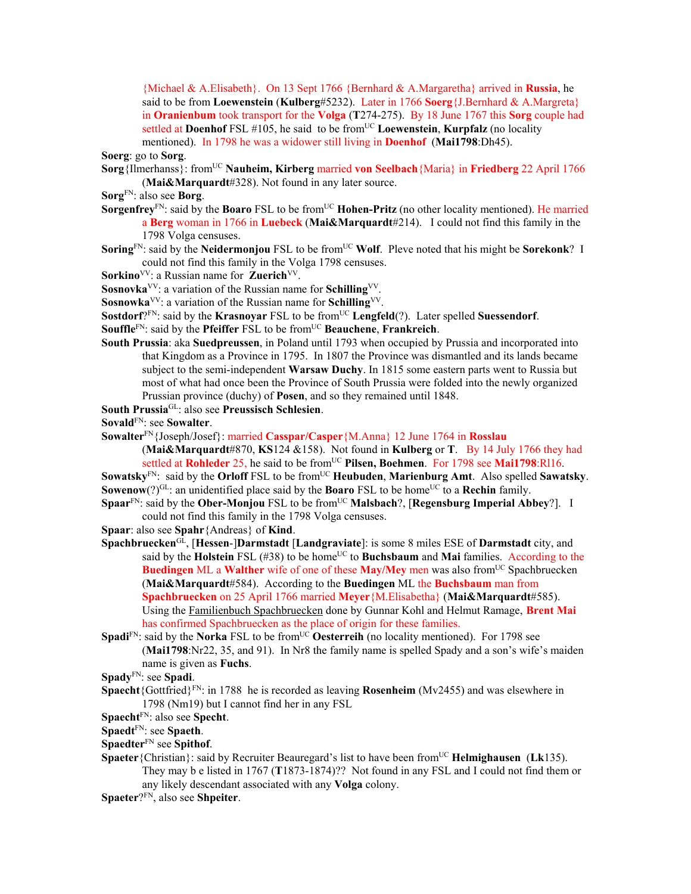{Michael & A.Elisabeth}. On 13 Sept 1766 {Bernhard & A.Margaretha} arrived in **Russia**, he said to be from **Loewenstein** (**Kulberg**#5232). Later in 1766 **Soerg**{J.Bernhard & A.Margreta} in **Oranienbum** took transport for the **Volga** (**T**274-275). By 18 June 1767 this **Sorg** couple had settled at **Doenhof** FSL #105, he said to be from[UC] **Loewenstein**, **Kurpfalz** (no locality mentioned). In 1798 he was a widower still living in **Doenhof** (**Mai1798**:Dh45).

**Soerg**: go to **Sorg**.

**Sorg**{Ilmerhanss}: from[UC] **Nauheim, Kirberg** married **von Seelbach**{Maria} in **Friedberg** 22 April 1766 (**Mai&Marquardt**#328). Not found in any later source.

**Sorg**[FN]: also see **Borg**.

**Sorgenfrey**[FN]: said by the **Boaro** FSL to be from[UC] **Hohen-Pritz** (no other locality mentioned). He married a **Berg** woman in 1766 in **Luebeck** (**Mai&Marquardt**#214). I could not find this family in the 1798 Volga censuses.

**Soring**[FN]: said by the **Neidermonjou** FSL to be from[UC] **Wolf**. Pleve noted that his might be **Sorekonk**? I could not find this family in the Volga 1798 censuses.

**Sorkino**[VV]: a Russian name for **Zuerich**[VV].

**Sosnovka**[VV]: a variation of the Russian name for **Schilling**[VV].

**Sosnowka**[VV]: a variation of the Russian name for **Schilling**[VV].

**Sostdorf**?[FN]: said by the **Krasnoyar** FSL to be from[UC] **Lengfeld**(?). Later spelled **Suessendorf**.

**Souffle**[FN]: said by the **Pfeiffer** FSL to be from[UC] **Beauchene**, **Frankreich**.

**South Prussia**: aka **Suedpreussen**, in Poland until 1793 when occupied by Prussia and incorporated into that Kingdom as a Province in 1795. In 1807 the Province was dismantled and its lands became subject to the semi-independent **Warsaw Duchy**. In 1815 some eastern parts went to Russia but most of what had once been the Province of South Prussia were folded into the newly organized Prussian province (duchy) of **Posen**, and so they remained until 1848.

**South Prussia**[GL]: also see **Preussisch Schlesien**.

**Sovald**[FN]: see **Sowalter**.

**Sowalter**[FN]{Joseph/Josef}: married **Casspar/Casper**{M.Anna} 12 June 1764 in **Rosslau** (**Mai&Marquardt**#870, **KS**124 &158). Not found in **Kulberg** or **T**. By 14 July 1766 they had settled at **Rohleder** 25, he said to be from[UC] **Pilsen, Boehmen**. For 1798 see **Mai1798**:Rl16.

**Sowatsky**[FN]: said by the **Orloff** FSL to be from[UC] **Heubuden**, **Marienburg Amt**. Also spelled **Sawatsky**.

**Sowenow**(?)[GL]: an unidentified place said by the **Boaro** FSL to be home[UC] to a **Rechin** family.

**Spaar**[FN]: said by the **Ober-Monjou** FSL to be from[UC] **Malsbach**?, [**Regensburg Imperial Abbey**?]. I could not find this family in the 1798 Volga censuses.

**Spaar**: also see **Spahr**{Andreas} of **Kind**.

**Spachbruecken**[GL], [**Hessen**-]**Darmstadt** [**Landgraviate**]: is some 8 miles ESE of **Darmstadt** city, and said by the **Holstein** FSL (#38) to be home[UC] to **Buchsbaum** and **Mai** families. According to the **Buedingen** ML a **Walther** wife of one of these **May/Mey** men was also from[UC] Spachbruecken (**Mai&Marquardt**#584). According to the **Buedingen** ML the **Buchsbaum** man from **Spachbruecken** on 25 April 1766 married **Meyer**{M.Elisabetha} (**Mai&Marquardt**#585). Using the Familienbuch Spachbruecken done by Gunnar Kohl and Helmut Ramage, **Brent Mai** has confirmed Spachbruecken as the place of origin for these families.

**Spadi**[FN]: said by the **Norka** FSL to be from[UC] **Oesterreih** (no locality mentioned). For 1798 see (**Mai1798**:Nr22, 35, and 91). In Nr8 the family name is spelled Spady and a son's wife's maiden name is given as **Fuchs**.

**Spady**[FN]: see **Spadi**.

**Spaecht**{Gottfried}[FN]: in 1788 he is recorded as leaving **Rosenheim** (Mv2455) and was elsewhere in 1798 (Nm19) but I cannot find her in any FSL

**Spaecht**[FN]: also see **Specht**.

**Spaedt**[FN]: see **Spaeth**.

**Spaedter**[FN] see **Spithof**.

**Spaeter**{Christian}: said by Recruiter Beauregard's list to have been from[UC] **Helmighausen** (**Lk**135). They may b e listed in 1767 (**T**1873-1874)?? Not found in any FSL and I could not find them or any likely descendant associated with any **Volga** colony.

**Spaeter**?[FN], also see **Shpeiter**.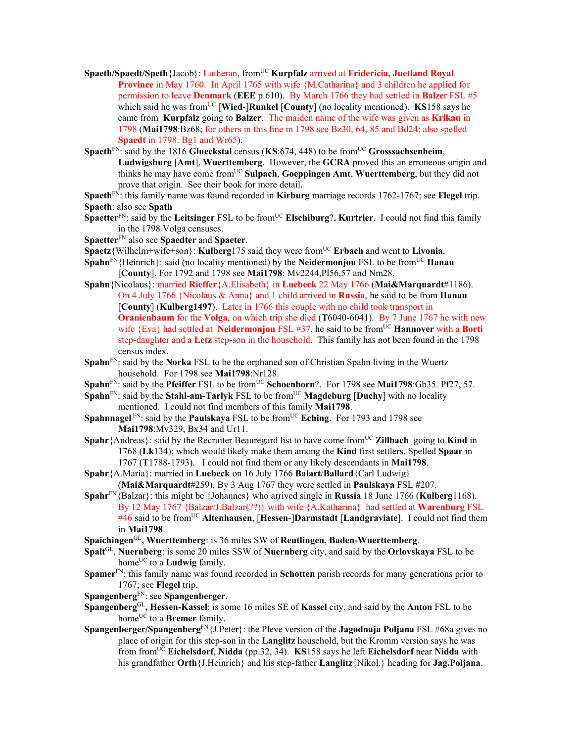**Spaeth/Spaedt/Speth**{Jacob}: Lutheran, from[UC] **Kurpfalz** arrived at **Fridericia, Juetland Royal Province** in May 1760. In April 1765 with wife {M.Catharina} and 3 children he applied for permission to leave **Denmark** (**EEE** p.610). By March 1766 they had settled in **Balze**r FSL #5 which said he was from[UC] [**Wied-**]**Runkel** [**County**] (no locality mentioned). **KS**158 says he came from **Kurpfalz** going to **Balzer**. The maiden name of the wife was given as **Krikau** in 1798 (**Mai1798**:Bz68; for others in this line in 1798 see Bz30, 64, 85 and Bd24; also spelled **Spaedt** in 1798: Bg1 and Wr65).

**Spaeth**[FN]: said by the 1816 **Glueckstal** census (**KS**:674, 448) to be from[UC] **Grosssachsenheim**, **Ludwigsburg** [**Amt**], **Wuerttemberg**. However, the **GCRA** proved this an erroneous origin and thinks he may have come from[UC] **Sulpach**, **Goeppingen Amt**, **Wuerttemberg**, but they did not prove that origin. See their book for more detail.

**Spaeth**[FN]: this family name was found recorded in **Kirburg** marriage records 1762-1767; see **Flegel** trip.

**Spaeth**: also see **Spath**

**Spaetter**[FN]: said by the **Leitsinger** FSL to be from[UC] **Elschiburg**?, **Kurtrier**. I could not find this family in the 1798 Volga censuses.

**Spaetter**[FN] also see **Spaedter** and **Spaeter**.

**Spaetz**{Wilhelm+wife+son}: **Kulberg**175 said they were from[UC] **Erbach** and went to **Livonia**.

**Spahn**[FN]{Heinrich}: said (no locality mentioned) by the **Neidermonjou** FSL to be from[UC] **Hanau** [**County**]. For 1792 and 1798 see **Mai1798**: Mv2244,Pl56,57 and Nm28.

**Spahn**{Nicolaus}: married **Rieffer**{A.Elisabeth} in **Luebeck** 22 May 1766 (**Mai&Marquardt**#1186). On 4 July 1766 {Nicolaus & Anna} and 1 child arrived in **Russia**, he said to be from **Hanau** [**County**] (**Kulberg1497**). Later in 1766 this couple with no child took transport in **Oranienbaum** for the **Volga**, on which trip she died (**T**6040-6041). By 7 June 1767 he with new wife {Eva} had settled at **Neidermonjou** FSL #37, he said to be from[UC] **Hannover** with a **Borti** step-daughter and a **Letz** step-son in the household. This family has not been found in the 1798 census index.

**Spahn**[FN]: said by the **Norka** FSL to be the orphaned son of Christian Spahn living in the Wuertz household. For 1798 see **Mai1798**:Nr128.

**Spahn**[FN]: said by the **Pfeiffer** FSL to be from[UC] **Schoenborn**?. For 1798 see **Mai1798**:Gb35. Pf27, 57.

**Spahn**[FN]: said by the **Stahl-am-Tarlyk** FSL to be from[UC] **Magdeburg** [**Duchy**] with no locality mentioned. I could not find members of this family **Mai1798**.

**Spahnnagel**[FN]: said by the **Paulskaya** FSL to be from[UC] **Eching**. For 1793 and 1798 see **Mai1798**:Mv329, Bx34 and Ur11.

**Spahr**{Andreas}: said by the Recruiter Beauregard list to have come from[UC] **Zillbach** going to **Kind** in 1768 (**Lk**134); which would likely make them among the **Kind** first settlers. Spelled **Spaar** in 1767 (**T**1788-1793). I could not find them or any likely descendants in **Mai1798**.

**Spahr**{A.Maria}: married in **Luebeck** on 16 July 1766 **Balart**/**Ballard**{Carl Ludwig} (**Mai&Marquardt**#259). By 3 Aug 1767 they were settled in **Paulskaya** FSL #207.

**Spahr**[FN]{Balzar}: this might be {Johannes} who arrived single in **Russia** 18 June 1766 (**Kulberg**1168). By 12 May 1767 {Balzar/J.Balzar(??)} with wife {A.Katharina} had settled at **Warenburg** FSL #46 said to be from[UC] **Altenhausen**, [**Hessen-**]**Darmstadt** [**Landgraviate**]. I could not find them in **Mai1798**.

**Spaichingen**[GL]**, Wuerttemberg**: is 36 miles SW of **Reutlingen, Baden-Wuerttemberg**.

**Spalt**[GL], **Nuernberg**: is some 20 miles SSW of **Nuernberg** city, and said by the **Orlovskaya** FSL to be home[UC] to a **Ludwig** family.

**Spamer**[FN]: this family name was found recorded in **Schotten** parish records for many generations prior to 1767; see **Flegel** trip.

**Spangenberg**[FN]: see **Spangenberger.**

**Spangenberg**[GL]**, Hessen-Kassel**: is some 16 miles SE of **Kassel** city, and said by the **Anton** FSL to be home[UC] to a **Bremer** family.

**Spangenberger/Spangenberg**[FN]{J.Peter}: the Pleve version of the **Jagodnaja Poljana** FSL #68a gives no place of origin for this step-son in the **Langlitz** household, but the Kromm version says he was from from[UC] **Eichelsdorf**, **Nidda** (pp.32, 34). **KS**158 says he left **Eichelsdorf** near **Nidda** with his grandfather **Orth**{J.Heinrich} and his step-father **Langlitz**{Nikol.} heading for **Jag.Poljana**.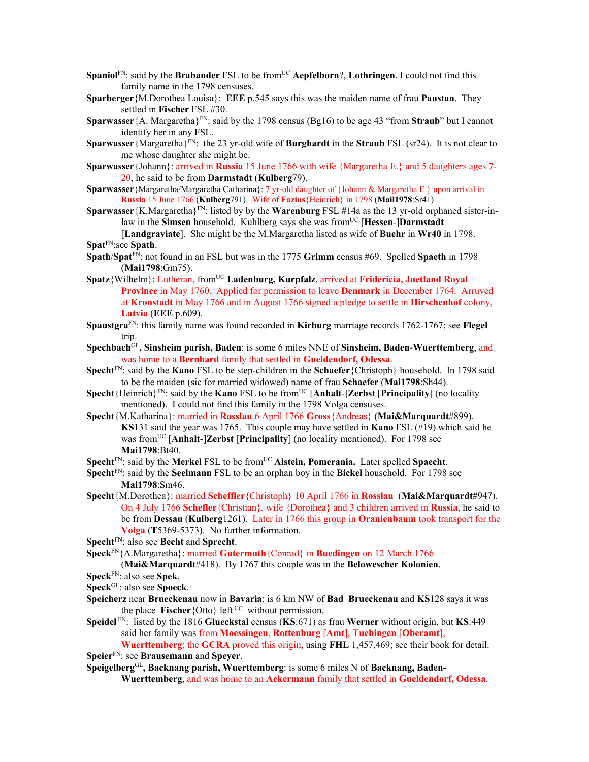**Spaniol**[FN]: said by the **Brabander** FSL to be from[UC] **Aepfelborn**?, **Lothringen**. I could not find this family name in the 1798 censuses.

**Sparberger**{M.Dorothea Louisa}: **EEE** p.545 says this was the maiden name of frau **Paustan**. They settled in **Fischer** FSL #30.

**Sparwasser**{A. Margaretha}[FN]: said by the 1798 census (Bg16) to be age 43 "from **Straub**" but I cannot identify her in any FSL.

**Sparwasser**{Margaretha}[FN]: the 23 yr-old wife of **Burghardt** in the **Straub** FSL (sr24). It is not clear to me whose daughter she might be.

**Sparwasser**{Johann}: arrived in **Russia** 15 June 1766 with wife {Margaretha E.} and 5 daughters ages 7-20, he said to be from **Darmstadt** (**Kulberg**79).

**Sparwasser**{Margaretha/Margaretha Catharina}: 7 yr-old daughter of {Johann & Margaretha E.} upon arrival in **Russia** 15 June 1766 (**Kulberg**791). Wife of **Fazius**{Heinrich} in 1798 (**Mail1978**:Sr41).

**Sparwasser**{K.Margaretha}[FN]: listed by by the **Warenburg** FSL #14a as the 13 yr-old orphaned sister-in-law in the **Simsen** household. Kuhlberg says she was from[UC] [**Hessen**-]**Darmstadt** [**Landgraviate**]. She might be the M.Margaretha listed as wife of **Buehr** in **Wr40** in 1798.

**Spat**[FN]:see **Spath**.

**Spath**/**Spat**[FN]: not found in an FSL but was in the 1775 **Grimm** census #69. Spelled **Spaeth** in 1798 (**Mai1798**:Gm75).

**Spatz**{Wilhelm}: Lutheran, from[UC] **Ladenburg, Kurpfalz**, arrived at **Fridericia, Juetland Royal Province** in May 1760. Applied for permission to leave **Denmark** in December 1764. Arruved at **Kronstadt** in May 1766 and in August 1766 signed a pledge to settle in **Hirschenhof** colony, **Latvia** (**EEE** p.609).

**Spaustgra**[FN]: this family name was found recorded in **Kirburg** marriage records 1762-1767; see **Flegel** trip.

**Spechbach**[GL]**, Sinsheim parish, Baden**: is some 6 miles NNE of **Sinsheim, Baden-Wuerttemberg**, and was home to a **Bernhard** family that settled in **Gueldendorf, Odessa**.

**Specht**[FN]: said by the **Kano** FSL to be step-children in the **Schaefer**{Christoph} household. In 1798 said to be the maiden (sic for married widowed) name of frau **Schaefer** (**Mai1798**:Sh44).

**Specht**{Heinrich}[FN]: said by the **Kano** FSL to be from[UC] [**Anhalt**-]**Zerbst** [**Principality**] (no locality mentioned). I could not find this family in the 1798 Volga censuses.

**Specht**{M.Katharina}: married in **Rosslau** 6 April 1766 **Gross**{Andreas} (**Mai&Marquardt**#899). **KS**131 said the year was 1765. This couple may have settled in **Kano** FSL (#19) which said he was from[UC] [**Anhalt**-]**Zerbst** [**Principality**] (no locality mentioned). For 1798 see **Mai1798**:Bt40.

**Specht**[FN]: said by the **Merkel** FSL to be from[UC] **Alstein, Pomerania.** Later spelled **Spaecht**.

**Specht**[FN]: said by the **Seelmann** FSL to be an orphan boy in the **Bickel** household. For 1798 see **Mai1798**:Sm46.

**Specht**{M.Dorothea}: married **Scheffler**{Christoph} 10 April 1766 in **Rosslau** (**Mai&Marquardt**#947). On 4 July 1766 **Schefler**{Christian}, wife {Dorothea} and 3 children arrived in **Russia**, he said to be from **Dessau** (**Kulberg**1261). Later in 1766 this group in **Oranienbaum** took transport for the **Volga** (**T**5369-5373). No further information.

**Specht**[FN]: also see **Becht** and **Sprecht**.

**Speck**[FN]{A.Margaretha}: married **Gutermuth**{Conrad} in **Buedingen** on 12 March 1766 (**Mai&Marquardt**#418). By 1767 this couple was in the **Belowescher Kolonien**.

**Speck**[FN]: also see **Spek**.

**Speck**[GL]: also see **Spoeck**.

**Speicherz** near **Brueckenau** now in **Bavaria**: is 6 km NW of **Bad Brueckenau** and **KS**128 says it was the place **Fischer**{Otto} left[UC] without permission.

**Speidel**[FN]: listed by the 1816 **Glueckstal** census (**KS**:671) as frau **Werner** without origin, but **KS**:449 said her family was from **Moessingen**, **Rottenburg** [**Amt**], **Tuebingen** [**Oberamt**], **Wuerttemberg**; the **GCRA** proved this origin, using **FHL** 1,457,469; see their book for detail.

**Speier**[FN]: see **Brausemann** and **Speyer**.

**Speigelberg**[GL]**, Backnang parish, Wuerttemberg**: is some 6 miles N of **Backnang, Baden-Wuerttemberg**, and was home to an **Ackermann** family that settled in **Gueldendorf, Odessa**.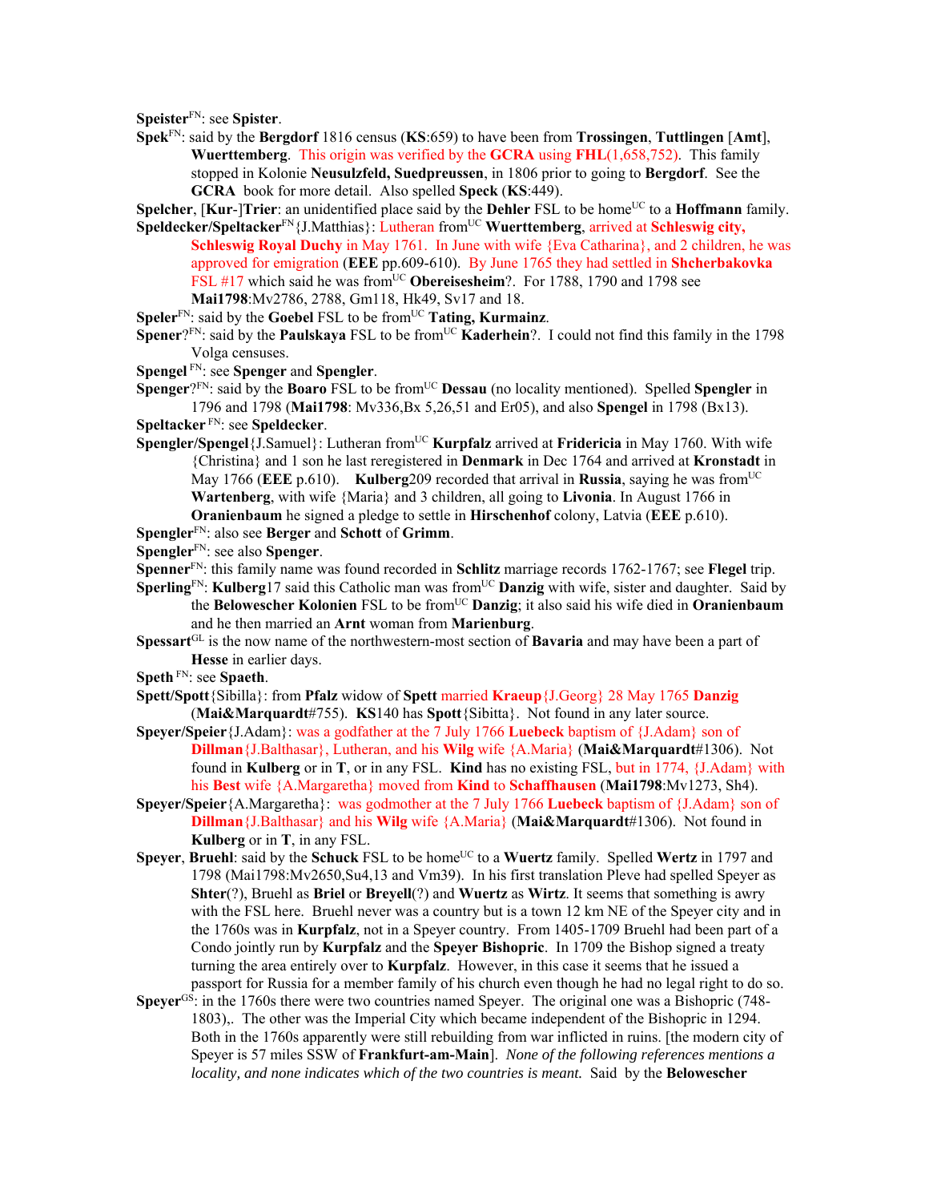**Speister**[FN]: see **Spister**.

**Spek**[FN]: said by the **Bergdorf** 1816 census (**KS**:659) to have been from **Trossingen**, **Tuttlingen** [**Amt**], **Wuerttemberg**. This origin was verified by the **GCRA** using **FHL**(1,658,752). This family stopped in Kolonie **Neusulzfeld, Suedpreussen**, in 1806 prior to going to **Bergdorf**. See the **GCRA** book for more detail. Also spelled **Speck** (**KS**:449).

**Spelcher**, [**Kur**-]**Trier**: an unidentified place said by the **Dehler** FSL to be home[UC] to a **Hoffmann** family.

**Speldecker/Speltacker**[FN]{J.Matthias}: Lutheran from[UC] **Wuerttemberg**, arrived at **Schleswig city, Schleswig Royal Duchy** in May 1761. In June with wife {Eva Catharina}, and 2 children, he was approved for emigration (**EEE** pp.609-610). By June 1765 they had settled in **Shcherbakovka** FSL #17 which said he was from[UC] **Obereisesheim**?. For 1788, 1790 and 1798 see **Mai1798**:Mv2786, 2788, Gm118, Hk49, Sv17 and 18.

**Speler**[FN]: said by the **Goebel** FSL to be from[UC] **Tating, Kurmainz**.

**Spener**?[FN]: said by the **Paulskaya** FSL to be from[UC] **Kaderhein**?. I could not find this family in the 1798 Volga censuses.

**Spengel** [FN]: see **Spenger** and **Spengler**.

**Spenger**?[FN]: said by the **Boaro** FSL to be from[UC] **Dessau** (no locality mentioned). Spelled **Spengler** in 1796 and 1798 (**Mai1798**: Mv336,Bx 5,26,51 and Er05), and also **Spengel** in 1798 (Bx13).

**Speltacker** [FN]: see **Speldecker**.

**Spengler/Spengel**{J.Samuel}: Lutheran from[UC] **Kurpfalz** arrived at **Fridericia** in May 1760. With wife {Christina} and 1 son he last reregistered in **Denmark** in Dec 1764 and arrived at **Kronstadt** in May 1766 (**EEE** p.610). **Kulberg**209 recorded that arrival in **Russia**, saying he was from[UC] **Wartenberg**, with wife {Maria} and 3 children, all going to **Livonia**. In August 1766 in **Oranienbaum** he signed a pledge to settle in **Hirschenhof** colony, Latvia (**EEE** p.610).

**Spengler**[FN]: also see **Berger** and **Schott** of **Grimm**.

**Spengler**[FN]: see also **Spenger**.

**Spenner**[FN]: this family name was found recorded in **Schlitz** marriage records 1762-1767; see **Flegel** trip.

**Sperling**[FN]: **Kulberg**17 said this Catholic man was from[UC] **Danzig** with wife, sister and daughter. Said by the **Belowescher Kolonien** FSL to be from[UC] **Danzig**; it also said his wife died in **Oranienbaum** and he then married an **Arnt** woman from **Marienburg**.

**Spessart**[GL] is the now name of the northwestern-most section of **Bavaria** and may have been a part of **Hesse** in earlier days.

**Speth** [FN]: see **Spaeth**.

**Spett/Spott**{Sibilla}: from **Pfalz** widow of **Spett** married **Kraeup**{J.Georg} 28 May 1765 **Danzig** (**Mai&Marquardt**#755). **KS**140 has **Spott**{Sibitta}. Not found in any later source.

**Speyer/Speier**{J.Adam}: was a godfather at the 7 July 1766 **Luebeck** baptism of {J.Adam} son of **Dillman**{J.Balthasar}, Lutheran, and his **Wilg** wife {A.Maria} (**Mai&Marquardt**#1306). Not found in **Kulberg** or in **T**, or in any FSL. **Kind** has no existing FSL, but in 1774, {J.Adam} with his **Best** wife {A.Margaretha} moved from **Kind** to **Schaffhausen** (**Mai1798**:Mv1273, Sh4).

**Speyer/Speier**{A.Margaretha}: was godmother at the 7 July 1766 **Luebeck** baptism of {J.Adam} son of **Dillman**{J.Balthasar} and his **Wilg** wife {A.Maria} (**Mai&Marquardt**#1306). Not found in **Kulberg** or in **T**, in any FSL.

**Speyer**, **Bruehl**: said by the **Schuck** FSL to be home[UC] to a **Wuertz** family. Spelled **Wertz** in 1797 and 1798 (Mai1798:Mv2650,Su4,13 and Vm39). In his first translation Pleve had spelled Speyer as **Shter**(?), Bruehl as **Briel** or **Breyell**(?) and **Wuertz** as **Wirtz**. It seems that something is awry with the FSL here. Bruehl never was a country but is a town 12 km NE of the Speyer city and in the 1760s was in **Kurpfalz**, not in a Speyer country. From 1405-1709 Bruehl had been part of a Condo jointly run by **Kurpfalz** and the **Speyer Bishopric**. In 1709 the Bishop signed a treaty turning the area entirely over to **Kurpfalz**. However, in this case it seems that he issued a passport for Russia for a member family of his church even though he had no legal right to do so.

**Speyer**[GS]: in the 1760s there were two countries named Speyer. The original one was a Bishopric (748-1803),. The other was the Imperial City which became independent of the Bishopric in 1294. Both in the 1760s apparently were still rebuilding from war inflicted in ruins. [the modern city of Speyer is 57 miles SSW of **Frankfurt-am-Main**]. *None of the following references mentions a locality, and none indicates which of the two countries is meant.* Said by the **Belowescher**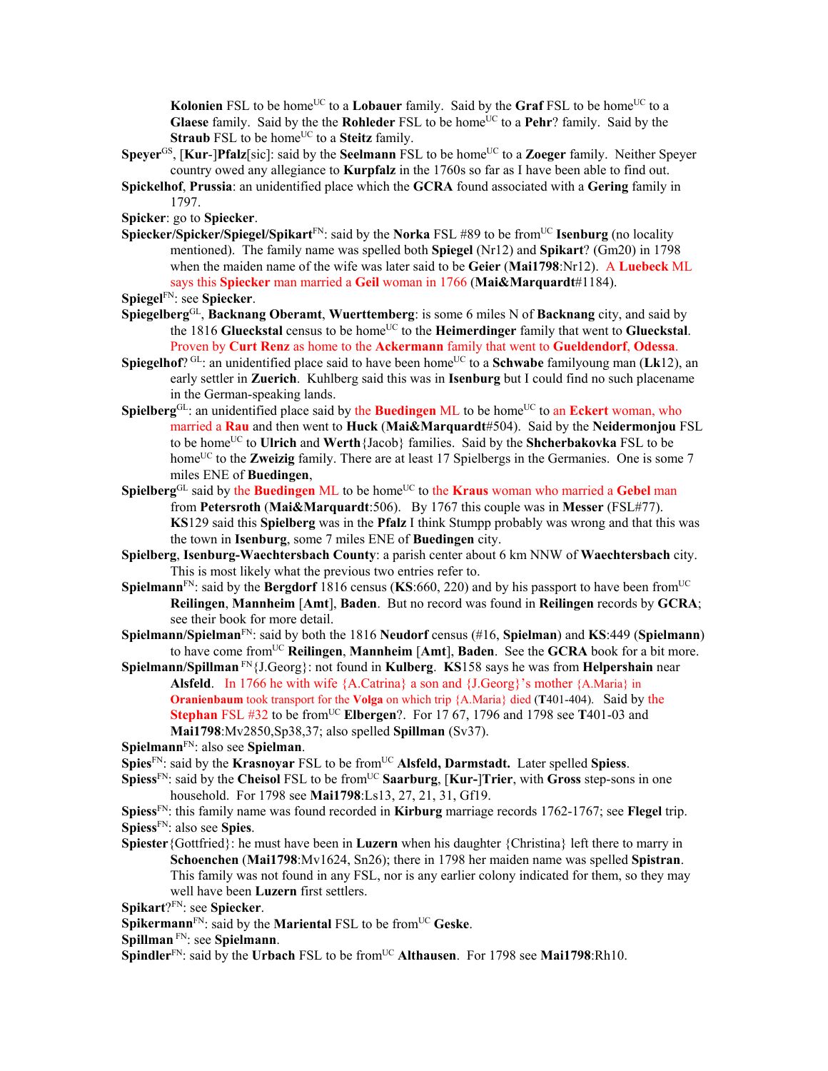**Kolonien** FSL to be home[UC] to a **Lobauer** family. Said by the **Graf** FSL to be home[UC] to a **Glaese** family. Said by the the **Rohleder** FSL to be home[UC] to a **Pehr**? family. Said by the **Straub** FSL to be home[UC] to a **Steitz** family.

**Speyer**[GS], [**Kur**-]**Pfalz**[sic]: said by the **Seelmann** FSL to be home[UC] to a **Zoeger** family. Neither Speyer country owed any allegiance to **Kurpfalz** in the 1760s so far as I have been able to find out.

**Spickelhof**, **Prussia**: an unidentified place which the **GCRA** found associated with a **Gering** family in 1797.

**Spicker**: go to **Spiecker**.

**Spiecker/Spicker/Spiegel/Spikart**[FN]: said by the **Norka** FSL #89 to be from[UC] **Isenburg** (no locality mentioned). The family name was spelled both **Spiegel** (Nr12) and **Spikart**? (Gm20) in 1798 when the maiden name of the wife was later said to be **Geier** (**Mai1798**:Nr12). A **Luebeck** ML says this **Spiecker** man married a **Geil** woman in 1766 (**Mai&Marquardt**#1184).

**Spiegel**[FN]: see **Spiecker**.

**Spiegelberg**[GL], **Backnang Oberamt**, **Wuerttemberg**: is some 6 miles N of **Backnang** city, and said by the 1816 **Glueckstal** census to be home[UC] to the **Heimerdinger** family that went to **Glueckstal**. Proven by **Curt Renz** as home to the **Ackermann** family that went to **Gueldendorf**, **Odessa**.

**Spiegelhof**? [GL]: an unidentified place said to have been home[UC] to a **Schwabe** familyoung man (**Lk**12), an early settler in **Zuerich**. Kuhlberg said this was in **Isenburg** but I could find no such placename in the German-speaking lands.

**Spielberg**[GL]: an unidentified place said by the **Buedingen** ML to be home[UC] to an **Eckert** woman, who married a **Rau** and then went to **Huck** (**Mai&Marquardt**#504). Said by the **Neidermonjou** FSL to be home[UC] to **Ulrich** and **Werth**{Jacob} families. Said by the **Shcherbakovka** FSL to be home[UC] to the **Zweizig** family. There are at least 17 Spielbergs in the Germanies. One is some 7 miles ENE of **Buedingen**,

**Spielberg**[GL] said by the **Buedingen** ML to be home[UC] to the **Kraus** woman who married a **Gebel** man from **Petersroth** (**Mai&Marquardt**:506). By 1767 this couple was in **Messer** (FSL#77). **KS**129 said this **Spielberg** was in the **Pfalz** I think Stumpp probably was wrong and that this was the town in **Isenburg**, some 7 miles ENE of **Buedingen** city.

**Spielberg**, **Isenburg-Waechtersbach County**: a parish center about 6 km NNW of **Waechtersbach** city. This is most likely what the previous two entries refer to.

**Spielmann**[FN]: said by the **Bergdorf** 1816 census (**KS**:660, 220) and by his passport to have been from[UC] **Reilingen**, **Mannheim** [**Amt**], **Baden**. But no record was found in **Reilingen** records by **GCRA**; see their book for more detail.

**Spielmann/Spielman**[FN]: said by both the 1816 **Neudorf** census (#16, **Spielman**) and **KS**:449 (**Spielmann**) to have come from[UC] **Reilingen**, **Mannheim** [**Amt**], **Baden**. See the **GCRA** book for a bit more.

**Spielmann/Spillman** [FN]{J.Georg}: not found in **Kulberg**. **KS**158 says he was from **Helpershain** near **Alsfeld**. In 1766 he with wife {A.Catrina} a son and {J.Georg}'s mother {A.Maria} in **Oranienbaum** took transport for the **Volga** on which trip {A.Maria} died (**T**401-404). Said by the **Stephan** FSL #32 to be from[UC] **Elbergen**?. For 17 67, 1796 and 1798 see **T**401-03 and **Mai1798**:Mv2850,Sp38,37; also spelled **Spillman** (Sv37).

**Spielmann**[FN]: also see **Spielman**.

**Spies**[FN]: said by the **Krasnoyar** FSL to be from[UC] **Alsfeld, Darmstadt.** Later spelled **Spiess**.

**Spiess**[FN]: said by the **Cheisol** FSL to be from[UC] **Saarburg**, [**Kur-**]**Trier**, with **Gross** step-sons in one household. For 1798 see **Mai1798**:Ls13, 27, 21, 31, Gf19.

**Spiess**[FN]: this family name was found recorded in **Kirburg** marriage records 1762-1767; see **Flegel** trip.

**Spiess**[FN]: also see **Spies**.

**Spiester**{Gottfried}: he must have been in **Luzern** when his daughter {Christina} left there to marry in **Schoenchen** (**Mai1798**:Mv1624, Sn26); there in 1798 her maiden name was spelled **Spistran**. This family was not found in any FSL, nor is any earlier colony indicated for them, so they may well have been **Luzern** first settlers.

**Spikart**?[FN]: see **Spiecker**.

**Spikermann**[FN]: said by the **Mariental** FSL to be from[UC] **Geske**.

**Spillman** [FN]: see **Spielmann**.

**Spindler**[FN]: said by the **Urbach** FSL to be from[UC] **Althausen**. For 1798 see **Mai1798**:Rh10.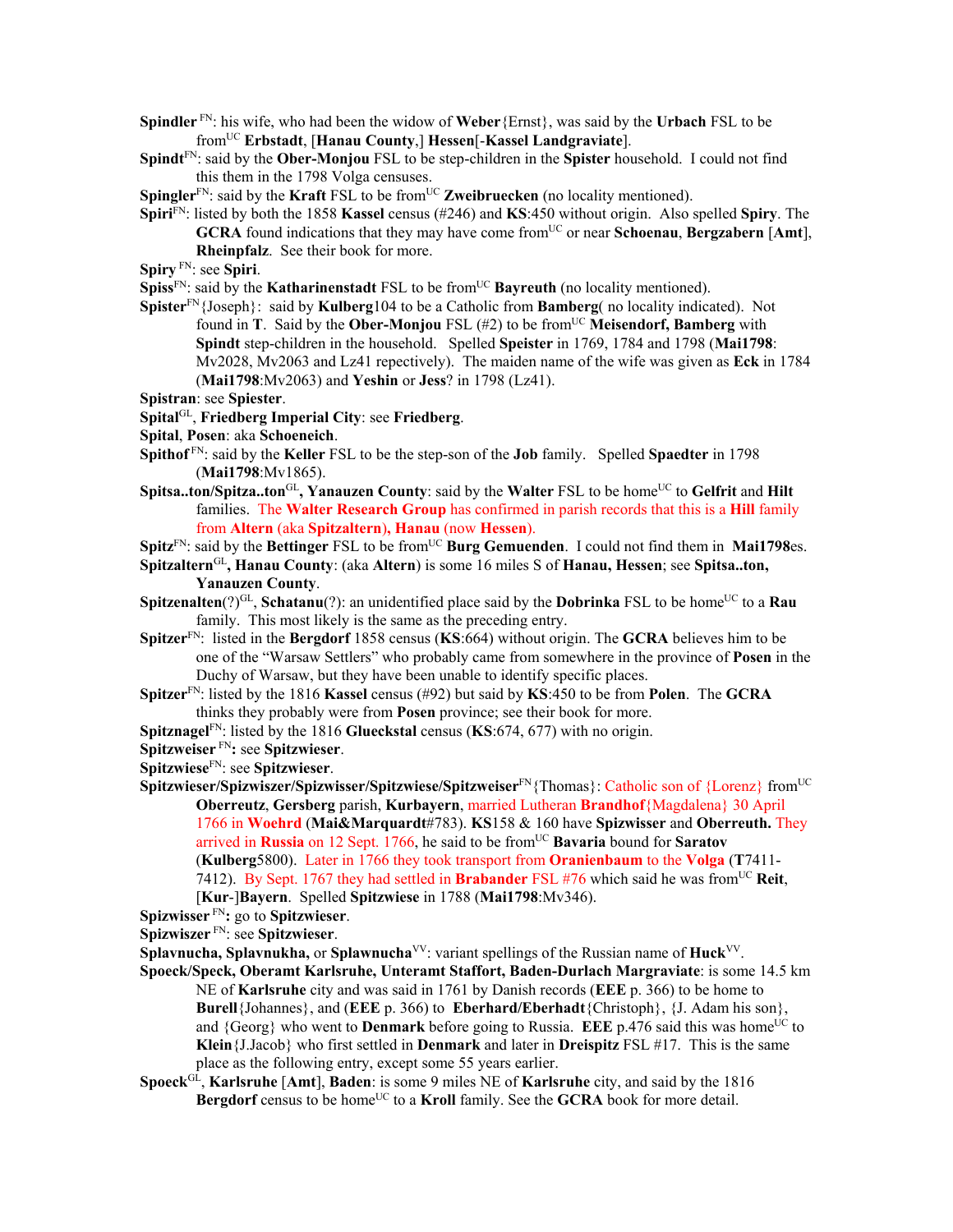**Spindler** [FN]: his wife, who had been the widow of **Weber**{Ernst}, was said by the **Urbach** FSL to be from[UC] **Erbstadt**, [**Hanau County**,] **Hessen**[-**Kassel Landgraviate**].

**Spindt**[FN]: said by the **Ober-Monjou** FSL to be step-children in the **Spister** household. I could not find this them in the 1798 Volga censuses.

**Spingler**[FN]: said by the **Kraft** FSL to be from[UC] **Zweibruecken** (no locality mentioned).

**Spiri**[FN]: listed by both the 1858 **Kassel** census (#246) and **KS**:450 without origin. Also spelled **Spiry**. The **GCRA** found indications that they may have come from[UC] or near **Schoenau**, **Bergzabern** [**Amt**], **Rheinpfalz**. See their book for more.

**Spiry** [FN]: see **Spiri**.

**Spiss**[FN]: said by the **Katharinenstadt** FSL to be from[UC] **Bayreuth** (no locality mentioned).

**Spister**[FN]{Joseph}: said by **Kulberg**104 to be a Catholic from **Bamberg**( no locality indicated). Not found in **T**. Said by the **Ober-Monjou** FSL (#2) to be from[UC] **Meisendorf, Bamberg** with **Spindt** step-children in the household. Spelled **Speister** in 1769, 1784 and 1798 (**Mai1798**: Mv2028, Mv2063 and Lz41 repectively). The maiden name of the wife was given as **Eck** in 1784 (**Mai1798**:Mv2063) and **Yeshin** or **Jess**? in 1798 (Lz41).

**Spistran**: see **Spiester**.

**Spital**[GL], **Friedberg Imperial City**: see **Friedberg**.

**Spital**, **Posen**: aka **Schoeneich**.

**Spithof** [FN]: said by the **Keller** FSL to be the step-son of the **Job** family. Spelled **Spaedter** in 1798 (**Mai1798**:Mv1865).

**Spitsa..ton/Spitza..ton**[GL]**, Yanauzen County**: said by the **Walter** FSL to be home[UC] to **Gelfrit** and **Hilt** families. The **Walter Research Group** has confirmed in parish records that this is a **Hill** family from **Altern** (aka **Spitzaltern**), **Hanau** (now **Hessen**).

**Spitz**[FN]: said by the **Bettinger** FSL to be from[UC] **Burg Gemuenden**. I could not find them in **Mai1798**es.

**Spitzaltern**[GL]**, Hanau County**: (aka **Altern**) is some 16 miles S of **Hanau, Hessen**; see **Spitsa..ton, Yanauzen County**.

**Spitzenalten**(?)[GL], **Schatanu**(?): an unidentified place said by the **Dobrinka** FSL to be home[UC] to a **Rau** family. This most likely is the same as the preceding entry.

**Spitzer**[FN]: listed in the **Bergdorf** 1858 census (**KS**:664) without origin. The **GCRA** believes him to be one of the "Warsaw Settlers" who probably came from somewhere in the province of **Posen** in the Duchy of Warsaw, but they have been unable to identify specific places.

**Spitzer**[FN]: listed by the 1816 **Kassel** census (#92) but said by **KS**:450 to be from **Polen**. The **GCRA** thinks they probably were from **Posen** province; see their book for more.

**Spitznagel**[FN]: listed by the 1816 **Glueckstal** census (**KS**:674, 677) with no origin.

**Spitzweiser** [FN]**:** see **Spitzwieser**.

**Spitzwiese**[FN]: see **Spitzwieser**.

**Spitzwieser/Spizwiszer/Spizwisser/Spitzwiese/Spitzweiser**[FN]{Thomas}: Catholic son of {Lorenz} from[UC] **Oberreutz**, **Gersberg** parish, **Kurbayern**, married Lutheran **Brandhof**{Magdalena} 30 April 1766 in **Woehrd** (**Mai&Marquardt**#783). **KS**158 & 160 have **Spizwisser** and **Oberreuth.** They arrived in **Russia** on 12 Sept. 1766, he said to be from[UC] **Bavaria** bound for **Saratov** (**Kulberg**5800). Later in 1766 they took transport from **Oranienbaum** to the **Volga** (**T**7411-7412). By Sept. 1767 they had settled in **Brabander** FSL #76 which said he was from[UC] **Reit**, [**Kur**-]**Bayern**. Spelled **Spitzwiese** in 1788 (**Mai1798**:Mv346).

**Spizwisser** [FN]**:** go to **Spitzwieser**.

**Spizwiszer** [FN]: see **Spitzwieser**.

**Splavnucha, Splavnukha,** or **Splawnucha**[VV]: variant spellings of the Russian name of **Huck**[VV].

**Spoeck/Speck, Oberamt Karlsruhe, Unteramt Staffort, Baden-Durlach Margraviate**: is some 14.5 km NE of **Karlsruhe** city and was said in 1761 by Danish records (**EEE** p. 366) to be home to **Burell**{Johannes}, and (**EEE** p. 366) to **Eberhard/Eberhadt**{Christoph}, {J. Adam his son}, and {Georg} who went to **Denmark** before going to Russia. **EEE** p.476 said this was home[UC] to **Klein**{J.Jacob} who first settled in **Denmark** and later in **Dreispitz** FSL #17. This is the same place as the following entry, except some 55 years earlier.

**Spoeck**[GL], **Karlsruhe** [**Amt**], **Baden**: is some 9 miles NE of **Karlsruhe** city, and said by the 1816 **Bergdorf** census to be home[UC] to a **Kroll** family. See the **GCRA** book for more detail.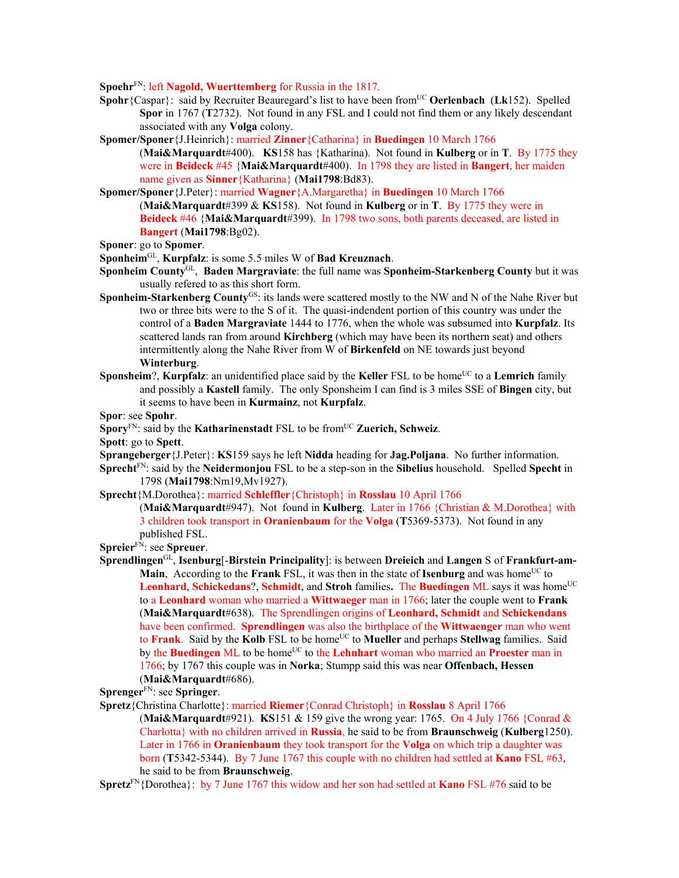**Spoehr**[FN]: left **Nagold, Wuerttemberg** for Russia in the 1817.

**Spohr**{Caspar}: said by Recruiter Beauregard's list to have been from[UC] **Oerlenbach** (**Lk**152). Spelled **Spor** in 1767 (**T**2732). Not found in any FSL and I could not find them or any likely descendant associated with any **Volga** colony.

**Spomer/Sponer**{J.Heinrich}: married **Zinner**{Catharina} in **Buedingen** 10 March 1766 (**Mai&Marquardt**#400). **KS**158 has {Katharina}. Not found in **Kulberg** or in **T**. By 1775 they were in **Beideck** #45 {**Mai&Marquardt**#400). In 1798 they are listed in **Bangert**, her maiden name given as **Sinner**{Katharina} (**Mai1798**:Bd83).

**Spomer/Sponer**{J.Peter}: married **Wagner**{A.Margaretha} in **Buedingen** 10 March 1766 (**Mai&Marquardt**#399 & **KS**158). Not found in **Kulberg** or in **T**. By 1775 they were in **Beideck** #46 {**Mai&Marquardt**#399). In 1798 two sons, both parents deceased, are listed in **Bangert** (**Mai1798**:Bg02).

**Sponer**: go to **Spomer**.

**Sponheim**[GL], **Kurpfalz**: is some 5.5 miles W of **Bad Kreuznach**.

**Sponheim County**[GL], **Baden Margraviate**: the full name was **Sponheim-Starkenberg County** but it was usually refered to as this short form.

**Sponheim-Starkenberg County**[GS]: its lands were scattered mostly to the NW and N of the Nahe River but two or three bits were to the S of it. The quasi-indendent portion of this country was under the control of a **Baden Margraviate** 1444 to 1776, when the whole was subsumed into **Kurpfalz**. Its scattered lands ran from around **Kirchberg** (which may have been its northern seat) and others intermittently along the Nahe River from W of **Birkenfeld** on NE towards just beyond **Winterburg**.

**Sponsheim**?, **Kurpfalz**: an unidentified place said by the **Keller** FSL to be home[UC] to a **Lemrich** family and possibly a **Kastell** family. The only Sponsheim I can find is 3 miles SSE of **Bingen** city, but it seems to have been in **Kurmainz**, not **Kurpfalz**.

**Spor**: see **Spohr**.

**Spory**[FN]: said by the **Katharinenstadt** FSL to be from[UC] **Zuerich, Schweiz**.

**Spott**: go to **Spett**.

**Sprangeberger**{J.Peter}: **KS**159 says he left **Nidda** heading for **Jag.Poljana**. No further information.

**Sprecht**[FN]: said by the **Neidermonjou** FSL to be a step-son in the **Sibelius** household. Spelled **Specht** in 1798 (**Mai1798**:Nm19,Mv1927).

**Sprecht**{M.Dorothea}: married **Schleffler**{Christoph} in **Rosslau** 10 April 1766 (**Mai&Marquardt**#947). Not found in **Kulberg**. Later in 1766 {Christian & M.Dorothea} with 3 children took transport in **Oranienbaum** for the **Volga** (**T**5369-5373). Not found in any published FSL.

**Spreier**[FN]: see **Spreuer**.

**Sprendlingen**[GL], **Isenburg**[-**Birstein Principality**]: is between **Dreieich** and **Langen** S of **Frankfurt-am-Main**, According to the **Frank** FSL, it was then in the state of **Isenburg** and was home[UC] to **Leonhard**, **Schickedans**?, **Schmidt**, and **Stroh** families**.** The **Buedingen** ML says it was home[UC] to a **Leonhard** woman who married a **Wittwaeger** man in 1766; later the couple went to **Frank** (**Mai&Marquardt**#638). The Sprendlingen origins of **Leonhard, Schmidt** and **Schickendans** have been confirmed. **Sprendlingen** was also the birthplace of the **Wittwaenger** man who went to **Frank**. Said by the **Kolb** FSL to be home[UC] to **Mueller** and perhaps **Stellwag** families. Said by the **Buedingen** ML to be home[UC] to the **Lehnhart** woman who married an **Proester** man in 1766; by 1767 this couple was in **Norka**; Stumpp said this was near **Offenbach, Hessen** (**Mai&Marquardt**#686).

**Sprenger**[FN]: see **Springer**.

**Spretz**{Christina Charlotte}: married **Riemer**{Conrad Christoph} in **Rosslau** 8 April 1766 (**Mai&Marquardt**#921). **KS**151 & 159 give the wrong year: 1765. On 4 July 1766 {Conrad & Charlotta} with no children arrived in **Russia**, he said to be from **Braunschweig** (**Kulberg**1250). Later in 1766 in **Oranienbaum** they took transport for the **Volga** on which trip a daughter was born (**T**5342-5344). By 7 June 1767 this couple with no children had settled at **Kano** FSL #63, he said to be from **Braunschweig**.

**Spretz**[FN]{Dorothea}: by 7 June 1767 this widow and her son had settled at **Kano** FSL #76 said to be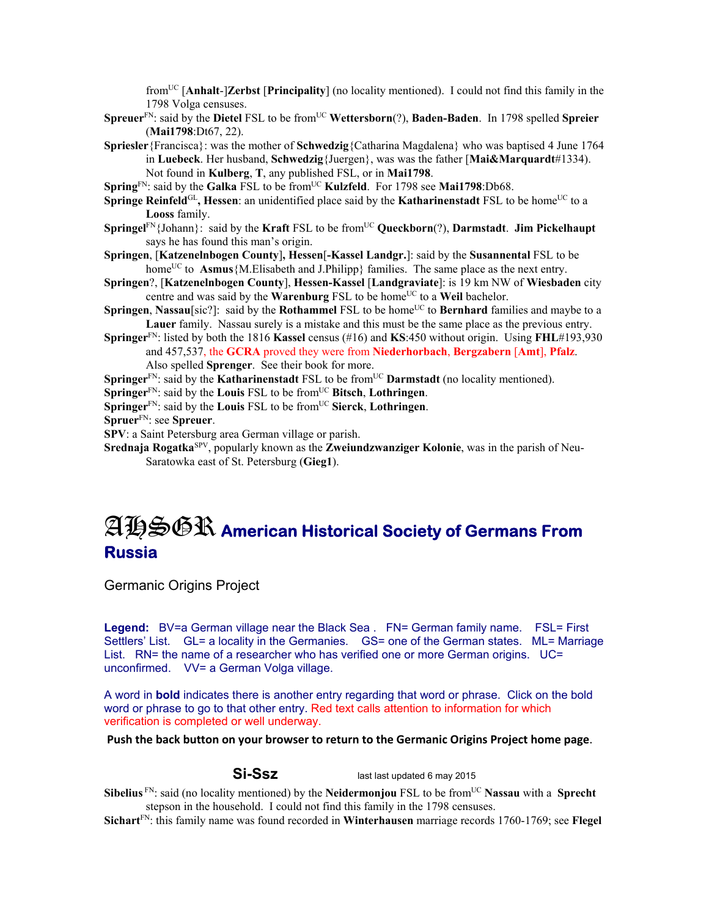from[UC] [**Anhalt**-]**Zerbst** [**Principality**] (no locality mentioned). I could not find this family in the 1798 Volga censuses.

**Spreuer**[FN]: said by the **Dietel** FSL to be from[UC] **Wettersborn**(?), **Baden-Baden**. In 1798 spelled **Spreier** (**Mai1798**:Dt67, 22).

**Spriesler**{Francisca}: was the mother of **Schwedzig**{Catharina Magdalena} who was baptised 4 June 1764 in **Luebeck**. Her husband, **Schwedzig**{Juergen}, was the father [**Mai&Marquardt**#1334). Not found in **Kulberg**, **T**, any published FSL, or in **Mai1798**.

**Spring**[FN]: said by the **Galka** FSL to be from[UC] **Kulzfeld**. For 1798 see **Mai1798**:Db68.

**Springe Reinfeld**[GL]**, Hessen**: an unidentified place said by the **Katharinenstadt** FSL to be home[UC] to a **Looss** family.

**Springel**[FN]{Johann}: said by the **Kraft** FSL to be from[UC] **Queckborn**(?), **Darmstadt**. **Jim Pickelhaupt** says he has found this man's origin.

**Springen**, [**Katzenelnbogen County**]**, Hessen**[**-Kassel Landgr.**]: said by the **Susannental** FSL to be home[UC] to **Asmus**{M.Elisabeth and J.Philipp} families. The same place as the next entry.

**Springen**?, [**Katzenelnbogen County**], **Hessen-Kassel** [**Landgraviate**]: is 19 km NW of **Wiesbaden** city centre and was said by the **Warenburg** FSL to be home[UC] to a **Weil** bachelor.

**Springen**, **Nassau**[sic?]: said by the **Rothammel** FSL to be home[UC] to **Bernhard** families and maybe to a **Lauer** family. Nassau surely is a mistake and this must be the same place as the previous entry.

**Springer**[FN]: listed by both the 1816 **Kassel** census (#16) and **KS**:450 without origin. Using **FHL**#193,930 and 457,537, the **GCRA** proved they were from **Niederhorbach**, **Bergzabern** [**Amt**], **Pfalz**. Also spelled **Sprenger**. See their book for more.

**Springer**[FN]: said by the **Katharinenstadt** FSL to be from[UC] **Darmstadt** (no locality mentioned).

**Springer**[FN]: said by the **Louis** FSL to be from[UC] **Bitsch**, **Lothringen**.

**Springer**[FN]: said by the **Louis** FSL to be from[UC] **Sierck**, **Lothringen**.

**Spruer**[FN]: see **Spreuer**.

**SPV**: a Saint Petersburg area German village or parish.

**Srednaja Rogatka**[SPV], popularly known as the **Zweiundzwanziger Kolonie**, was in the parish of Neu-Saratowka east of St. Petersburg (**Gieg1**).

# AHSGR American Historical Society of Germans From Russia

## Germanic Origins Project

**Legend:** BV=a German village near the Black Sea . FN= German family name. FSL= First Settlers' List. GL= a locality in the Germanies. GS= one of the German states. ML= Marriage List. RN= the name of a researcher who has verified one or more German origins. UC= unconfirmed. VV= a German Volga village.

A word in **bold** indicates there is another entry regarding that word or phrase. Click on the bold word or phrase to go to that other entry. Red text calls attention to information for which verification is completed or well underway.

**Push the back button on your browser to return to the Germanic Origins Project home page**.

## Si-Ssz

last last updated 6 may 2015

**Sibelius** [FN]: said (no locality mentioned) by the **Neidermonjou** FSL to be from[UC] **Nassau** with a **Sprecht** stepson in the household. I could not find this family in the 1798 censuses.

**Sichart**[FN]: this family name was found recorded in **Winterhausen** marriage records 1760-1769; see **Flegel**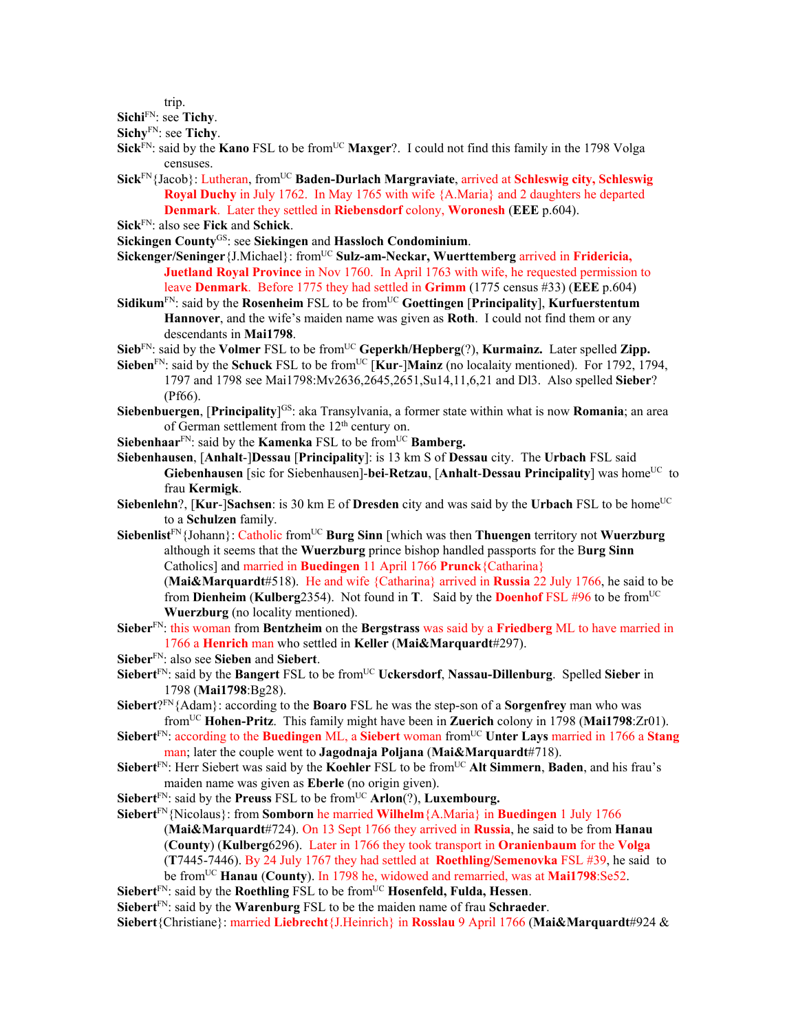trip.

**Sichi**[FN]: see **Tichy**.

**Sichy**[FN]: see **Tichy**.

**Sick**[FN]: said by the **Kano** FSL to be from[UC] **Maxger**?. I could not find this family in the 1798 Volga censuses.

**Sick**[FN]{Jacob}: Lutheran, from[UC] **Baden-Durlach Margraviate**, arrived at **Schleswig city, Schleswig Royal Duchy** in July 1762. In May 1765 with wife {A.Maria} and 2 daughters he departed **Denmark**. Later they settled in **Riebensdorf** colony, **Woronesh** (**EEE** p.604).

**Sick**[FN]: also see **Fick** and **Schick**.

**Sickingen County**[GS]: see **Siekingen** and **Hassloch Condominium**.

**Sickenger/Seninger**{J.Michael}: from[UC] **Sulz-am-Neckar, Wuerttemberg** arrived in **Fridericia, Juetland Royal Province** in Nov 1760. In April 1763 with wife, he requested permission to leave **Denmark**. Before 1775 they had settled in **Grimm** (1775 census #33) (**EEE** p.604)

**Sidikum**[FN]: said by the **Rosenheim** FSL to be from[UC] **Goettingen** [**Principality**], **Kurfuerstentum Hannover**, and the wife's maiden name was given as **Roth**. I could not find them or any descendants in **Mai1798**.

**Sieb**[FN]: said by the **Volmer** FSL to be from[UC] **Geperkh/Hepberg**(?), **Kurmainz.** Later spelled **Zipp.**

**Sieben**[FN]: said by the **Schuck** FSL to be from[UC] [**Kur**-]**Mainz** (no localaity mentioned). For 1792, 1794, 1797 and 1798 see Mai1798:Mv2636,2645,2651,Su14,11,6,21 and Dl3. Also spelled **Sieber**? (Pf66).

**Siebenbuergen**, [**Principality**][GS]: aka Transylvania, a former state within what is now **Romania**; an area of German settlement from the 12th century on.

**Siebenhaar**[FN]: said by the **Kamenka** FSL to be from[UC] **Bamberg.**

**Siebenhausen**, [**Anhalt**-]**Dessau** [**Principality**]: is 13 km S of **Dessau** city. The **Urbach** FSL said **Giebenhausen** [sic for Siebenhausen]-**bei-Retzau**, [**Anhalt-Dessau Principality**] was home[UC] to frau **Kermigk**.

**Siebenlehn**?, [**Kur**-]**Sachsen**: is 30 km E of **Dresden** city and was said by the **Urbach** FSL to be home[UC] to a **Schulzen** family.

**Siebenlist**[FN]{Johann}: Catholic from[UC] **Burg Sinn** [which was then **Thuengen** territory not **Wuerzburg** although it seems that the **Wuerzburg** prince bishop handled passports for the B**urg Sinn** Catholics] and married in **Buedingen** 11 April 1766 **Prunck**{Catharina} (**Mai&Marquardt**#518). He and wife {Catharina} arrived in **Russia** 22 July 1766, he said to be from **Dienheim** (**Kulberg**2354). Not found in **T**. Said by the **Doenhof** FSL #96 to be from[UC] **Wuerzburg** (no locality mentioned).

**Sieber**[FN]: this woman from **Bentzheim** on the **Bergstrass** was said by a **Friedberg** ML to have married in 1766 a **Henrich** man who settled in **Keller** (**Mai&Marquardt**#297).

**Sieber**[FN]: also see **Sieben** and **Siebert**.

**Siebert**[FN]: said by the **Bangert** FSL to be from[UC] **Uckersdorf**, **Nassau-Dillenburg**. Spelled **Sieber** in 1798 (**Mai1798**:Bg28).

**Siebert**?[FN]{Adam}: according to the **Boaro** FSL he was the step-son of a **Sorgenfrey** man who was from[UC] **Hohen-Pritz**. This family might have been in **Zuerich** colony in 1798 (**Mai1798**:Zr01).

**Siebert**[FN]: according to the **Buedingen** ML, a **Siebert** woman from[UC] **Unter Lays** married in 1766 a **Stang** man; later the couple went to **Jagodnaja Poljana** (**Mai&Marquardt**#718).

**Siebert**[FN]: Herr Siebert was said by the **Koehler** FSL to be from[UC] **Alt Simmern**, **Baden**, and his frau's maiden name was given as **Eberle** (no origin given).

**Siebert**[FN]: said by the **Preuss** FSL to be from[UC] **Arlon**(?), **Luxembourg.**

**Siebert**[FN]{Nicolaus}: from **Somborn** he married **Wilhelm**{A.Maria} in **Buedingen** 1 July 1766 (**Mai&Marquardt**#724). On 13 Sept 1766 they arrived in **Russia**, he said to be from **Hanau** (**County**) (**Kulberg**6296). Later in 1766 they took transport in **Oranienbaum** for the **Volga** (**T**7445-7446). By 24 July 1767 they had settled at **Roethling/Semenovka** FSL #39, he said to be from[UC] **Hanau** (**County**). In 1798 he, widowed and remarried, was at **Mai1798**:Se52.

**Siebert**[FN]: said by the **Roethling** FSL to be from[UC] **Hosenfeld, Fulda, Hessen**.

**Siebert**[FN]: said by the **Warenburg** FSL to be the maiden name of frau **Schraeder**.

**Siebert**{Christiane}: married **Liebrecht**{J.Heinrich} in **Rosslau** 9 April 1766 (**Mai&Marquardt**#924 &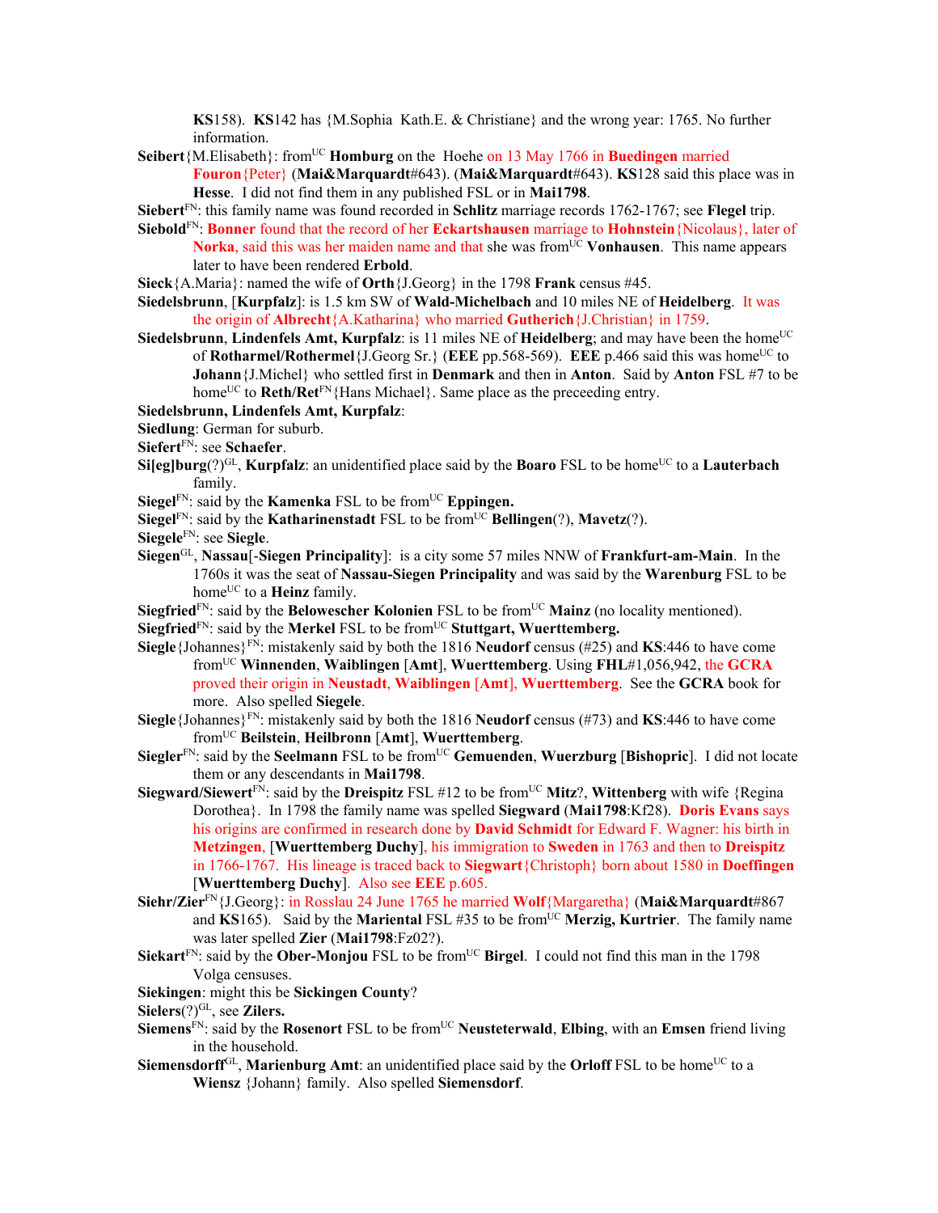**KS**158). **KS**142 has {M.Sophia Kath.E. & Christiane} and the wrong year: 1765. No further information.

**Seibert**{M.Elisabeth}: from[UC] **Homburg** on the Hoehe on 13 May 1766 in **Buedingen** married **Fouron**{Peter} (**Mai&Marquardt**#643). (**Mai&Marquardt**#643). **KS**128 said this place was in **Hesse**. I did not find them in any published FSL or in **Mai1798**.

**Siebert**[FN]: this family name was found recorded in **Schlitz** marriage records 1762-1767; see **Flegel** trip.

**Siebold**[FN]: **Bonner** found that the record of her **Eckartshausen** marriage to **Hohnstein**{Nicolaus}, later of **Norka**, said this was her maiden name and that she was from[UC] **Vonhausen**. This name appears later to have been rendered **Erbold**.

**Sieck**{A.Maria}: named the wife of **Orth**{J.Georg} in the 1798 **Frank** census #45.

**Siedelsbrunn**, [**Kurpfalz**]: is 1.5 km SW of **Wald-Michelbach** and 10 miles NE of **Heidelberg**. It was the origin of **Albrecht**{A.Katharina} who married **Gutherich**{J.Christian} in 1759.

**Siedelsbrunn, Lindenfels Amt, Kurpfalz**: is 11 miles NE of **Heidelberg**; and may have been the home[UC] of **Rotharmel/Rothermel**{J.Georg Sr.} (**EEE** pp.568-569). **EEE** p.466 said this was home[UC] to **Johann**{J.Michel} who settled first in **Denmark** and then in **Anton**. Said by **Anton** FSL #7 to be home[UC] to **Reth/Ret**[FN]{Hans Michael}. Same place as the preceeding entry.

**Siedelsbrunn, Lindenfels Amt, Kurpfalz**:

**Siedlung**: German for suburb.

**Siefert**[FN]: see **Schaefer**.

**Si[eg]burg**(?)[GL], **Kurpfalz**: an unidentified place said by the **Boaro** FSL to be home[UC] to a **Lauterbach** family.

**Siegel**[FN]: said by the **Kamenka** FSL to be from[UC] **Eppingen.**

**Siegel**[FN]: said by the **Katharinenstadt** FSL to be from[UC] **Bellingen**(?), **Mavetz**(?).

**Siegele**[FN]: see **Siegle**.

**Siegen**[GL], **Nassau**[-**Siegen Principality**]: is a city some 57 miles NNW of **Frankfurt-am-Main**. In the 1760s it was the seat of **Nassau-Siegen Principality** and was said by the **Warenburg** FSL to be home[UC] to a **Heinz** family.

**Siegfried**[FN]: said by the **Belowescher Kolonien** FSL to be from[UC] **Mainz** (no locality mentioned).

**Siegfried**[FN]: said by the **Merkel** FSL to be from[UC] **Stuttgart, Wuerttemberg.**

**Siegle**{Johannes}[FN]: mistakenly said by both the 1816 **Neudorf** census (#25) and **KS**:446 to have come from[UC] **Winnenden**, **Waiblingen** [**Amt**], **Wuerttemberg**. Using **FHL**#1,056,942, the **GCRA** proved their origin in **Neustadt**, **Waiblingen** [**Amt**], **Wuerttemberg**. See the **GCRA** book for more. Also spelled **Siegele**.

**Siegle**{Johannes}[FN]: mistakenly said by both the 1816 **Neudorf** census (#73) and **KS**:446 to have come from[UC] **Beilstein**, **Heilbronn** [**Amt**], **Wuerttemberg**.

**Siegler**[FN]: said by the **Seelmann** FSL to be from[UC] **Gemuenden**, **Wuerzburg** [**Bishopric**]. I did not locate them or any descendants in **Mai1798**.

**Siegward/Siewert**[FN]: said by the **Dreispitz** FSL #12 to be from[UC] **Mitz**?, **Wittenberg** with wife {Regina Dorothea}. In 1798 the family name was spelled **Siegward** (**Mai1798**:Kf28). **Doris Evans** says his origins are confirmed in research done by **David Schmidt** for Edward F. Wagner: his birth in **Metzingen**, [**Wuerttemberg Duchy**], his immigration to **Sweden** in 1763 and then to **Dreispitz** in 1766-1767. His lineage is traced back to **Siegwart**{Christoph} born about 1580 in **Doeffingen** [**Wuerttemberg Duchy**]. Also see **EEE** p.605.

**Siehr/Zier**[FN]{J.Georg}: in Rosslau 24 June 1765 he married **Wolf**{Margaretha} (**Mai&Marquardt**#867 and **KS**165). Said by the **Mariental** FSL #35 to be from[UC] **Merzig, Kurtrier**. The family name was later spelled **Zier** (**Mai1798**:Fz02?).

**Siekart**[FN]: said by the **Ober-Monjou** FSL to be from[UC] **Birgel**. I could not find this man in the 1798 Volga censuses.

**Siekingen**: might this be **Sickingen County**?

**Sielers**(?)[GL], see **Zilers.**

**Siemens**[FN]: said by the **Rosenort** FSL to be from[UC] **Neusteterwald**, **Elbing**, with an **Emsen** friend living in the household.

**Siemensdorff**[GL], **Marienburg Amt**: an unidentified place said by the **Orloff** FSL to be home[UC] to a **Wiensz** {Johann} family. Also spelled **Siemensdorf**.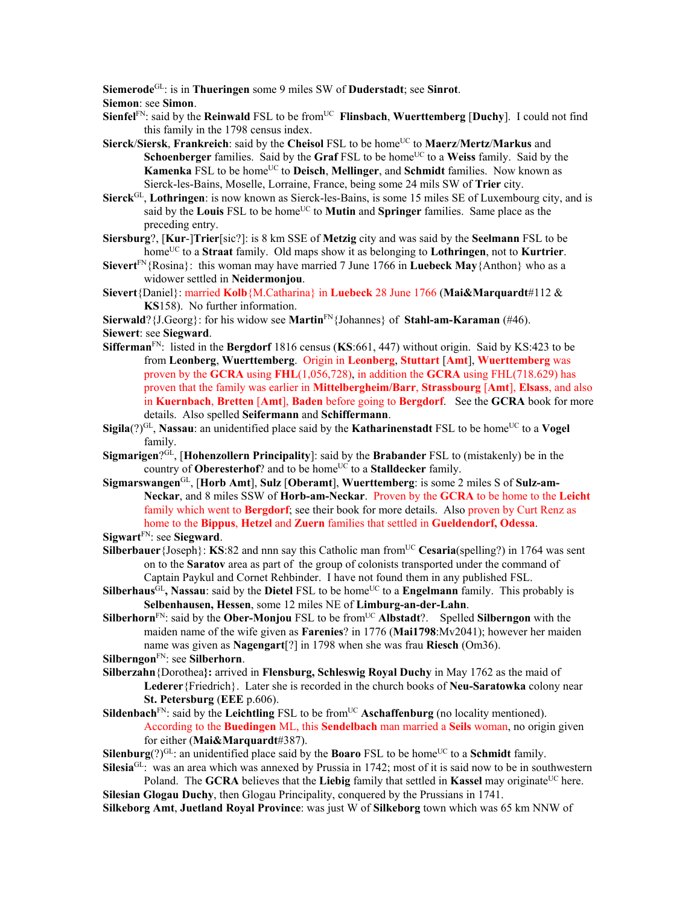**Siemerode**[GL]: is in **Thueringen** some 9 miles SW of **Duderstadt**; see **Sinrot**.

**Siemon**: see **Simon**.

**Sienfel**[FN]: said by the **Reinwald** FSL to be from[UC] **Flinsbach**, **Wuerttemberg** [**Duchy**]. I could not find this family in the 1798 census index.

**Sierck**/**Siersk**, **Frankreich**: said by the **Cheisol** FSL to be home[UC] to **Maerz**/**Mertz**/**Markus** and **Schoenberger** families. Said by the **Graf** FSL to be home[UC] to a **Weiss** family. Said by the **Kamenka** FSL to be home[UC] to **Deisch**, **Mellinger**, and **Schmidt** families. Now known as Sierck-les-Bains, Moselle, Lorraine, France, being some 24 mils SW of **Trier** city.

**Sierck**[GL], **Lothringen**: is now known as Sierck-les-Bains, is some 15 miles SE of Luxembourg city, and is said by the **Louis** FSL to be home[UC] to **Mutin** and **Springer** families. Same place as the preceding entry.

**Siersburg**?, [**Kur**-]**Trier**[sic?]: is 8 km SSE of **Metzig** city and was said by the **Seelmann** FSL to be home[UC] to a **Straat** family. Old maps show it as belonging to **Lothringen**, not to **Kurtrier**.

**Sievert**[FN]{Rosina}: this woman may have married 7 June 1766 in **Luebeck May**{Anthon} who as a widower settled in **Neidermonjou**.

**Sievert**{Daniel}: married **Kolb**{M.Catharina} in **Luebeck** 28 June 1766 (**Mai&Marquardt**#112 & **KS**158). No further information.

**Sierwald**?{J.Georg}: for his widow see **Martin**[FN]{Johannes} of **Stahl-am-Karaman** (#46).

**Siewert**: see **Siegward**.

**Sifferman**[FN]: listed in the **Bergdorf** 1816 census (**KS**:661, 447) without origin. Said by KS:423 to be from **Leonberg**, **Wuerttemberg**. Origin in **Leonberg**, **Stuttart** [**Amt**], **Wuerttemberg** was proven by the **GCRA** using **FHL**(1,056,728), in addition the **GCRA** using FHL(718.629) has proven that the family was earlier in **Mittelbergheim/Barr**, **Strassbourg** [**Amt**], **Elsass**, and also in **Kuernbach**, **Bretten** [**Amt**], **Baden** before going to **Bergdorf**. See the **GCRA** book for more details. Also spelled **Seifermann** and **Schiffermann**.

**Sigila**(?)[GL], **Nassau**: an unidentified place said by the **Katharinenstadt** FSL to be home[UC] to a **Vogel** family.

**Sigmarigen**?[GL], [**Hohenzollern Principality**]: said by the **Brabander** FSL to (mistakenly) be in the country of **Oberesterhof**? and to be home[UC] to a **Stalldecker** family.

**Sigmarswangen**[GL], [**Horb Amt**], **Sulz** [**Oberamt**], **Wuerttemberg**: is some 2 miles S of **Sulz-am-Neckar**, and 8 miles SSW of **Horb-am-Neckar**. Proven by the **GCRA** to be home to the **Leicht** family which went to **Bergdorf**; see their book for more details. Also proven by Curt Renz as home to the **Bippus**, **Hetzel** and **Zuern** families that settled in **Gueldendorf, Odessa**.

**Sigwart**[FN]: see **Siegward**.

**Silberbauer**{Joseph}: **KS**:82 and nnn say this Catholic man from[UC] **Cesaria**(spelling?) in 1764 was sent on to the **Saratov** area as part of the group of colonists transported under the command of Captain Paykul and Cornet Rehbinder. I have not found them in any published FSL.

**Silberhaus**[GL]**, Nassau**: said by the **Dietel** FSL to be home[UC] to a **Engelmann** family. This probably is **Selbenhausen, Hessen**, some 12 miles NE of **Limburg-an-der-Lahn**.

**Silberhorn**[FN]: said by the **Ober-Monjou** FSL to be from[UC] **Albstadt**?. Spelled **Silberngon** with the maiden name of the wife given as **Farenies**? in 1776 (**Mai1798**:Mv2041); however her maiden name was given as **Nagengart**[?] in 1798 when she was frau **Riesch** (Om36).

**Silberngon**[FN]: see **Silberhorn**.

**Silberzahn**{Dorothea}**:** arrived in **Flensburg, Schleswig Royal Duchy** in May 1762 as the maid of **Lederer**{Friedrich}. Later she is recorded in the church books of **Neu-Saratowka** colony near **St. Petersburg** (**EEE** p.606).

**Sildenbach**[FN]: said by the **Leichtling** FSL to be from[UC] **Aschaffenburg** (no locality mentioned). According to the **Buedingen** ML, this **Sendelbach** man married a **Seils** woman, no origin given for either (**Mai&Marquardt**#387).

**Silenburg**(?)[GL]: an unidentified place said by the **Boaro** FSL to be home[UC] to a **Schmidt** family.

**Silesia**[GL]: was an area which was annexed by Prussia in 1742; most of it is said now to be in southwestern Poland. The **GCRA** believes that the **Liebig** family that settled in **Kassel** may originate[UC] here.

**Silesian Glogau Duchy**, then Glogau Principality, conquered by the Prussians in 1741.

**Silkeborg Amt**, **Juetland Royal Province**: was just W of **Silkeborg** town which was 65 km NNW of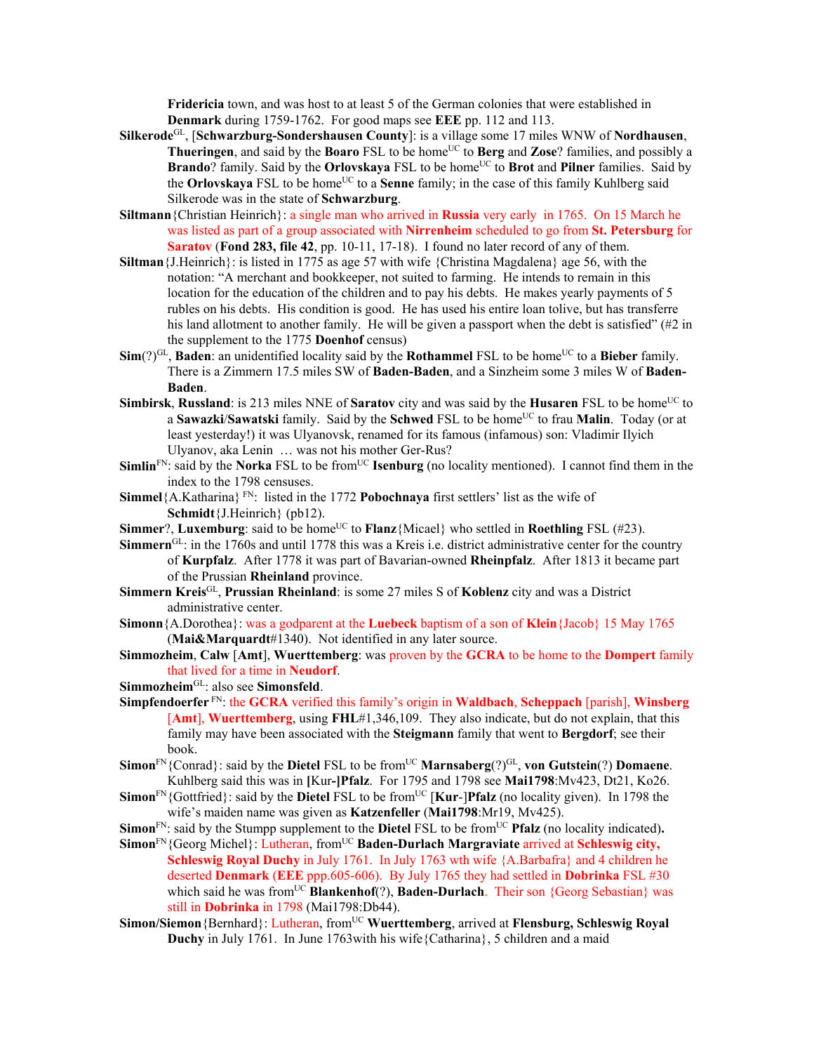**Fridericia** town, and was host to at least 5 of the German colonies that were established in **Denmark** during 1759-1762. For good maps see **EEE** pp. 112 and 113.

**Silkerode**[GL], [**Schwarzburg-Sondershausen County**]: is a village some 17 miles WNW of **Nordhausen**, **Thueringen**, and said by the **Boaro** FSL to be home[UC] to **Berg** and **Zose**? families, and possibly a **Brando**? family. Said by the **Orlovskaya** FSL to be home[UC] to **Brot** and **Pilner** families. Said by the **Orlovskaya** FSL to be home[UC] to a **Senne** family; in the case of this family Kuhlberg said Silkerode was in the state of **Schwarzburg**.

**Siltmann**{Christian Heinrich}: a single man who arrived in **Russia** very early in 1765. On 15 March he was listed as part of a group associated with **Nirrenheim** scheduled to go from **St. Petersburg** for **Saratov** (**Fond 283, file 42**, pp. 10-11, 17-18). I found no later record of any of them.

**Siltman**{J.Heinrich}: is listed in 1775 as age 57 with wife {Christina Magdalena} age 56, with the notation: "A merchant and bookkeeper, not suited to farming. He intends to remain in this location for the education of the children and to pay his debts. He makes yearly payments of 5 rubles on his debts. His condition is good. He has used his entire loan tolive, but has transferre his land allotment to another family. He will be given a passport when the debt is satisfied" (#2 in the supplement to the 1775 **Doenhof** census)

**Sim**(?)[GL], **Baden**: an unidentified locality said by the **Rothammel** FSL to be home[UC] to a **Bieber** family. There is a Zimmern 17.5 miles SW of **Baden-Baden**, and a Sinzheim some 3 miles W of **Baden-Baden**.

**Simbirsk**, **Russland**: is 213 miles NNE of **Saratov** city and was said by the **Husaren** FSL to be home[UC] to a **Sawazki**/**Sawatski** family. Said by the **Schwed** FSL to be home[UC] to frau **Malin**. Today (or at least yesterday!) it was Ulyanovsk, renamed for its famous (infamous) son: Vladimir Ilyich Ulyanov, aka Lenin … was not his mother Ger-Rus?

**Simlin**[FN]: said by the **Norka** FSL to be from[UC] **Isenburg** (no locality mentioned). I cannot find them in the index to the 1798 censuses.

**Simmel**{A.Katharina}[FN]: listed in the 1772 **Pobochnaya** first settlers' list as the wife of **Schmidt**{J.Heinrich} (pb12).

**Simmer**?, **Luxemburg**: said to be home[UC] to **Flanz**{Micael} who settled in **Roethling** FSL (#23).

**Simmern**[GL]: in the 1760s and until 1778 this was a Kreis i.e. district administrative center for the country of **Kurpfalz**. After 1778 it was part of Bavarian-owned **Rheinpfalz**. After 1813 it became part of the Prussian **Rheinland** province.

**Simmern Kreis**[GL], **Prussian Rheinland**: is some 27 miles S of **Koblenz** city and was a District administrative center.

**Simonn**{A.Dorothea}: was a godparent at the **Luebeck** baptism of a son of **Klein**{Jacob} 15 May 1765 (**Mai&Marquardt**#1340). Not identified in any later source.

**Simmozheim**, **Calw** [**Amt**], **Wuerttemberg**: was proven by the **GCRA** to be home to the **Dompert** family that lived for a time in **Neudorf**.

**Simmozheim**[GL]: also see **Simonsfeld**.

**Simpfendoerfer**[FN]: the **GCRA** verified this family's origin in **Waldbach**, **Scheppach** [parish], **Winsberg** [**Amt**], **Wuerttemberg**, using **FHL**#1,346,109. They also indicate, but do not explain, that this family may have been associated with the **Steigmann** family that went to **Bergdorf**; see their book.

**Simon**[FN]{Conrad}: said by the **Dietel** FSL to be from[UC] **Marnsaberg**(?)[GL], **von Gutstein**(?) **Domaene**. Kuhlberg said this was in **[Kur-]Pfalz**. For 1795 and 1798 see **Mai1798**:Mv423, Dt21, Ko26.

**Simon**[FN]{Gottfried}: said by the **Dietel** FSL to be from[UC] [**Kur**-]**Pfalz** (no locality given). In 1798 the wife's maiden name was given as **Katzenfeller** (**Mai1798**:Mr19, Mv425).

**Simon**[FN]: said by the Stumpp supplement to the **Dietel** FSL to be from[UC] **Pfalz** (no locality indicated)**.**

**Simon**[FN]{Georg Michel}: Lutheran, from[UC] **Baden-Durlach Margraviate** arrived at **Schleswig city, Schleswig Royal Duchy** in July 1761. In July 1763 wth wife {A.Barbafra} and 4 children he deserted **Denmark** (**EEE** ppp.605-606). By July 1765 they had settled in **Dobrinka** FSL #30 which said he was from[UC] **Blankenhof**(?), **Baden-Durlach**. Their son {Georg Sebastian} was still in **Dobrinka** in 1798 (Mai1798:Db44).

**Simon/Siemon**{Bernhard}: Lutheran, from[UC] **Wuerttemberg**, arrived at **Flensburg, Schleswig Royal Duchy** in July 1761. In June 1763with his wife{Catharina}, 5 children and a maid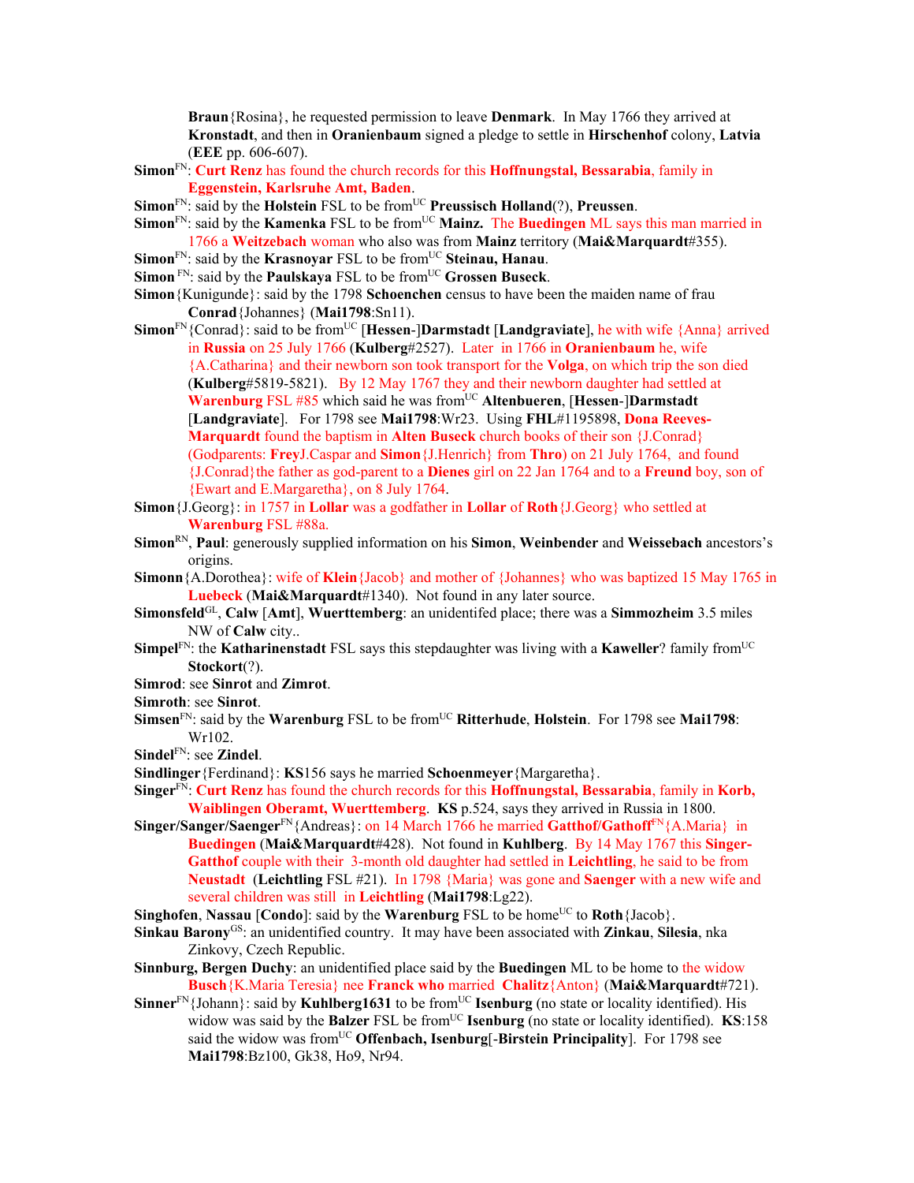**Braun**{Rosina}, he requested permission to leave **Denmark**. In May 1766 they arrived at **Kronstadt**, and then in **Oranienbaum** signed a pledge to settle in **Hirschenhof** colony, **Latvia** (**EEE** pp. 606-607).

**Simon**[FN]: **Curt Renz** has found the church records for this **Hoffnungstal, Bessarabia**, family in **Eggenstein, Karlsruhe Amt, Baden**.

**Simon**[FN]: said by the **Holstein** FSL to be from[UC] **Preussisch Holland**(?), **Preussen**.

**Simon**[FN]: said by the **Kamenka** FSL to be from[UC] **Mainz.** The **Buedingen** ML says this man married in 1766 a **Weitzebach** woman who also was from **Mainz** territory (**Mai&Marquardt**#355).

**Simon**[FN]: said by the **Krasnoyar** FSL to be from[UC] **Steinau, Hanau**.

**Simon** [FN]: said by the **Paulskaya** FSL to be from[UC] **Grossen Buseck**.

**Simon**{Kunigunde}: said by the 1798 **Schoenchen** census to have been the maiden name of frau **Conrad**{Johannes} (**Mai1798**:Sn11).

**Simon**[FN]{Conrad}: said to be from[UC] [**Hessen**-]**Darmstadt** [**Landgraviate**], he with wife {Anna} arrived in **Russia** on 25 July 1766 (**Kulberg**#2527). Later in 1766 in **Oranienbaum** he, wife {A.Catharina} and their newborn son took transport for the **Volga**, on which trip the son died (**Kulberg**#5819-5821). By 12 May 1767 they and their newborn daughter had settled at **Warenburg** FSL #85 which said he was from[UC] **Altenbueren**, [**Hessen**-]**Darmstadt** [**Landgraviate**]. For 1798 see **Mai1798**:Wr23. Using **FHL**#1195898, **Dona Reeves-Marquardt** found the baptism in **Alten Buseck** church books of their son {J.Conrad} (Godparents: **Frey**J.Caspar and **Simon**{J.Henrich} from **Thro**) on 21 July 1764, and found {J.Conrad}the father as god-parent to a **Dienes** girl on 22 Jan 1764 and to a **Freund** boy, son of {Ewart and E.Margaretha}, on 8 July 1764.

**Simon**{J.Georg}: in 1757 in **Lollar** was a godfather in **Lollar** of **Roth**{J.Georg} who settled at **Warenburg** FSL #88a.

**Simon**[RN], **Paul**: generously supplied information on his **Simon**, **Weinbender** and **Weissebach** ancestors's origins.

**Simonn**{A.Dorothea}: wife of **Klein**{Jacob} and mother of {Johannes} who was baptized 15 May 1765 in **Luebeck** (**Mai&Marquardt**#1340). Not found in any later source.

**Simonsfeld**[GL], **Calw** [**Amt**], **Wuerttemberg**: an unidentifed place; there was a **Simmozheim** 3.5 miles NW of **Calw** city..

**Simpel**[FN]: the **Katharinenstadt** FSL says this stepdaughter was living with a **Kaweller**? family from[UC] **Stockort**(?).

**Simrod**: see **Sinrot** and **Zimrot**.

**Simroth**: see **Sinrot**.

**Simsen**[FN]: said by the **Warenburg** FSL to be from[UC] **Ritterhude**, **Holstein**. For 1798 see **Mai1798**: Wr102.

**Sindel**[FN]: see **Zindel**.

**Sindlinger**{Ferdinand}: **KS**156 says he married **Schoenmeyer**{Margaretha}.

**Singer**[FN]: **Curt Renz** has found the church records for this **Hoffnungstal, Bessarabia**, family in **Korb, Waiblingen Oberamt, Wuerttemberg**. **KS** p.524, says they arrived in Russia in 1800.

**Singer/Sanger/Saenger**[FN]{Andreas}: on 14 March 1766 he married **Gatthof/Gathoff**[FN]{A.Maria} in **Buedingen** (**Mai&Marquardt**#428). Not found in **Kuhlberg**. By 14 May 1767 this **Singer-Gatthof** couple with their 3-month old daughter had settled in **Leichtling**, he said to be from **Neustadt** (**Leichtling** FSL #21). In 1798 {Maria} was gone and **Saenger** with a new wife and several children was still in **Leichtling** (**Mai1798**:Lg22).

**Singhofen**, **Nassau** [**Condo**]: said by the **Warenburg** FSL to be home[UC] to **Roth**{Jacob}.

**Sinkau Barony**[GS]: an unidentified country. It may have been associated with **Zinkau**, **Silesia**, nka Zinkovy, Czech Republic.

**Sinnburg, Bergen Duchy**: an unidentified place said by the **Buedingen** ML to be home to the widow **Busch**{K.Maria Teresia} nee **Franck who** married **Chalitz**{Anton} (**Mai&Marquardt**#721).

**Sinner**[FN]{Johann}: said by **Kuhlberg1631** to be from[UC] **Isenburg** (no state or locality identified). His widow was said by the **Balzer** FSL be from[UC] **Isenburg** (no state or locality identified). **KS**:158 said the widow was from[UC] **Offenbach, Isenburg**[-**Birstein Principality**]. For 1798 see **Mai1798**:Bz100, Gk38, Ho9, Nr94.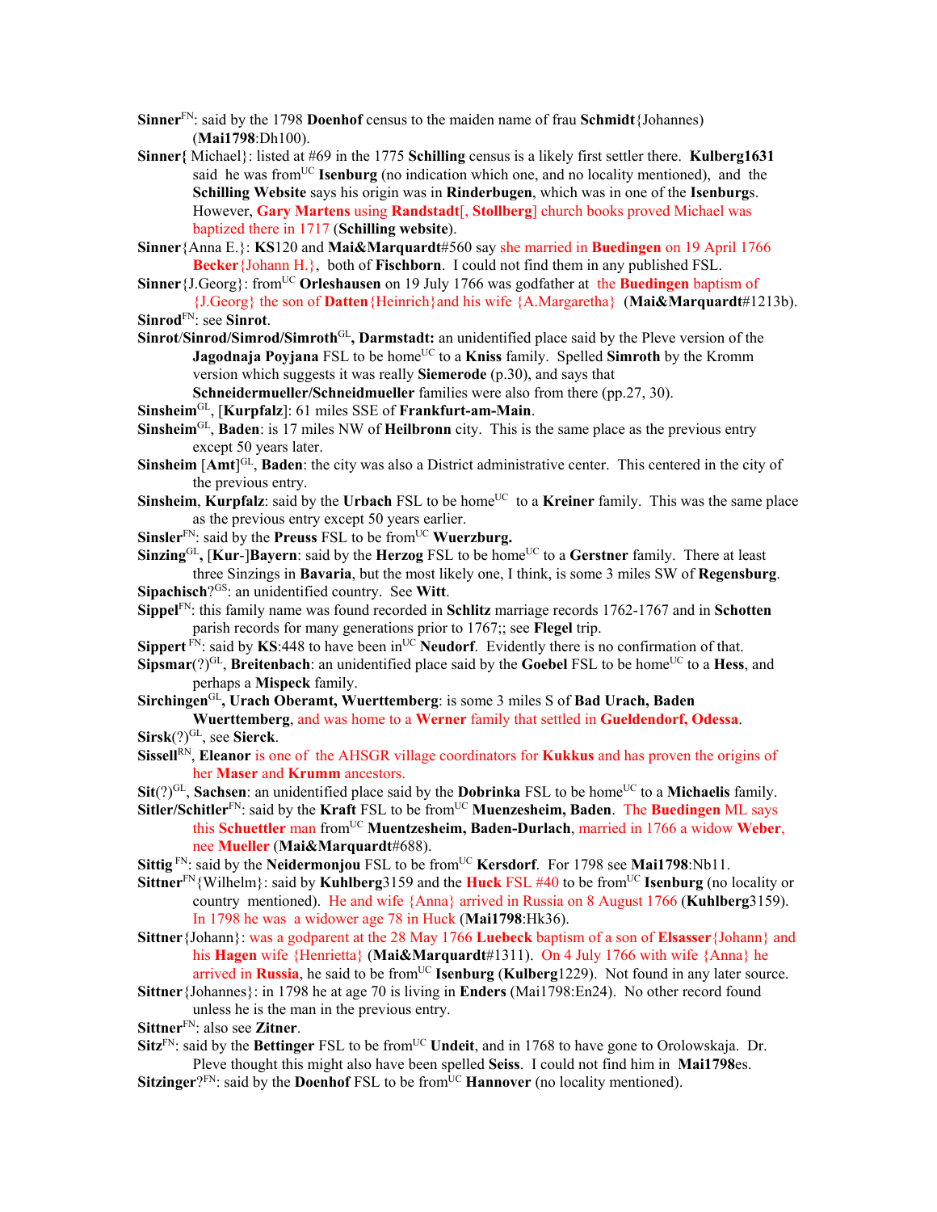**Sinner**[FN]: said by the 1798 **Doenhof** census to the maiden name of frau **Schmidt**{Johannes) (**Mai1798**:Dh100).

**Sinner{** Michael}: listed at #69 in the 1775 **Schilling** census is a likely first settler there. **Kulberg1631** said he was from[UC] **Isenburg** (no indication which one, and no locality mentioned), and the **Schilling Website** says his origin was in **Rinderbugen**, which was in one of the **Isenburg**s. However, **Gary Martens** using **Randstadt**[, **Stollberg**] church books proved Michael was baptized there in 1717 (**Schilling website**).

**Sinner**{Anna E.}: **KS**120 and **Mai&Marquardt**#560 say she married in **Buedingen** on 19 April 1766 **Becker**{Johann H.}, both of **Fischborn**. I could not find them in any published FSL.

**Sinner**{J.Georg}: from[UC] **Orleshausen** on 19 July 1766 was godfather at the **Buedingen** baptism of {J.Georg} the son of **Datten**{Heinrich}and his wife {A.Margaretha} (**Mai&Marquardt**#1213b).

**Sinrod**[FN]: see **Sinrot**.

**Sinrot**/**Sinrod/Simrod/Simroth**[GL]**, Darmstadt:** an unidentified place said by the Pleve version of the **Jagodnaja Poyjana** FSL to be home[UC] to a **Kniss** family. Spelled **Simroth** by the Kromm version which suggests it was really **Siemerode** (p.30), and says that **Schneidermueller/Schneidmueller** families were also from there (pp.27, 30).

**Sinsheim**[GL], [**Kurpfalz**]: 61 miles SSE of **Frankfurt-am-Main**.

**Sinsheim**[GL], **Baden**: is 17 miles NW of **Heilbronn** city. This is the same place as the previous entry except 50 years later.

**Sinsheim** [**Amt**][GL], **Baden**: the city was also a District administrative center. This centered in the city of the previous entry.

**Sinsheim**, **Kurpfalz**: said by the **Urbach** FSL to be home[UC] to a **Kreiner** family. This was the same place as the previous entry except 50 years earlier.

**Sinsler**[FN]: said by the **Preuss** FSL to be from[UC] **Wuerzburg.**

**Sinzing**[GL], [**Kur**-]**Bayern**: said by the **Herzog** FSL to be home[UC] to a **Gerstner** family. There at least three Sinzings in **Bavaria**, but the most likely one, I think, is some 3 miles SW of **Regensburg**.

**Sipachisch**?[GS]: an unidentified country. See **Witt**.

**Sippel**[FN]: this family name was found recorded in **Schlitz** marriage records 1762-1767 and in **Schotten** parish records for many generations prior to 1767;; see **Flegel** trip.

**Sippert** [FN]: said by **KS**:448 to have been in[UC] **Neudorf**. Evidently there is no confirmation of that.

**Sipsmar**(?)[GL], **Breitenbach**: an unidentified place said by the **Goebel** FSL to be home[UC] to a **Hess**, and perhaps a **Mispeck** family.

**Sirchingen**[GL]**, Urach Oberamt, Wuerttemberg**: is some 3 miles S of **Bad Urach, Baden Wuerttemberg**, and was home to a **Werner** family that settled in **Gueldendorf, Odessa**.

**Sirsk**(?)[GL], see **Sierck**.

**Sissell**[RN], **Eleanor** is one of the AHSGR village coordinators for **Kukkus** and has proven the origins of her **Maser** and **Krumm** ancestors.

**Sit**(?)[GL], **Sachsen**: an unidentified place said by the **Dobrinka** FSL to be home[UC] to a **Michaelis** family.

**Sitler/Schitler**[FN]: said by the **Kraft** FSL to be from[UC] **Muenzesheim, Baden**. The **Buedingen** ML says this **Schuettler** man from[UC] **Muentzesheim, Baden-Durlach**, married in 1766 a widow **Weber**, nee **Mueller** (**Mai&Marquardt**#688).

**Sittig** [FN]: said by the **Neidermonjou** FSL to be from[UC] **Kersdorf**. For 1798 see **Mai1798**:Nb11.

**Sittner**[FN]{Wilhelm}: said by **Kuhlberg**3159 and the **Huck** FSL #40 to be from[UC] **Isenburg** (no locality or country mentioned). He and wife {Anna} arrived in Russia on 8 August 1766 (**Kuhlberg**3159). In 1798 he was a widower age 78 in Huck (**Mai1798**:Hk36).

**Sittner**{Johann}: was a godparent at the 28 May 1766 **Luebeck** baptism of a son of **Elsasser**{Johann} and his **Hagen** wife {Henrietta} (**Mai&Marquardt**#1311). On 4 July 1766 with wife {Anna} he arrived in **Russia**, he said to be from[UC] **Isenburg** (**Kulberg**1229). Not found in any later source.

**Sittner**{Johannes}: in 1798 he at age 70 is living in **Enders** (Mai1798:En24). No other record found unless he is the man in the previous entry.

**Sittner**[FN]: also see **Zitner**.

**Sitz**[FN]: said by the **Bettinger** FSL to be from[UC] **Undeit**, and in 1768 to have gone to Orolowskaja. Dr. Pleve thought this might also have been spelled **Seiss**. I could not find him in **Mai1798**es.

**Sitzinger**?[FN]: said by the **Doenhof** FSL to be from[UC] **Hannover** (no locality mentioned).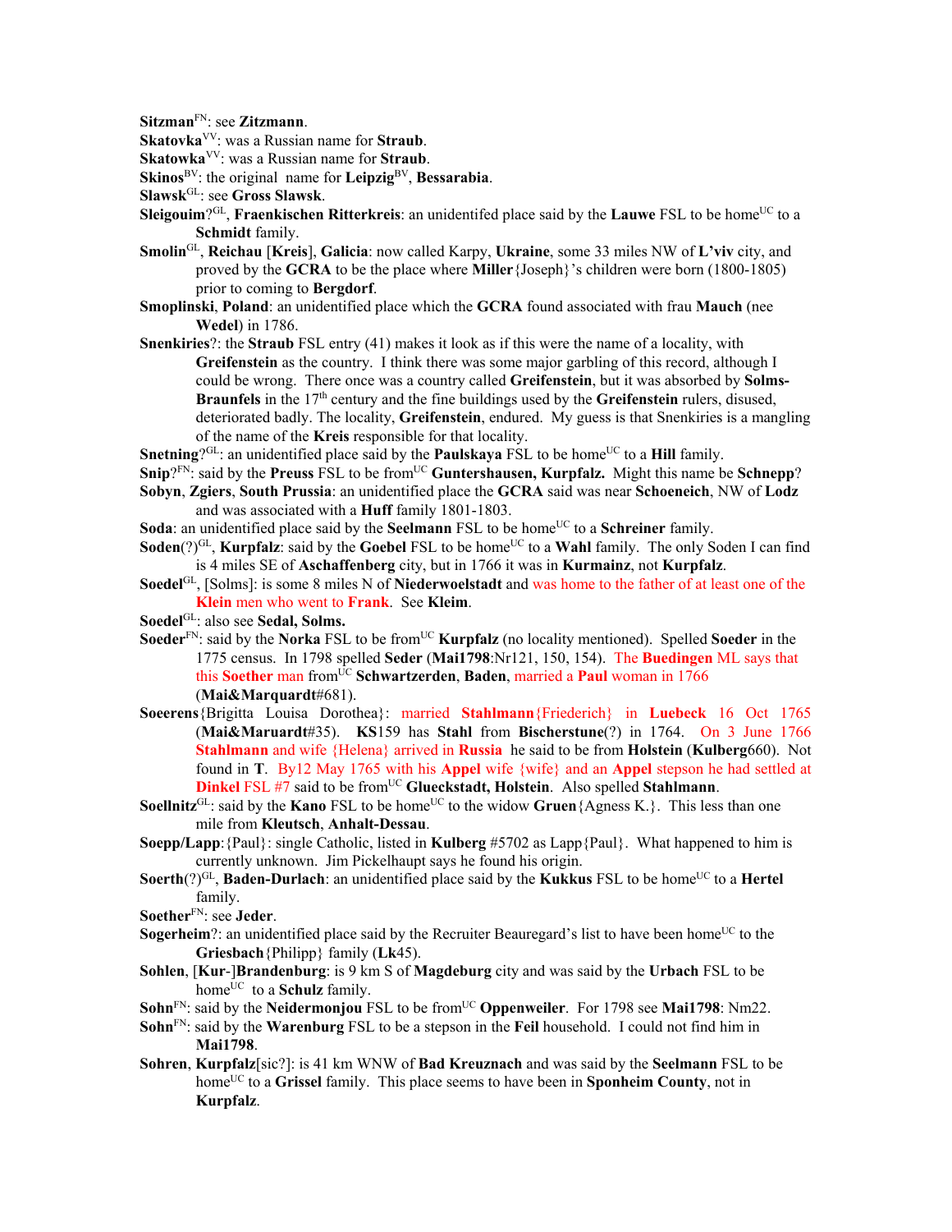**Sitzman**[FN]: see **Zitzmann**.

**Skatovka**[VV]: was a Russian name for **Straub**.

**Skatowka**[VV]: was a Russian name for **Straub**.

**Skinos**[BV]: the original name for **Leipzig**[BV], **Bessarabia**.

**Slawsk**[GL]: see **Gross Slawsk**.

**Sleigouim**?[GL], **Fraenkischen Ritterkreis**: an unidentifed place said by the **Lauwe** FSL to be home[UC] to a **Schmidt** family.

**Smolin**[GL], **Reichau** [**Kreis**], **Galicia**: now called Karpy, **Ukraine**, some 33 miles NW of **L'viv** city, and proved by the **GCRA** to be the place where **Miller**{Joseph}'s children were born (1800-1805) prior to coming to **Bergdorf**.

**Smoplinski**, **Poland**: an unidentified place which the **GCRA** found associated with frau **Mauch** (nee **Wedel**) in 1786.

**Snenkiries**?: the **Straub** FSL entry (41) makes it look as if this were the name of a locality, with **Greifenstein** as the country. I think there was some major garbling of this record, although I could be wrong. There once was a country called **Greifenstein**, but it was absorbed by **Solms-Braunfels** in the 17th century and the fine buildings used by the **Greifenstein** rulers, disused, deteriorated badly. The locality, **Greifenstein**, endured. My guess is that Snenkiries is a mangling of the name of the **Kreis** responsible for that locality.

**Snetning**?[GL]: an unidentified place said by the **Paulskaya** FSL to be home[UC] to a **Hill** family.

**Snip**?[FN]: said by the **Preuss** FSL to be from[UC] **Guntershausen, Kurpfalz.** Might this name be **Schnepp**?

**Sobyn**, **Zgiers**, **South Prussia**: an unidentified place the **GCRA** said was near **Schoeneich**, NW of **Lodz** and was associated with a **Huff** family 1801-1803.

**Soda**: an unidentified place said by the **Seelmann** FSL to be home[UC] to a **Schreiner** family.

**Soden**(?)[GL], **Kurpfalz**: said by the **Goebel** FSL to be home[UC] to a **Wahl** family. The only Soden I can find is 4 miles SE of **Aschaffenberg** city, but in 1766 it was in **Kurmainz**, not **Kurpfalz**.

**Soedel**[GL], [Solms]: is some 8 miles N of **Niederwoelstadt** and was home to the father of at least one of the **Klein** men who went to **Frank**. See **Kleim**.

**Soedel**[GL]: also see **Sedal, Solms.**

**Soeder**[FN]: said by the **Norka** FSL to be from[UC] **Kurpfalz** (no locality mentioned). Spelled **Soeder** in the 1775 census. In 1798 spelled **Seder** (**Mai1798**:Nr121, 150, 154). The **Buedingen** ML says that this **Soether** man from[UC] **Schwartzerden, Baden**, married a **Paul** woman in 1766 (**Mai&Marquardt**#681).

**Soeerens**{Brigitta Louisa Dorothea}: married **Stahlmann**{Friederich} in **Luebeck** 16 Oct 1765 (**Mai&Maruardt**#35). **KS**159 has **Stahl** from **Bischerstune**(?) in 1764. On 3 June 1766 **Stahlmann** and wife {Helena} arrived in **Russia** he said to be from **Holstein** (**Kulberg**660). Not found in **T**. By12 May 1765 with his **Appel** wife {wife} and an **Appel** stepson he had settled at **Dinkel** FSL #7 said to be from[UC] **Glueckstadt, Holstein**. Also spelled **Stahlmann**.

**Soellnitz**[GL]: said by the **Kano** FSL to be home[UC] to the widow **Gruen**{Agness K.}. This less than one mile from **Kleutsch**, **Anhalt-Dessau**.

**Soepp/Lapp**:{Paul}: single Catholic, listed in **Kulberg** #5702 as Lapp{Paul}. What happened to him is currently unknown. Jim Pickelhaupt says he found his origin.

**Soerth**(?)[GL], **Baden-Durlach**: an unidentified place said by the **Kukkus** FSL to be home[UC] to a **Hertel** family.

**Soether**[FN]: see **Jeder**.

**Sogerheim**?: an unidentified place said by the Recruiter Beauregard's list to have been home[UC] to the **Griesbach**{Philipp} family (**Lk**45).

**Sohlen**, [**Kur**-]**Brandenburg**: is 9 km S of **Magdeburg** city and was said by the **Urbach** FSL to be home[UC] to a **Schulz** family.

**Sohn**[FN]: said by the **Neidermonjou** FSL to be from[UC] **Oppenweiler**. For 1798 see **Mai1798**: Nm22.

**Sohn**[FN]: said by the **Warenburg** FSL to be a stepson in the **Feil** household. I could not find him in **Mai1798**.

**Sohren**, **Kurpfalz**[sic?]: is 41 km WNW of **Bad Kreuznach** and was said by the **Seelmann** FSL to be home[UC] to a **Grissel** family. This place seems to have been in **Sponheim County**, not in **Kurpfalz**.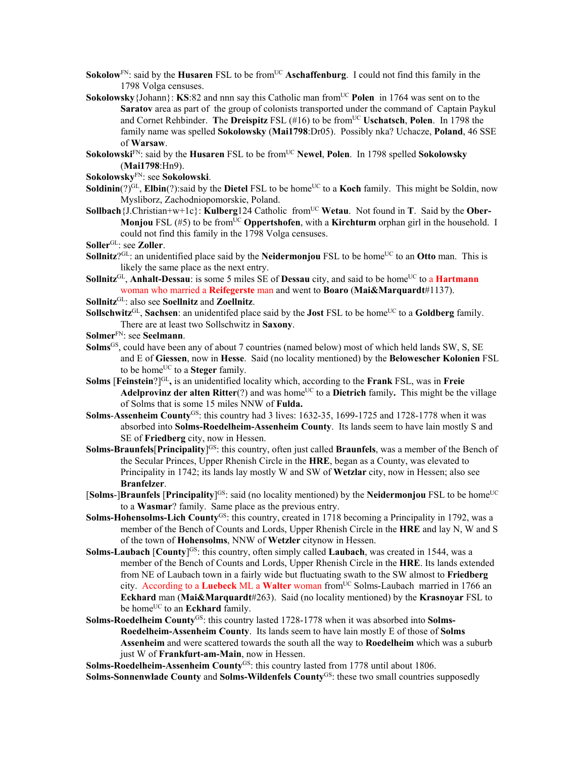**Sokolow**[FN]: said by the **Husaren** FSL to be from[UC] **Aschaffenburg**. I could not find this family in the 1798 Volga censuses.

**Sokolowsky**{Johann}: **KS**:82 and nnn say this Catholic man from[UC] **Polen** in 1764 was sent on to the **Saratov** area as part of the group of colonists transported under the command of Captain Paykul and Cornet Rehbinder. **T**he **Dreispitz** FSL (#16) to be from[UC] **Uschatsch**, **Polen**. In 1798 the family name was spelled **Sokolowsky** (**Mai1798**:Dr05). Possibly nka? Uchacze, **Poland**, 46 SSE of **Warsaw**.

**Sokolowski**[FN]: said by the **Husaren** FSL to be from[UC] **Newel**, **Polen**. In 1798 spelled **Sokolowsky** (**Mai1798**:Hn9).

**Sokolowsky**[FN]: see **Sokolowski**.

**Soldinin**(?)[GL], **Elbin**(?):said by the **Dietel** FSL to be home[UC] to a **Koch** family. This might be Soldin, now Mysliborz, Zachodniopomorskie, Poland.

**Sollbach**{J.Christian+w+1c}: **Kulberg**124 Catholic from[UC] **Wetau**. Not found in **T**. Said by the **Ober-Monjou** FSL (#5) to be from[UC] **Oppertshofen**, with a **Kirchturm** orphan girl in the household. I could not find this family in the 1798 Volga censuses.

**Soller**[GL]: see **Zoller**.

**Sollnitz**?[GL]: an unidentified place said by the **Neidermonjou** FSL to be home[UC] to an **Otto** man. This is likely the same place as the next entry.

**Sollnitz**[GL], **Anhalt-Dessau**: is some 5 miles SE of **Dessau** city, and said to be home[UC] to a **Hartmann** woman who married a **Reifegerste** man and went to **Boaro** (**Mai&Marquardt**#1137).

**Sollnitz**[GL]: also see **Soellnitz** and **Zoellnitz**.

**Sollschwitz**[GL], **Sachsen**: an unidentifed place said by the **Jost** FSL to be home[UC] to a **Goldberg** family. There are at least two Sollschwitz in **Saxony**.

**Solmer**[FN]: see **Seelmann**.

**Solms**[GS], could have been any of about 7 countries (named below) most of which held lands SW, S, SE and E of **Giessen**, now in **Hesse**. Said (no locality mentioned) by the **Belowescher Kolonien** FSL to be home[UC] to a **Steger** family.

**Solms** [**Feinstein**?][GL]**,** is an unidentified locality which, according to the **Frank** FSL, was in **Freie Adelprovinz der alten Ritter**(?) and was home[UC] to a **Dietrich** family**.** This might be the village of Solms that is some 15 miles NNW of **Fulda.**

**Solms**-**Assenheim County**[GS]: this country had 3 lives: 1632-35, 1699-1725 and 1728-1778 when it was absorbed into **Solms-Roedelheim-Assenheim County**. Its lands seem to have lain mostly S and SE of **Friedberg** city, now in Hessen.

**Solms-Braunfels**[**Principality**][GS]: this country, often just called **Braunfels**, was a member of the Bench of the Secular Princes, Upper Rhenish Circle in the **HRE**, began as a County, was elevated to Principality in 1742; its lands lay mostly W and SW of **Wetzlar** city, now in Hessen; also see **Branfelzer**.

[**Solms**-]**Braunfels** [**Principality**][GS]: said (no locality mentioned) by the **Neidermonjou** FSL to be home[UC] to a **Wasmar**? family. Same place as the previous entry.

**Solms-Hohensolms-Lich County**[GS]: this country, created in 1718 becoming a Principality in 1792, was a member of the Bench of Counts and Lords, Upper Rhenish Circle in the **HRE** and lay N, W and S of the town of **Hohensolms**, NNW of **Wetzler** citynow in Hessen.

**Solms-Laubach** [**County**][GS]: this country, often simply called **Laubach**, was created in 1544, was a member of the Bench of Counts and Lords, Upper Rhenish Circle in the **HRE**. Its lands extended from NE of Laubach town in a fairly wide but fluctuating swath to the SW almost to **Friedberg** city. According to a **Luebeck** ML a **Walter** woman from[UC] Solms-Laubach married in 1766 an **Eckhard** man (**Mai&Marquardt**#263). Said (no locality mentioned) by the **Krasnoyar** FSL to be home[UC] to an **Eckhard** family.

**Solms-Roedelheim County**[GS]: this country lasted 1728-1778 when it was absorbed into **Solms-Roedelheim-Assenheim County**. Its lands seem to have lain mostly E of those of **Solms Assenheim** and were scattered towards the south all the way to **Roedelheim** which was a suburb just W of **Frankfurt-am-Main**, now in Hessen.

**Solms-Roedelheim-Assenheim County**[GS]: this country lasted from 1778 until about 1806.

**Solms-Sonnenwlade County** and **Solms-Wildenfels County**[GS]: these two small countries supposedly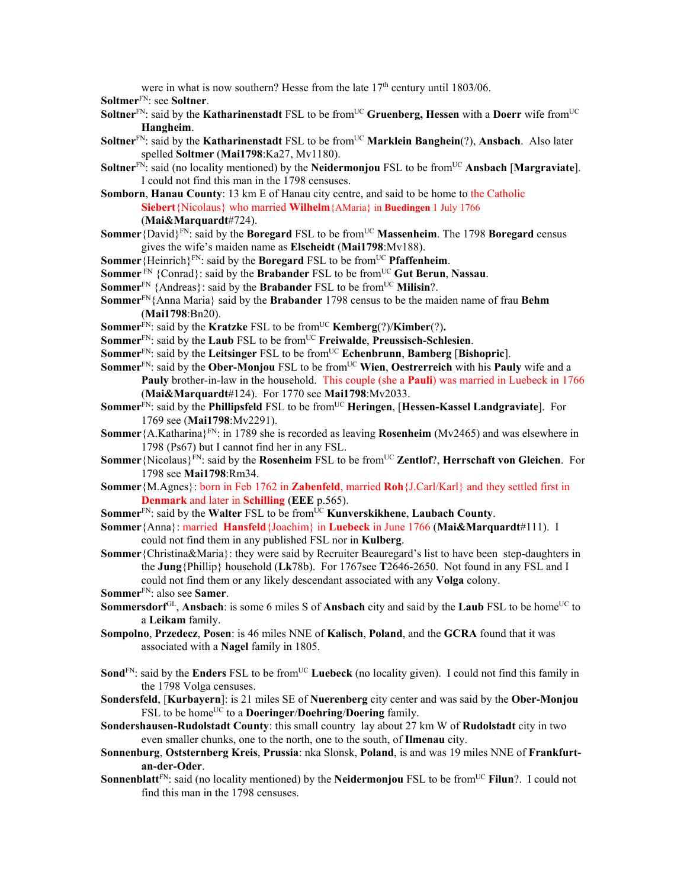were in what is now southern? Hesse from the late 17th century until 1803/06.

**Soltmer**FN: see **Soltner**.

**Soltner**FN: said by the **Katharinenstadt** FSL to be fromUC **Gruenberg, Hessen** with a **Doerr** wife fromUC **Hangheim**.

**Soltner**FN: said by the **Katharinenstadt** FSL to be fromUC **Marklein Banghein**(?), **Ansbach**. Also later spelled **Soltmer** (**Mai1798**:Ka27, Mv1180).

**Soltner**FN: said (no locality mentioned) by the **Neidermonjou** FSL to be fromUC **Ansbach** [**Margraviate**]. I could not find this man in the 1798 censuses.

**Somborn**, **Hanau County**: 13 km E of Hanau city centre, and said to be home to the Catholic **Siebert**{Nicolaus} who married **Wilhelm**{AMaria} in **Buedingen** 1 July 1766 (**Mai&Marquardt**#724).

**Sommer**{David}FN: said by the **Boregard** FSL to be fromUC **Massenheim**. The 1798 **Boregard** census gives the wife's maiden name as **Elscheidt** (**Mai1798**:Mv188).

**Sommer**{Heinrich}FN: said by the **Boregard** FSL to be fromUC **Pfaffenheim**.

**Sommer** FN {Conrad}: said by the **Brabander** FSL to be fromUC **Gut Berun**, **Nassau**.

**Sommer**FN {Andreas}: said by the **Brabander** FSL to be fromUC **Milisin**?.

**Sommer**FN{Anna Maria} said by the **Brabander** 1798 census to be the maiden name of frau **Behm** (**Mai1798**:Bn20).

**Sommer**FN: said by the **Kratzke** FSL to be fromUC **Kemberg**(?)/**Kimber**(?)**.**

**Sommer**FN: said by the **Laub** FSL to be fromUC **Freiwalde**, **Preussisch-Schlesien**.

**Sommer**FN: said by the **Leitsinger** FSL to be fromUC **Echenbrunn**, **Bamberg** [**Bishopric**].

**Sommer**FN: said by the **Ober-Monjou** FSL to be fromUC **Wien**, **Oestrerreich** with his **Pauly** wife and a **Pauly** brother-in-law in the household. This couple (she a **Pauli**) was married in Luebeck in 1766 (**Mai&Marquardt**#124). For 1770 see **Mai1798**:Mv2033.

**Sommer**FN: said by the **Phillipsfeld** FSL to be fromUC **Heringen**, [**Hessen-Kassel Landgraviate**]. For 1769 see (**Mai1798**:Mv2291).

**Sommer**{A.Katharina}FN: in 1789 she is recorded as leaving **Rosenheim** (Mv2465) and was elsewhere in 1798 (Ps67) but I cannot find her in any FSL.

**Sommer**{Nicolaus}FN: said by the **Rosenheim** FSL to be fromUC **Zentlof**?, **Herrschaft von Gleichen**. For 1798 see **Mai1798**:Rm34.

**Sommer**{M.Agnes}: born in Feb 1762 in **Zabenfeld**, married **Roh**{J.Carl/Karl} and they settled first in **Denmark** and later in **Schilling** (**EEE** p.565).

**Sommer**FN: said by the **Walter** FSL to be fromUC **Kunverskikhene**, **Laubach County**.

**Sommer**{Anna}: married **Hansfeld**{Joachim} in **Luebeck** in June 1766 (**Mai&Marquardt**#111). I could not find them in any published FSL nor in **Kulberg**.

**Sommer**{Christina&Maria}: they were said by Recruiter Beauregard's list to have been step-daughters in the **Jung**{Phillip} household (**Lk**78b). For 1767see **T**2646-2650. Not found in any FSL and I could not find them or any likely descendant associated with any **Volga** colony.

**Sommer**FN: also see **Samer**.

**Sommersdorf**GL, **Ansbach**: is some 6 miles S of **Ansbach** city and said by the **Laub** FSL to be homeUC to a **Leikam** family.

**Sompolno**, **Przedecz**, **Posen**: is 46 miles NNE of **Kalisch**, **Poland**, and the **GCRA** found that it was associated with a **Nagel** family in 1805.

**Sond**FN: said by the **Enders** FSL to be fromUC **Luebeck** (no locality given). I could not find this family in the 1798 Volga censuses.

**Sondersfeld**, [**Kurbayern**]: is 21 miles SE of **Nuerenberg** city center and was said by the **Ober-Monjou** FSL to be homeUC to a **Doeringer**/**Doehring**/**Doering** family.

**Sondershausen-Rudolstadt County**: this small country lay about 27 km W of **Rudolstadt** city in two even smaller chunks, one to the north, one to the south, of **Ilmenau** city.

**Sonnenburg**, **Oststernberg Kreis**, **Prussia**: nka Slonsk, **Poland**, is and was 19 miles NNE of **Frankfurt-an-der-Oder**.

**Sonnenblatt**FN: said (no locality mentioned) by the **Neidermonjou** FSL to be fromUC **Filun**?. I could not find this man in the 1798 censuses.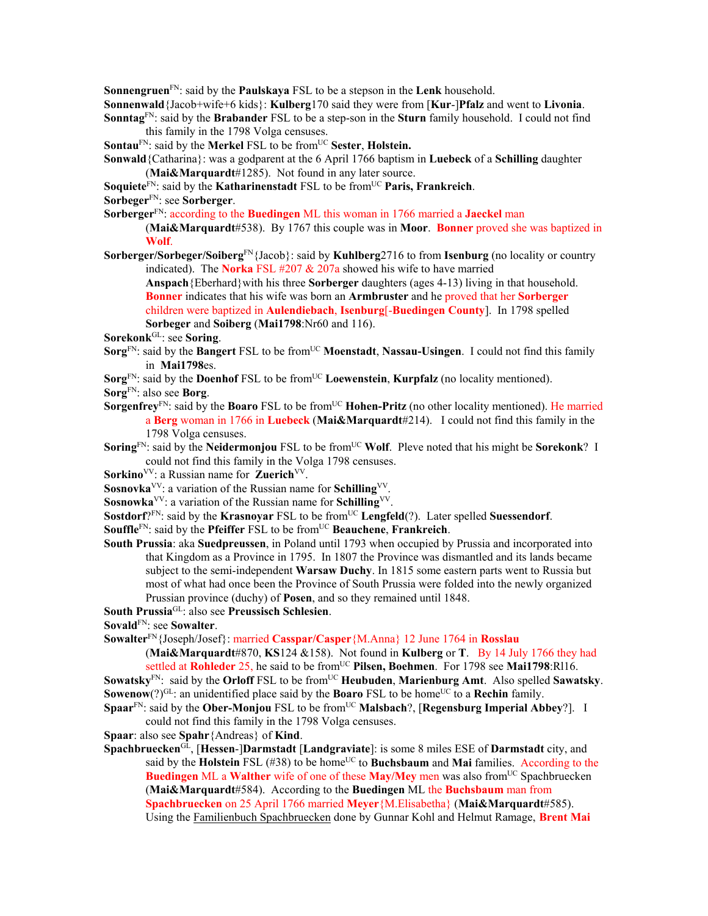**Sonnengruen**[FN]: said by the **Paulskaya** FSL to be a stepson in the **Lenk** household.

**Sonnenwald**{Jacob+wife+6 kids}: **Kulberg**170 said they were from [**Kur**-]**Pfalz** and went to **Livonia**.

**Sonntag**[FN]: said by the **Brabander** FSL to be a step-son in the **Sturn** family household. I could not find this family in the 1798 Volga censuses.

**Sontau**[FN]: said by the **Merkel** FSL to be from[UC] **Sester**, **Holstein.**

**Sonwald**{Catharina}: was a godparent at the 6 April 1766 baptism in **Luebeck** of a **Schilling** daughter (**Mai&Marquardt**#1285). Not found in any later source.

**Soquiete**[FN]: said by the **Katharinenstadt** FSL to be from[UC] **Paris, Frankreich**.

**Sorbeger**[FN]: see **Sorberger**.

**Sorberger**[FN]: according to the **Buedingen** ML this woman in 1766 married a **Jaeckel** man (**Mai&Marquardt**#538). By 1767 this couple was in **Moor**. **Bonner** proved she was baptized in **Wolf**.

**Sorberger/Sorbeger/Soiberg**[FN]{Jacob}: said by **Kuhlberg**2716 to from **Isenburg** (no locality or country indicated). The **Norka** FSL #207 & 207a showed his wife to have married **Anspach**{Eberhard}with his three **Sorberger** daughters (ages 4-13) living in that household. **Bonner** indicates that his wife was born an **Armbruster** and he proved that her **Sorberger** children were baptized in **Aulendiebach**, **Isenburg**[-**Buedingen County**]. In 1798 spelled **Sorbeger** and **Soiberg** (**Mai1798**:Nr60 and 116).

**Sorekonk**[GL]: see **Soring**.

**Sorg**[FN]: said by the **Bangert** FSL to be from[UC] **Moenstadt**, **Nassau-Usingen**. I could not find this family in **Mai1798**es.

**Sorg**[FN]: said by the **Doenhof** FSL to be from[UC] **Loewenstein**, **Kurpfalz** (no locality mentioned).

**Sorg**[FN]: also see **Borg**.

**Sorgenfrey**[FN]: said by the **Boaro** FSL to be from[UC] **Hohen-Pritz** (no other locality mentioned). He married a **Berg** woman in 1766 in **Luebeck** (**Mai&Marquardt**#214). I could not find this family in the 1798 Volga censuses.

**Soring**[FN]: said by the **Neidermonjou** FSL to be from[UC] **Wolf**. Pleve noted that his might be **Sorekonk**? I could not find this family in the Volga 1798 censuses.

**Sorkino**[VV]: a Russian name for **Zuerich**[VV].

**Sosnovka**[VV]: a variation of the Russian name for **Schilling**[VV].

**Sosnowka**[VV]: a variation of the Russian name for **Schilling**[VV].

**Sostdorf**?[FN]: said by the **Krasnoyar** FSL to be from[UC] **Lengfeld**(?). Later spelled **Suessendorf**.

**Souffle**[FN]: said by the **Pfeiffer** FSL to be from[UC] **Beauchene**, **Frankreich**.

**South Prussia**: aka **Suedpreussen**, in Poland until 1793 when occupied by Prussia and incorporated into that Kingdom as a Province in 1795. In 1807 the Province was dismantled and its lands became subject to the semi-independent **Warsaw Duchy**. In 1815 some eastern parts went to Russia but most of what had once been the Province of South Prussia were folded into the newly organized Prussian province (duchy) of **Posen**, and so they remained until 1848.

**South Prussia**[GL]: also see **Preussisch Schlesien**.

**Sovald**[FN]: see **Sowalter**.

**Sowalter**[FN]{Joseph/Josef}: married **Casspar/Casper**{M.Anna} 12 June 1764 in **Rosslau** (**Mai&Marquardt**#870, **KS**124 &158). Not found in **Kulberg** or **T**. By 14 July 1766 they had settled at **Rohleder** 25, he said to be from[UC] **Pilsen, Boehmen**. For 1798 see **Mai1798**:Rl16.

**Sowatsky**[FN]: said by the **Orloff** FSL to be from[UC] **Heubuden**, **Marienburg Amt**. Also spelled **Sawatsky**.

**Sowenow**(?)[GL]: an unidentified place said by the **Boaro** FSL to be home[UC] to a **Rechin** family.

**Spaar**[FN]: said by the **Ober-Monjou** FSL to be from[UC] **Malsbach**?, [**Regensburg Imperial Abbey**?]. I could not find this family in the 1798 Volga censuses.

**Spaar**: also see **Spahr**{Andreas} of **Kind**.

**Spachbruecken**[GL], [**Hessen**-]**Darmstadt** [**Landgraviate**]: is some 8 miles ESE of **Darmstadt** city, and said by the **Holstein** FSL (#38) to be home[UC] to **Buchsbaum** and **Mai** families. According to the **Buedingen** ML a **Walther** wife of one of these **May/Mey** men was also from[UC] Spachbruecken (**Mai&Marquardt**#584). According to the **Buedingen** ML the **Buchsbaum** man from **Spachbruecken** on 25 April 1766 married **Meyer**{M.Elisabetha} (**Mai&Marquardt**#585). Using the Familienbuch Spachbruecken done by Gunnar Kohl and Helmut Ramage, **Brent Mai**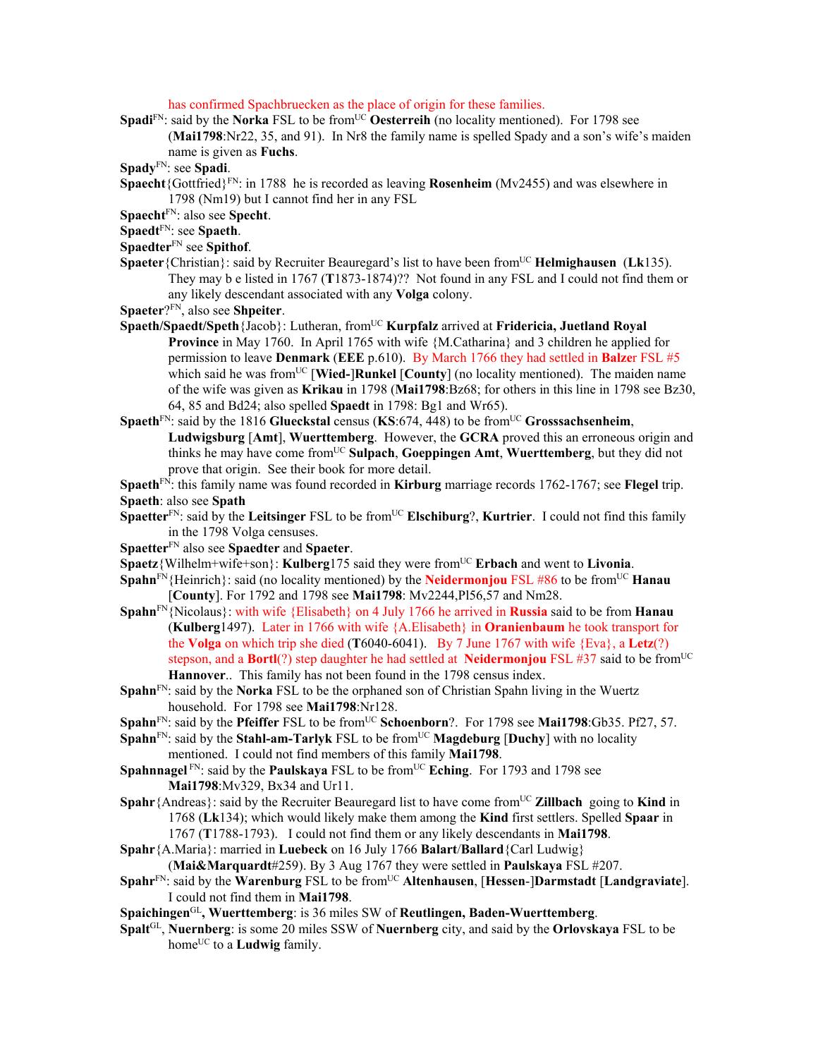has confirmed Spachbruecken as the place of origin for these families.

**Spadi**[FN]: said by the **Norka** FSL to be from[UC] **Oesterreih** (no locality mentioned). For 1798 see (**Mai1798**:Nr22, 35, and 91). In Nr8 the family name is spelled Spady and a son's wife's maiden name is given as **Fuchs**.

**Spady**[FN]: see **Spadi**.

**Spaecht**{Gottfried}[FN]: in 1788 he is recorded as leaving **Rosenheim** (Mv2455) and was elsewhere in 1798 (Nm19) but I cannot find her in any FSL

**Spaecht**[FN]: also see **Specht**.

**Spaedt**[FN]: see **Spaeth**.

**Spaedter**[FN] see **Spithof**.

**Spaeter**{Christian}: said by Recruiter Beauregard's list to have been from[UC] **Helmighausen** (**Lk**135). They may b e listed in 1767 (**T**1873-1874)?? Not found in any FSL and I could not find them or any likely descendant associated with any **Volga** colony.

**Spaeter**?[FN], also see **Shpeiter**.

**Spaeth/Spaedt/Speth**{Jacob}: Lutheran, from[UC] **Kurpfalz** arrived at **Fridericia, Juetland Royal Province** in May 1760. In April 1765 with wife {M.Catharina} and 3 children he applied for permission to leave **Denmark** (**EEE** p.610). By March 1766 they had settled in **Balzer** FSL #5 which said he was from[UC] [**Wied-**]**Runkel** [**County**] (no locality mentioned). The maiden name of the wife was given as **Krikau** in 1798 (**Mai1798**:Bz68; for others in this line in 1798 see Bz30, 64, 85 and Bd24; also spelled **Spaedt** in 1798: Bg1 and Wr65).

**Spaeth**[FN]: said by the 1816 **Gluecksta**l census (**KS**:674, 448) to be from[UC] **Grosssachsenheim**, **Ludwigsburg** [**Amt**], **Wuerttemberg**. However, the **GCRA** proved this an erroneous origin and thinks he may have come from[UC] **Sulpach**, **Goeppingen Amt**, **Wuerttemberg**, but they did not prove that origin. See their book for more detail.

**Spaeth**[FN]: this family name was found recorded in **Kirburg** marriage records 1762-1767; see **Flegel** trip.

**Spaeth**: also see **Spath**

**Spaetter**[FN]: said by the **Leitsinger** FSL to be from[UC] **Elschiburg**?, **Kurtrier**. I could not find this family in the 1798 Volga censuses.

**Spaetter**[FN] also see **Spaedter** and **Spaeter**.

**Spaetz**{Wilhelm+wife+son}: **Kulberg**175 said they were from[UC] **Erbach** and went to **Livonia**.

**Spahn**[FN]{Heinrich}: said (no locality mentioned) by the **Neidermonjou** FSL #86 to be from[UC] **Hanau** [**County**]. For 1792 and 1798 see **Mai1798**: Mv2244,Pl56,57 and Nm28.

**Spahn**[FN]{Nicolaus}: with wife {Elisabeth} on 4 July 1766 he arrived in **Russia** said to be from **Hanau** (**Kulberg**1497). Later in 1766 with wife {A.Elisabeth} in **Oranienbaum** he took transport for the **Volga** on which trip she died (**T**6040-6041). By 7 June 1767 with wife {Eva}, a **Letz**(?) stepson, and a **Bortl**(?) step daughter he had settled at **Neidermonjou** FSL #37 said to be from[UC] **Hannover**.. This family has not been found in the 1798 census index.

**Spahn**[FN]: said by the **Norka** FSL to be the orphaned son of Christian Spahn living in the Wuertz household. For 1798 see **Mai1798**:Nr128.

**Spahn**[FN]: said by the **Pfeiffer** FSL to be from[UC] **Schoenborn**?. For 1798 see **Mai1798**:Gb35. Pf27, 57.

**Spahn**[FN]: said by the **Stahl-am-Tarlyk** FSL to be from[UC] **Magdeburg** [**Duchy**] with no locality mentioned. I could not find members of this family **Mai1798**.

**Spahnnagel** [FN]: said by the **Paulskaya** FSL to be from[UC] **Eching**. For 1793 and 1798 see **Mai1798**:Mv329, Bx34 and Ur11.

**Spahr**{Andreas}: said by the Recruiter Beauregard list to have come from[UC] **Zillbach** going to **Kind** in 1768 (**Lk**134); which would likely make them among the **Kind** first settlers. Spelled **Spaar** in 1767 (**T**1788-1793). I could not find them or any likely descendants in **Mai1798**.

**Spahr**{A.Maria}: married in **Luebeck** on 16 July 1766 **Balart**/**Ballard**{Carl Ludwig} (**Mai&Marquardt**#259). By 3 Aug 1767 they were settled in **Paulskaya** FSL #207.

**Spahr**[FN]: said by the **Warenburg** FSL to be from[UC] **Altenhausen**, [**Hessen**-]**Darmstadt** [**Landgraviate**]. I could not find them in **Mai1798**.

**Spaichingen**[GL]**, Wuerttemberg**: is 36 miles SW of **Reutlingen, Baden-Wuerttemberg**.

**Spalt**[GL], **Nuernberg**: is some 20 miles SSW of **Nuernberg** city, and said by the **Orlovskaya** FSL to be home[UC] to a **Ludwig** family.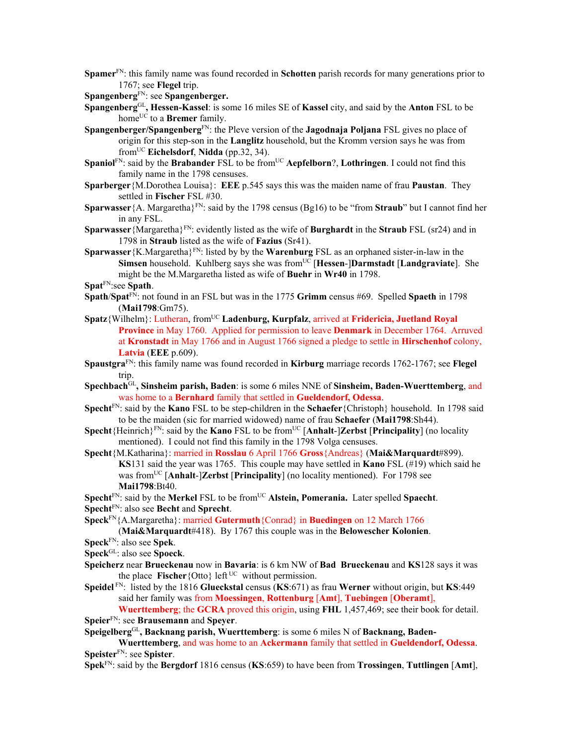**Spamer**[FN]: this family name was found recorded in **Schotten** parish records for many generations prior to 1767; see **Flegel** trip.

**Spangenberg**[FN]: see **Spangenberger.**

**Spangenberg**[GL]**, Hessen-Kassel**: is some 16 miles SE of **Kassel** city, and said by the **Anton** FSL to be home[UC] to a **Bremer** family.

**Spangenberger/Spangenberg**[FN]: the Pleve version of the **Jagodnaja Poljana** FSL gives no place of origin for this step-son in the **Langlitz** household, but the Kromm version says he was from[UC] **Eichelsdorf**, **Nidda** (pp.32, 34).

**Spaniol**[FN]: said by the **Brabander** FSL to be from[UC] **Aepfelborn**?, **Lothringen**. I could not find this family name in the 1798 censuses.

**Sparberger**{M.Dorothea Louisa}: **EEE** p.545 says this was the maiden name of frau **Paustan**. They settled in **Fischer** FSL #30.

**Sparwasser**{A. Margaretha}[FN]: said by the 1798 census (Bg16) to be "from **Straub**" but I cannot find her in any FSL.

**Sparwasser**{Margaretha}[FN]: evidently listed as the wife of **Burghardt** in the **Straub** FSL (sr24) and in 1798 in **Straub** listed as the wife of **Fazius** (Sr41).

**Sparwasser**{K.Margaretha}[FN]: listed by by the **Warenburg** FSL as an orphaned sister-in-law in the **Simsen** household. Kuhlberg says she was from[UC] [**Hessen**-]**Darmstadt** [**Landgraviate**]. She might be the M.Margaretha listed as wife of **Buehr** in **Wr40** in 1798.

**Spat**[FN]:see **Spath**.

**Spath**/**Spat**[FN]: not found in an FSL but was in the 1775 **Grimm** census #69. Spelled **Spaeth** in 1798 (**Mai1798**:Gm75).

**Spatz**{Wilhelm}: Lutheran, from[UC] **Ladenburg, Kurpfalz**, arrived at **Fridericia, Juetland Royal Province** in May 1760. Applied for permission to leave **Denmark** in December 1764. Arruved at **Kronstadt** in May 1766 and in August 1766 signed a pledge to settle in **Hirschenhof** colony, **Latvia** (**EEE** p.609).

**Spaustgra**[FN]: this family name was found recorded in **Kirburg** marriage records 1762-1767; see **Flegel** trip.

**Spechbach**[GL]**, Sinsheim parish, Baden**: is some 6 miles NNE of **Sinsheim, Baden-Wuerttemberg**, and was home to a **Bernhard** family that settled in **Gueldendorf, Odessa**.

**Specht**[FN]: said by the **Kano** FSL to be step-children in the **Schaefer**{Christoph} household. In 1798 said to be the maiden (sic for married widowed) name of frau **Schaefer** (**Mai1798**:Sh44).

**Specht**{Heinrich}[FN]: said by the **Kano** FSL to be from[UC] [**Anhalt**-]**Zerbst** [**Principality**] (no locality mentioned). I could not find this family in the 1798 Volga censuses.

**Specht**{M.Katharina}: married in **Rosslau** 6 April 1766 **Gross**{Andreas} (**Mai&Marquardt**#899). **KS**131 said the year was 1765. This couple may have settled in **Kano** FSL (#19) which said he was from[UC] [**Anhalt**-]**Zerbst** [**Principality**] (no locality mentioned). For 1798 see **Mai1798**:Bt40.

**Specht**[FN]: said by the **Merkel** FSL to be from[UC] **Alstein, Pomerania.** Later spelled **Spaecht**.

**Specht**[FN]: also see **Becht** and **Sprecht**.

**Speck**[FN]{A.Margaretha}: married **Gutermuth**{Conrad} in **Buedingen** on 12 March 1766 (**Mai&Marquardt**#418). By 1767 this couple was in the **Belowescher Kolonien**.

**Speck**[FN]: also see **Spek**.

**Speck**[GL]: also see **Spoeck**.

**Speicherz** near **Brueckenau** now in **Bavaria**: is 6 km NW of **Bad Brueckenau** and **KS**128 says it was the place **Fischer**{Otto} left[UC] without permission.

**Speidel**[FN]: listed by the 1816 **Glueckstal** census (**KS**:671) as frau **Werner** without origin, but **KS**:449 said her family was from **Moessingen**, **Rottenburg** [**Amt**], **Tuebingen** [**Oberamt**], **Wuerttemberg**; the **GCRA** proved this origin, using **FHL** 1,457,469; see their book for detail.

**Speier**[FN]: see **Brausemann** and **Speyer**.

**Speigelberg**[GL]**, Backnang parish, Wuerttemberg**: is some 6 miles N of **Backnang, Baden-Wuerttemberg**, and was home to an **Ackermann** family that settled in **Gueldendorf, Odessa**.

**Speister**[FN]: see **Spister**.

**Spek**[FN]: said by the **Bergdorf** 1816 census (**KS**:659) to have been from **Trossingen**, **Tuttlingen** [**Amt**],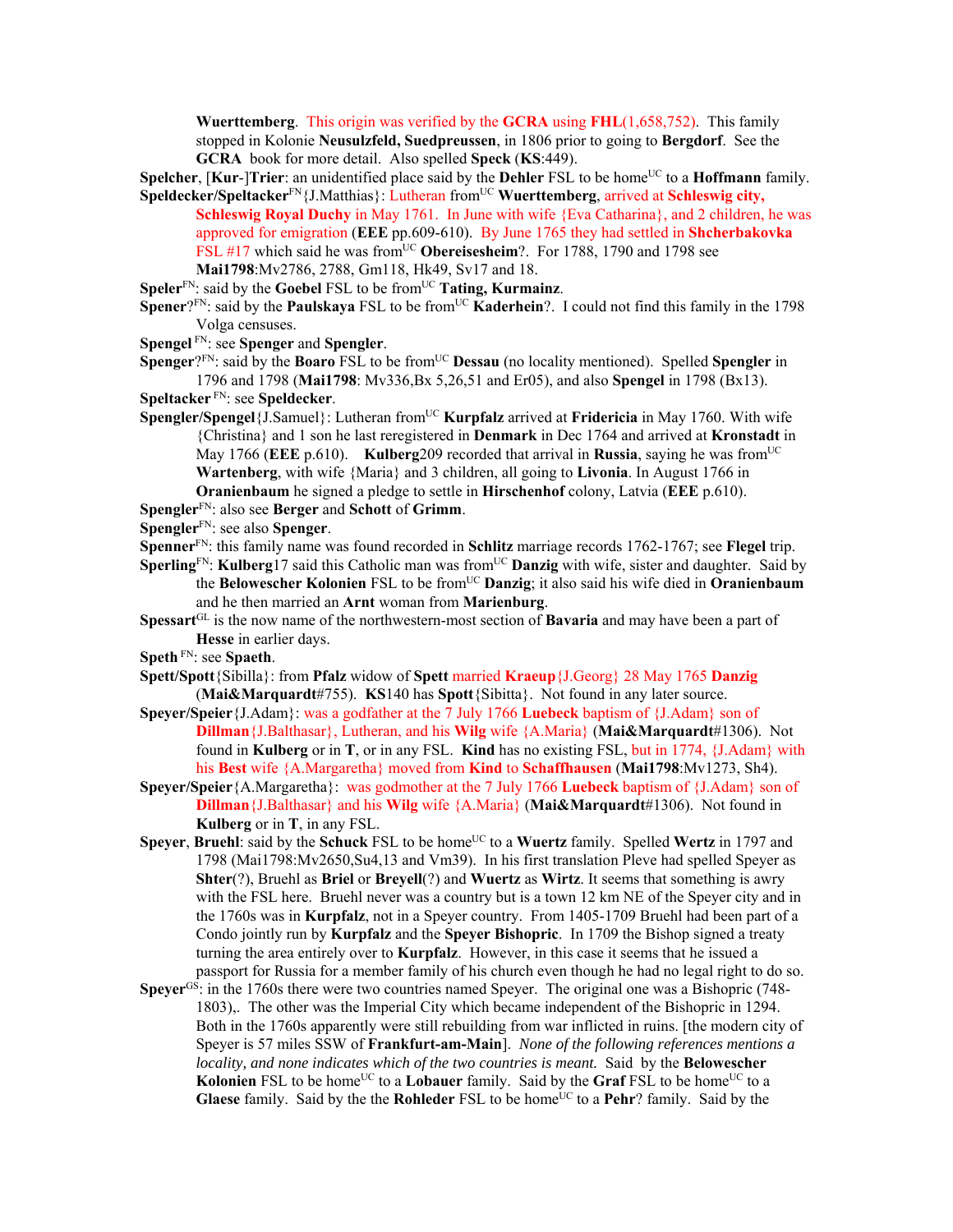**Wuerttemberg**. This origin was verified by the **GCRA** using **FHL**(1,658,752). This family stopped in Kolonie **Neusulzfeld, Suedpreussen**, in 1806 prior to going to **Bergdorf**. See the **GCRA** book for more detail. Also spelled **Speck** (**KS**:449).

**Spelcher**, [**Kur**-]**Trier**: an unidentified place said by the **Dehler** FSL to be home[UC] to a **Hoffmann** family.

**Speldecker/Speltacker**[FN]{J.Matthias}: Lutheran from[UC] **Wuerttemberg**, arrived at **Schleswig city, Schleswig Royal Duchy** in May 1761. In June with wife {Eva Catharina}, and 2 children, he was approved for emigration (**EEE** pp.609-610). By June 1765 they had settled in **Shcherbakovka** FSL #17 which said he was from[UC] **Obereisesheim**?. For 1788, 1790 and 1798 see **Mai1798**:Mv2786, 2788, Gm118, Hk49, Sv17 and 18.

**Speler**[FN]: said by the **Goebel** FSL to be from[UC] **Tating, Kurmainz**.

**Spener**?[FN]: said by the **Paulskaya** FSL to be from[UC] **Kaderhein**?. I could not find this family in the 1798 Volga censuses.

**Spengel** [FN]: see **Spenger** and **Spengler**.

**Spenger**?[FN]: said by the **Boaro** FSL to be from[UC] **Dessau** (no locality mentioned). Spelled **Spengler** in 1796 and 1798 (**Mai1798**: Mv336,Bx 5,26,51 and Er05), and also **Spengel** in 1798 (Bx13).

**Speltacker** [FN]: see **Speldecker**.

**Spengler/Spengel**{J.Samuel}: Lutheran from[UC] **Kurpfalz** arrived at **Fridericia** in May 1760. With wife {Christina} and 1 son he last reregistered in **Denmark** in Dec 1764 and arrived at **Kronstadt** in May 1766 (**EEE** p.610). **Kulberg**209 recorded that arrival in **Russia**, saying he was from[UC] **Wartenberg**, with wife {Maria} and 3 children, all going to **Livonia**. In August 1766 in **Oranienbaum** he signed a pledge to settle in **Hirschenhof** colony, Latvia (**EEE** p.610).

**Spengler**[FN]: also see **Berger** and **Schott** of **Grimm**.

**Spengler**[FN]: see also **Spenger**.

**Spenner**[FN]: this family name was found recorded in **Schlitz** marriage records 1762-1767; see **Flegel** trip.

**Sperling**[FN]: **Kulberg**17 said this Catholic man was from[UC] **Danzig** with wife, sister and daughter. Said by the **Belowescher Kolonien** FSL to be from[UC] **Danzig**; it also said his wife died in **Oranienbaum** and he then married an **Arnt** woman from **Marienburg**.

**Spessart**[GL] is the now name of the northwestern-most section of **Bavaria** and may have been a part of **Hesse** in earlier days.

**Speth** [FN]: see **Spaeth**.

**Spett/Spott**{Sibilla}: from **Pfalz** widow of **Spett** married **Kraeup**{J.Georg} 28 May 1765 **Danzig** (**Mai&Marquardt**#755). **KS**140 has **Spott**{Sibitta}. Not found in any later source.

**Speyer/Speier**{J.Adam}: was a godfather at the 7 July 1766 **Luebeck** baptism of {J.Adam} son of **Dillman**{J.Balthasar}, Lutheran, and his **Wilg** wife {A.Maria} (**Mai&Marquardt**#1306). Not found in **Kulberg** or in **T**, or in any FSL. **Kind** has no existing FSL, but in 1774, {J.Adam} with his **Best** wife {A.Margaretha} moved from **Kind** to **Schaffhausen** (**Mai1798**:Mv1273, Sh4).

**Speyer/Speier**{A.Margaretha}: was godmother at the 7 July 1766 **Luebeck** baptism of {J.Adam} son of **Dillman**{J.Balthasar} and his **Wilg** wife {A.Maria} (**Mai&Marquardt**#1306). Not found in **Kulberg** or in **T**, in any FSL.

**Speyer**, **Bruehl**: said by the **Schuck** FSL to be home[UC] to a **Wuertz** family. Spelled **Wertz** in 1797 and 1798 (Mai1798:Mv2650,Su4,13 and Vm39). In his first translation Pleve had spelled Speyer as **Shter**(?), Bruehl as **Briel** or **Breyell**(?) and **Wuertz** as **Wirtz**. It seems that something is awry with the FSL here. Bruehl never was a country but is a town 12 km NE of the Speyer city and in the 1760s was in **Kurpfalz**, not in a Speyer country. From 1405-1709 Bruehl had been part of a Condo jointly run by **Kurpfalz** and the **Speyer Bishopric**. In 1709 the Bishop signed a treaty turning the area entirely over to **Kurpfalz**. However, in this case it seems that he issued a passport for Russia for a member family of his church even though he had no legal right to do so.

**Speyer**[GS]: in the 1760s there were two countries named Speyer. The original one was a Bishopric (748-1803),. The other was the Imperial City which became independent of the Bishopric in 1294. Both in the 1760s apparently were still rebuilding from war inflicted in ruins. [the modern city of Speyer is 57 miles SSW of **Frankfurt-am-Main**]. *None of the following references mentions a locality, and none indicates which of the two countries is meant.* Said by the **Belowescher Kolonien** FSL to be home[UC] to a **Lobauer** family. Said by the **Graf** FSL to be home[UC] to a **Glaese** family. Said by the the **Rohleder** FSL to be home[UC] to a **Pehr**? family. Said by the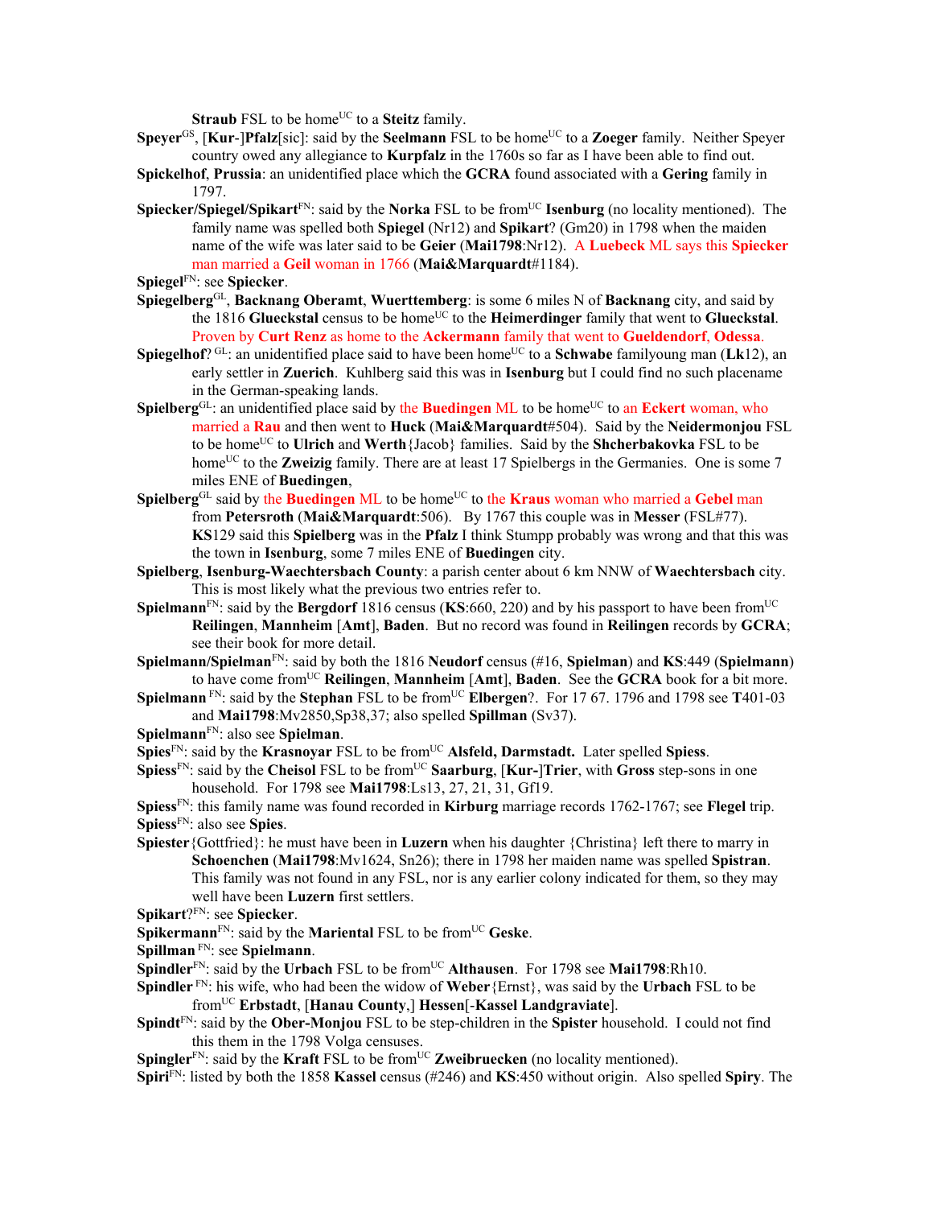**Straub** FSL to be home[UC] to a **Steitz** family.

**Speyer**[GS], [**Kur**-]**Pfalz**[sic]: said by the **Seelmann** FSL to be home[UC] to a **Zoeger** family. Neither Speyer country owed any allegiance to **Kurpfalz** in the 1760s so far as I have been able to find out.

**Spickelhof**, **Prussia**: an unidentified place which the **GCRA** found associated with a **Gering** family in 1797.

**Spiecker/Spiegel/Spikart**[FN]: said by the **Norka** FSL to be from[UC] **Isenburg** (no locality mentioned). The family name was spelled both **Spiegel** (Nr12) and **Spikart**? (Gm20) in 1798 when the maiden name of the wife was later said to be **Geier** (**Mai1798**:Nr12). A **Luebeck** ML says this **Spiecker** man married a **Geil** woman in 1766 (**Mai&Marquardt**#1184).

**Spiegel**[FN]: see **Spiecker**.

**Spiegelberg**[GL], **Backnang Oberamt**, **Wuerttemberg**: is some 6 miles N of **Backnang** city, and said by the 1816 **Glueckstal** census to be home[UC] to the **Heimerdinger** family that went to **Glueckstal**. Proven by **Curt Renz** as home to the **Ackermann** family that went to **Gueldendorf**, **Odessa**.

**Spiegelhof**? [GL]: an unidentified place said to have been home[UC] to a **Schwabe** familyoung man (**Lk**12), an early settler in **Zuerich**. Kuhlberg said this was in **Isenburg** but I could find no such placename in the German-speaking lands.

**Spielberg**[GL]: an unidentified place said by the **Buedingen** ML to be home[UC] to an **Eckert** woman, who married a **Rau** and then went to **Huck** (**Mai&Marquardt**#504). Said by the **Neidermonjou** FSL to be home[UC] to **Ulrich** and **Werth**{Jacob} families. Said by the **Shcherbakovka** FSL to be home[UC] to the **Zweizig** family. There are at least 17 Spielbergs in the Germanies. One is some 7 miles ENE of **Buedingen**,

**Spielberg**[GL] said by the **Buedingen** ML to be home[UC] to the **Kraus** woman who married a **Gebel** man from **Petersroth** (**Mai&Marquardt**:506). By 1767 this couple was in **Messer** (FSL#77). **KS**129 said this **Spielberg** was in the **Pfalz** I think Stumpp probably was wrong and that this was the town in **Isenburg**, some 7 miles ENE of **Buedingen** city.

**Spielberg**, **Isenburg-Waechtersbach County**: a parish center about 6 km NNW of **Waechtersbach** city. This is most likely what the previous two entries refer to.

**Spielmann**[FN]: said by the **Bergdorf** 1816 census (**KS**:660, 220) and by his passport to have been from[UC] **Reilingen**, **Mannheim** [**Amt**], **Baden**. But no record was found in **Reilingen** records by **GCRA**; see their book for more detail.

**Spielmann/Spielman**[FN]: said by both the 1816 **Neudorf** census (#16, **Spielman**) and **KS**:449 (**Spielmann**) to have come from[UC] **Reilingen**, **Mannheim** [**Amt**], **Baden**. See the **GCRA** book for a bit more.

**Spielmann** [FN]: said by the **Stephan** FSL to be from[UC] **Elbergen**?. For 17 67. 1796 and 1798 see **T**401-03 and **Mai1798**:Mv2850,Sp38,37; also spelled **Spillman** (Sv37).

**Spielmann**[FN]: also see **Spielman**.

**Spies**[FN]: said by the **Krasnoyar** FSL to be from[UC] **Alsfeld, Darmstadt.** Later spelled **Spiess**.

**Spiess**[FN]: said by the **Cheisol** FSL to be from[UC] **Saarburg**, [**Kur-**]**Trier**, with **Gross** step-sons in one household. For 1798 see **Mai1798**:Ls13, 27, 21, 31, Gf19.

**Spiess**[FN]: this family name was found recorded in **Kirburg** marriage records 1762-1767; see **Flegel** trip.

**Spiess**[FN]: also see **Spies**.

**Spiester**{Gottfried}: he must have been in **Luzern** when his daughter {Christina} left there to marry in **Schoenchen** (**Mai1798**:Mv1624, Sn26); there in 1798 her maiden name was spelled **Spistran**. This family was not found in any FSL, nor is any earlier colony indicated for them, so they may well have been **Luzern** first settlers.

**Spikart**?[FN]: see **Spiecker**.

**Spikermann**[FN]: said by the **Mariental** FSL to be from[UC] **Geske**.

**Spillman** [FN]: see **Spielmann**.

**Spindler**[FN]: said by the **Urbach** FSL to be from[UC] **Althausen**. For 1798 see **Mai1798**:Rh10.

**Spindler** [FN]: his wife, who had been the widow of **Weber**{Ernst}, was said by the **Urbach** FSL to be from[UC] **Erbstadt**, [**Hanau County**,] **Hessen**[-**Kassel Landgraviate**].

**Spindt**[FN]: said by the **Ober-Monjou** FSL to be step-children in the **Spister** household. I could not find this them in the 1798 Volga censuses.

**Spingler**[FN]: said by the **Kraft** FSL to be from[UC] **Zweibruecken** (no locality mentioned).

**Spiri**[FN]: listed by both the 1858 **Kassel** census (#246) and **KS**:450 without origin. Also spelled **Spiry**. The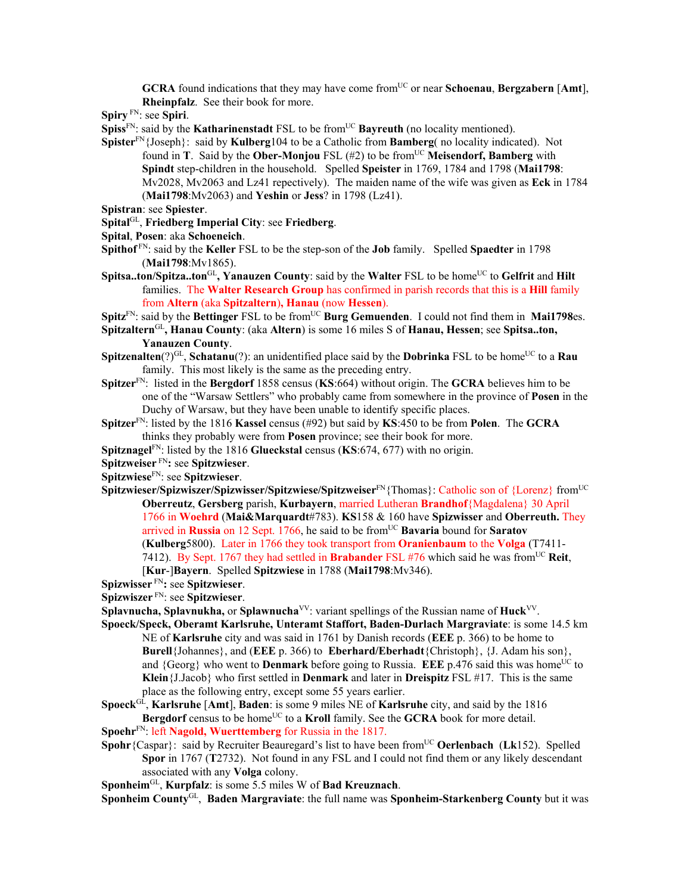GCRA found indications that they may have come from[UC] or near **Schoenau**, **Bergzabern** [**Amt**], **Rheinpfalz**. See their book for more.

**Spiry** [FN]: see **Spiri**.

**Spiss**[FN]: said by the **Katharinenstadt** FSL to be from[UC] **Bayreuth** (no locality mentioned).

**Spister**[FN]{Joseph}: said by **Kulberg**104 to be a Catholic from **Bamberg**( no locality indicated). Not found in **T**. Said by the **Ober-Monjou** FSL (#2) to be from[UC] **Meisendorf, Bamberg** with **Spindt** step-children in the household. Spelled **Speister** in 1769, 1784 and 1798 (**Mai1798**: Mv2028, Mv2063 and Lz41 repectively). The maiden name of the wife was given as **Eck** in 1784 (**Mai1798**:Mv2063) and **Yeshin** or **Jess**? in 1798 (Lz41).

**Spistran**: see **Spiester**.

**Spital**[GL], **Friedberg Imperial City**: see **Friedberg**.

**Spital**, **Posen**: aka **Schoeneich**.

**Spithof** [FN]: said by the **Keller** FSL to be the step-son of the **Job** family. Spelled **Spaedter** in 1798 (**Mai1798**:Mv1865).

**Spitsa..ton/Spitza..ton**[GL]**, Yanauzen County**: said by the **Walter** FSL to be home[UC] to **Gelfrit** and **Hilt** families. The **Walter Research Group** has confirmed in parish records that this is a **Hill** family from **Altern** (aka **Spitzaltern), Hanau** (now **Hessen**).

**Spitz**[FN]: said by the **Bettinger** FSL to be from[UC] **Burg Gemuenden**. I could not find them in **Mai1798**es.

**Spitzaltern**[GL]**, Hanau County**: (aka **Altern**) is some 16 miles S of **Hanau, Hessen**; see **Spitsa..ton, Yanauzen County**.

**Spitzenalten**(?)[GL], **Schatanu**(?): an unidentified place said by the **Dobrinka** FSL to be home[UC] to a **Rau** family. This most likely is the same as the preceding entry.

**Spitzer**[FN]: listed in the **Bergdorf** 1858 census (**KS**:664) without origin. The **GCRA** believes him to be one of the "Warsaw Settlers" who probably came from somewhere in the province of **Posen** in the Duchy of Warsaw, but they have been unable to identify specific places.

**Spitzer**[FN]: listed by the 1816 **Kassel** census (#92) but said by **KS**:450 to be from **Polen**. The **GCRA** thinks they probably were from **Posen** province; see their book for more.

**Spitznagel**[FN]: listed by the 1816 **Glueckstal** census (**KS**:674, 677) with no origin.

**Spitzweiser** [FN]**:** see **Spitzwieser**.

**Spitzwiese**[FN]: see **Spitzwieser**.

**Spitzwieser/Spizwiszer/Spizwisser/Spitzwiese/Spitzweiser**[FN]{Thomas}: Catholic son of {Lorenz} from[UC] **Oberreutz**, **Gersberg** parish, **Kurbayern**, married Lutheran **Brandhof**{Magdalena} 30 April 1766 in **Woehrd** (**Mai&Marquardt**#783). **KS**158 & 160 have **Spizwisser** and **Oberreuth.** They arrived in **Russia** on 12 Sept. 1766, he said to be from[UC] **Bavaria** bound for **Saratov** (**Kulberg**5800). Later in 1766 they took transport from **Oranienbaum** to the **Volga** (T7411-7412). By Sept. 1767 they had settled in **Brabander** FSL #76 which said he was from[UC] **Reit**, [**Kur**-]**Bayern**. Spelled **Spitzwiese** in 1788 (**Mai1798**:Mv346).

**Spizwisser** [FN]**:** see **Spitzwieser**.

**Spizwiszer** [FN]: see **Spitzwieser**.

**Splavnucha, Splavnukha,** or **Splawnucha**[VV]: variant spellings of the Russian name of **Huck**[VV].

**Spoeck/Speck, Oberamt Karlsruhe, Unteramt Staffort, Baden-Durlach Margraviate**: is some 14.5 km NE of **Karlsruhe** city and was said in 1761 by Danish records (**EEE** p. 366) to be home to **Burell**{Johannes}, and (**EEE** p. 366) to **Eberhard/Eberhadt**{Christoph}, {J. Adam his son}, and {Georg} who went to **Denmark** before going to Russia. **EEE** p.476 said this was home[UC] to **Klein**{J.Jacob} who first settled in **Denmark** and later in **Dreispitz** FSL #17. This is the same place as the following entry, except some 55 years earlier.

**Spoeck**[GL], **Karlsruhe** [**Amt**], **Baden**: is some 9 miles NE of **Karlsruhe** city, and said by the 1816 **Bergdorf** census to be home[UC] to a **Kroll** family. See the **GCRA** book for more detail.

**Spoehr**[FN]: left **Nagold, Wuerttemberg** for Russia in the 1817.

**Spohr**{Caspar}: said by Recruiter Beauregard's list to have been from[UC] **Oerlenbach** (**Lk**152). Spelled **Spor** in 1767 (**T**2732). Not found in any FSL and I could not find them or any likely descendant associated with any **Volga** colony.

**Sponheim**[GL], **Kurpfalz**: is some 5.5 miles W of **Bad Kreuznach**.

**Sponheim County**[GL], **Baden Margraviate**: the full name was **Sponheim-Starkenberg County** but it was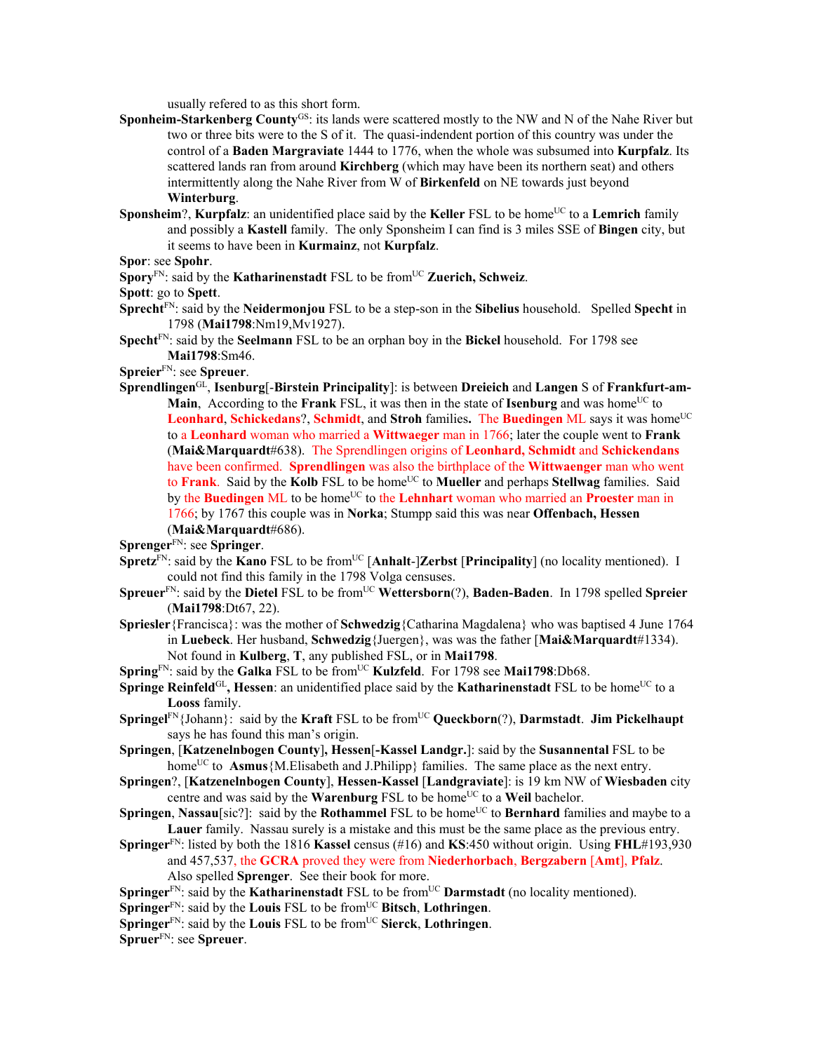usually refered to as this short form.

**Sponheim-Starkenberg County**[GS]: its lands were scattered mostly to the NW and N of the Nahe River but two or three bits were to the S of it. The quasi-indendent portion of this country was under the control of a **Baden Margraviate** 1444 to 1776, when the whole was subsumed into **Kurpfalz**. Its scattered lands ran from around **Kirchberg** (which may have been its northern seat) and others intermittently along the Nahe River from W of **Birkenfeld** on NE towards just beyond **Winterburg**.

**Sponsheim**?, **Kurpfalz**: an unidentified place said by the **Keller** FSL to be home[UC] to a **Lemrich** family and possibly a **Kastell** family. The only Sponsheim I can find is 3 miles SSE of **Bingen** city, but it seems to have been in **Kurmainz**, not **Kurpfalz**.

**Spor**: see **Spohr**.

**Spory**[FN]: said by the **Katharinenstadt** FSL to be from[UC] **Zuerich, Schweiz**.

**Spott**: go to **Spett**.

**Sprecht**[FN]: said by the **Neidermonjou** FSL to be a step-son in the **Sibelius** household. Spelled **Specht** in 1798 (**Mai1798**:Nm19,Mv1927).

**Specht**[FN]: said by the **Seelmann** FSL to be an orphan boy in the **Bickel** household. For 1798 see **Mai1798**:Sm46.

**Spreier**[FN]: see **Spreuer**.

**Sprendlingen**[GL], **Isenburg**[-**Birstein Principality**]: is between **Dreieich** and **Langen** S of **Frankfurt-am-Main**, According to the **Frank** FSL, it was then in the state of **Isenburg** and was home[UC] to **Leonhard**, **Schickedans**?, **Schmidt**, and **Stroh** families**.** The **Buedingen** ML says it was home[UC] to a **Leonhard** woman who married a **Wittwaeger** man in 1766; later the couple went to **Frank** (**Mai&Marquardt**#638). The Sprendlingen origins of **Leonhard, Schmidt** and **Schickendans** have been confirmed. **Sprendlingen** was also the birthplace of the **Wittwaenger** man who went to **Frank**. Said by the **Kolb** FSL to be home[UC] to **Mueller** and perhaps **Stellwag** families. Said by the **Buedingen** ML to be home[UC] to the **Lehnhart** woman who married an **Proester** man in 1766; by 1767 this couple was in **Norka**; Stumpp said this was near **Offenbach, Hessen** (**Mai&Marquardt**#686).

**Sprenger**[FN]: see **Springer**.

**Spretz**[FN]: said by the **Kano** FSL to be from[UC] [**Anhalt**-]**Zerbst** [**Principality**] (no locality mentioned). I could not find this family in the 1798 Volga censuses.

**Spreuer**[FN]: said by the **Dietel** FSL to be from[UC] **Wettersborn**(?), **Baden-Baden**. In 1798 spelled **Spreier** (**Mai1798**:Dt67, 22).

**Spriesler**{Francisca}: was the mother of **Schwedzig**{Catharina Magdalena} who was baptised 4 June 1764 in **Luebeck**. Her husband, **Schwedzig**{Juergen}, was was the father [**Mai&Marquardt**#1334). Not found in **Kulberg**, **T**, any published FSL, or in **Mai1798**.

**Spring**[FN]: said by the **Galka** FSL to be from[UC] **Kulzfeld**. For 1798 see **Mai1798**:Db68.

**Springe Reinfeld**[GL]**, Hessen**: an unidentified place said by the **Katharinenstadt** FSL to be home[UC] to a **Looss** family.

**Springel**[FN]{Johann}: said by the **Kraft** FSL to be from[UC] **Queckborn**(?), **Darmstadt**. **Jim Pickelhaupt** says he has found this man's origin.

**Springen**, [**Katzenelnbogen County**]**, Hessen**[**-Kassel Landgr.**]: said by the **Susannental** FSL to be home[UC] to **Asmus**{M.Elisabeth and J.Philipp} families. The same place as the next entry.

**Springen**?, [**Katzenelnbogen County**], **Hessen-Kassel** [**Landgraviate**]: is 19 km NW of **Wiesbaden** city centre and was said by the **Warenburg** FSL to be home[UC] to a **Weil** bachelor.

**Springen**, **Nassau**[sic?]: said by the **Rothammel** FSL to be home[UC] to **Bernhard** families and maybe to a **Lauer** family. Nassau surely is a mistake and this must be the same place as the previous entry.

**Springer**[FN]: listed by both the 1816 **Kassel** census (#16) and **KS**:450 without origin. Using **FHL**#193,930 and 457,537, the **GCRA** proved they were from **Niederhorbach**, **Bergzabern** [**Amt**], **Pfalz**. Also spelled **Sprenger**. See their book for more.

**Springer**[FN]: said by the **Katharinenstadt** FSL to be from[UC] **Darmstadt** (no locality mentioned).

**Springer**[FN]: said by the **Louis** FSL to be from[UC] **Bitsch**, **Lothringen**.

**Springer**[FN]: said by the **Louis** FSL to be from[UC] **Sierck**, **Lothringen**.

**Spruer**[FN]: see **Spreuer**.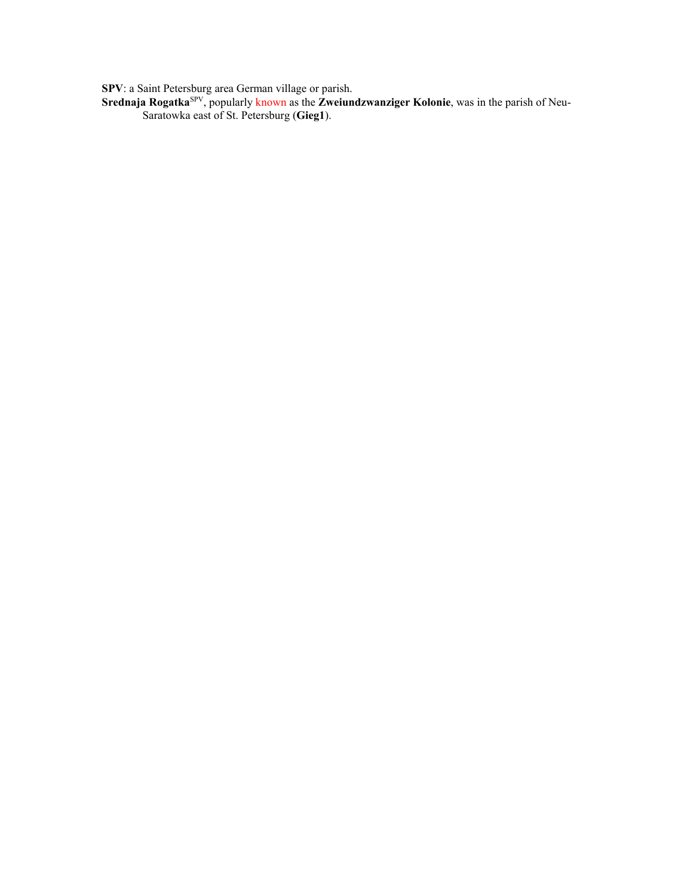**SPV**: a Saint Petersburg area German village or parish.

**Srednaja Rogatka**[SPV], popularly known as the **Zweiundzwanziger Kolonie**, was in the parish of Neu-Saratowka east of St. Petersburg (**Gieg1**).